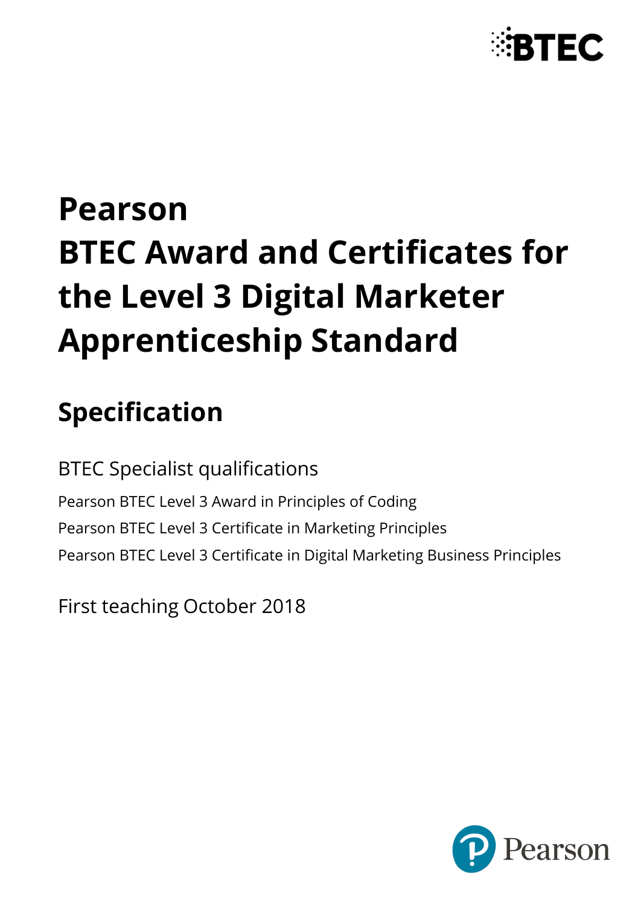# Pearson BTEC Award and Certificates for the Level 3 Digital Marketer Apprenticeship Standard

## Specification

BTEC Specialist qualifications

Pearson BTEC Level 3 Award in Principles of Coding

Pearson BTEC Level 3 Certificate in Marketing Principles

Pearson BTEC Level 3 Certificate in Digital Marketing Business Principles

First teaching October 2018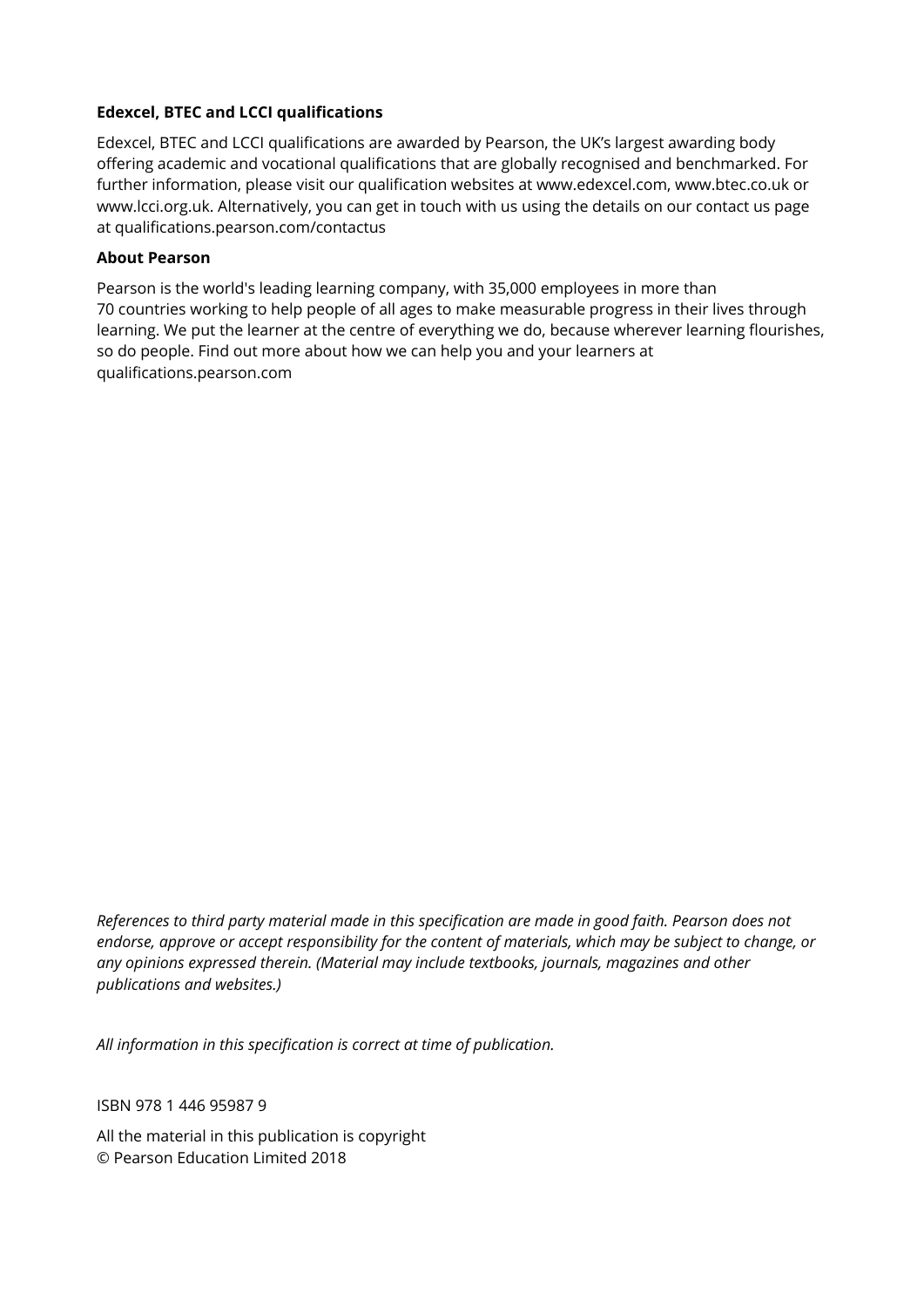**Edexcel, BTEC and LCCI qualifications**

Edexcel, BTEC and LCCI qualifications are awarded by Pearson, the UK's largest awarding body offering academic and vocational qualifications that are globally recognised and benchmarked. For further information, please visit our qualification websites at www.edexcel.com, www.btec.co.uk or www.lcci.org.uk. Alternatively, you can get in touch with us using the details on our contact us page at qualifications.pearson.com/contactus

**About Pearson**

Pearson is the world's leading learning company, with 35,000 employees in more than 70 countries working to help people of all ages to make measurable progress in their lives through learning. We put the learner at the centre of everything we do, because wherever learning flourishes, so do people. Find out more about how we can help you and your learners at qualifications.pearson.com

*References to third party material made in this specification are made in good faith. Pearson does not endorse, approve or accept responsibility for the content of materials, which may be subject to change, or any opinions expressed therein. (Material may include textbooks, journals, magazines and other publications and websites.)*

*All information in this specification is correct at time of publication.*

ISBN 978 1 446 95987 9

All the material in this publication is copyright
© Pearson Education Limited 2018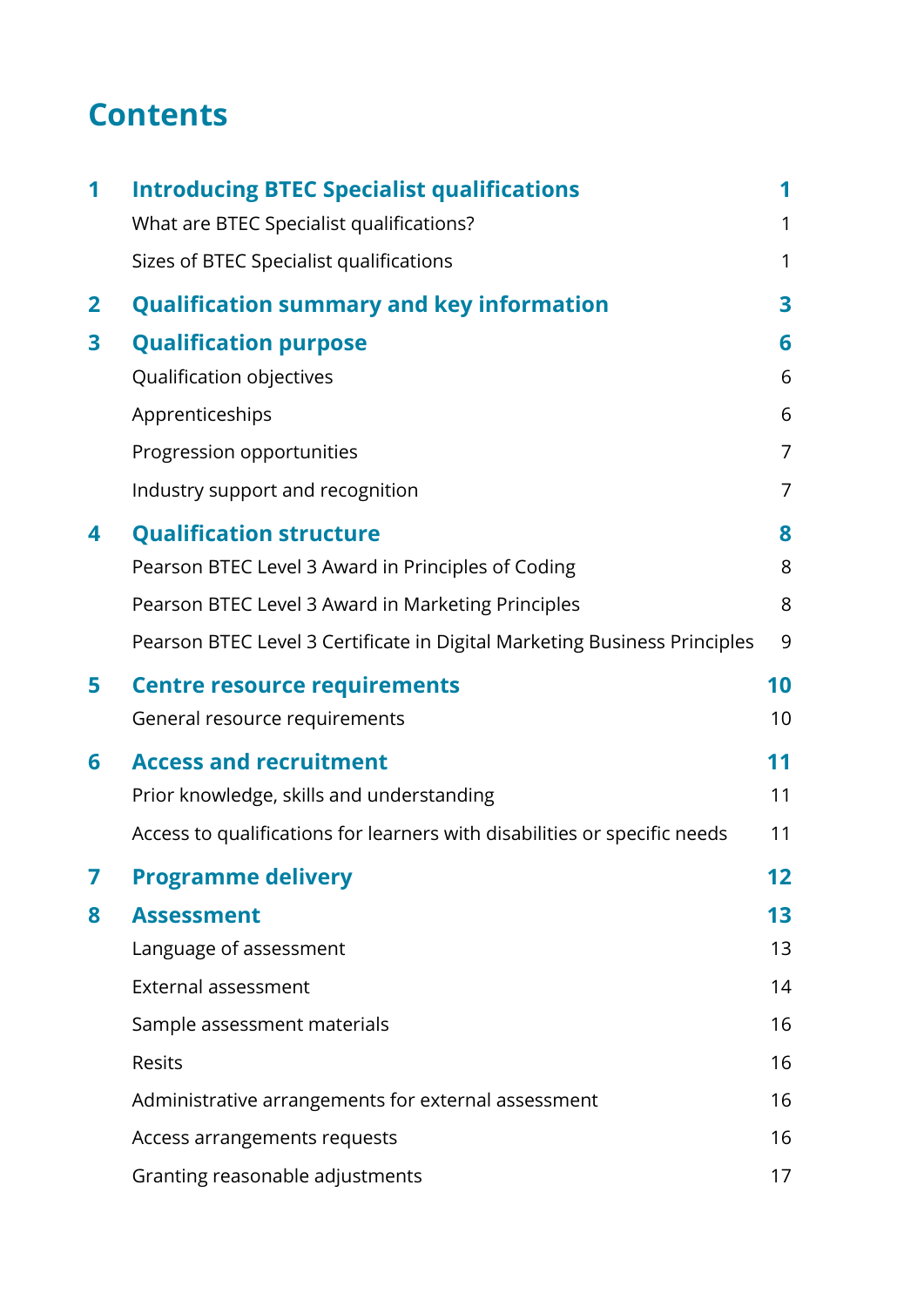# Contents

| | | |
|---|---|---|
| **1** | **Introducing BTEC Specialist qualifications** | **1** |
| | What are BTEC Specialist qualifications? | 1 |
| | Sizes of BTEC Specialist qualifications | 1 |
| **2** | **Qualification summary and key information** | **3** |
| **3** | **Qualification purpose** | **6** |
| | Qualification objectives | 6 |
| | Apprenticeships | 6 |
| | Progression opportunities | 7 |
| | Industry support and recognition | 7 |
| **4** | **Qualification structure** | **8** |
| | Pearson BTEC Level 3 Award in Principles of Coding | 8 |
| | Pearson BTEC Level 3 Award in Marketing Principles | 8 |
| | Pearson BTEC Level 3 Certificate in Digital Marketing Business Principles | 9 |
| **5** | **Centre resource requirements** | **10** |
| | General resource requirements | 10 |
| **6** | **Access and recruitment** | **11** |
| | Prior knowledge, skills and understanding | 11 |
| | Access to qualifications for learners with disabilities or specific needs | 11 |
| **7** | **Programme delivery** | **12** |
| **8** | **Assessment** | **13** |
| | Language of assessment | 13 |
| | External assessment | 14 |
| | Sample assessment materials | 16 |
| | Resits | 16 |
| | Administrative arrangements for external assessment | 16 |
| | Access arrangements requests | 16 |
| | Granting reasonable adjustments | 17 |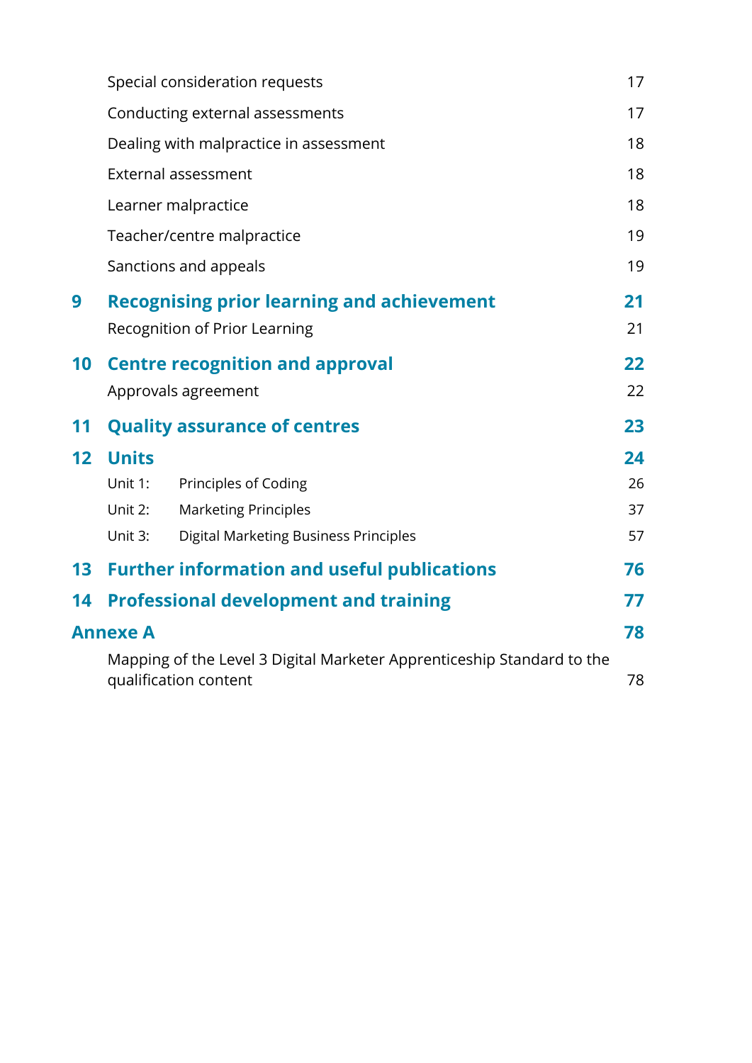| | | |
|---|---|---|
| | Special consideration requests | 17 |
| | Conducting external assessments | 17 |
| | Dealing with malpractice in assessment | 18 |
| | External assessment | 18 |
| | Learner malpractice | 18 |
| | Teacher/centre malpractice | 19 |
| | Sanctions and appeals | 19 |
| **9** | **Recognising prior learning and achievement** | **21** |
| | Recognition of Prior Learning | 21 |
| **10** | **Centre recognition and approval** | **22** |
| | Approvals agreement | 22 |
| **11** | **Quality assurance of centres** | **23** |
| **12** | **Units** | **24** |
| | Unit 1: Principles of Coding | 26 |
| | Unit 2: Marketing Principles | 37 |
| | Unit 3: Digital Marketing Business Principles | 57 |
| **13** | **Further information and useful publications** | **76** |
| **14** | **Professional development and training** | **77** |
| **Annexe A** | | **78** |
| | Mapping of the Level 3 Digital Marketer Apprenticeship Standard to the qualification content | 78 |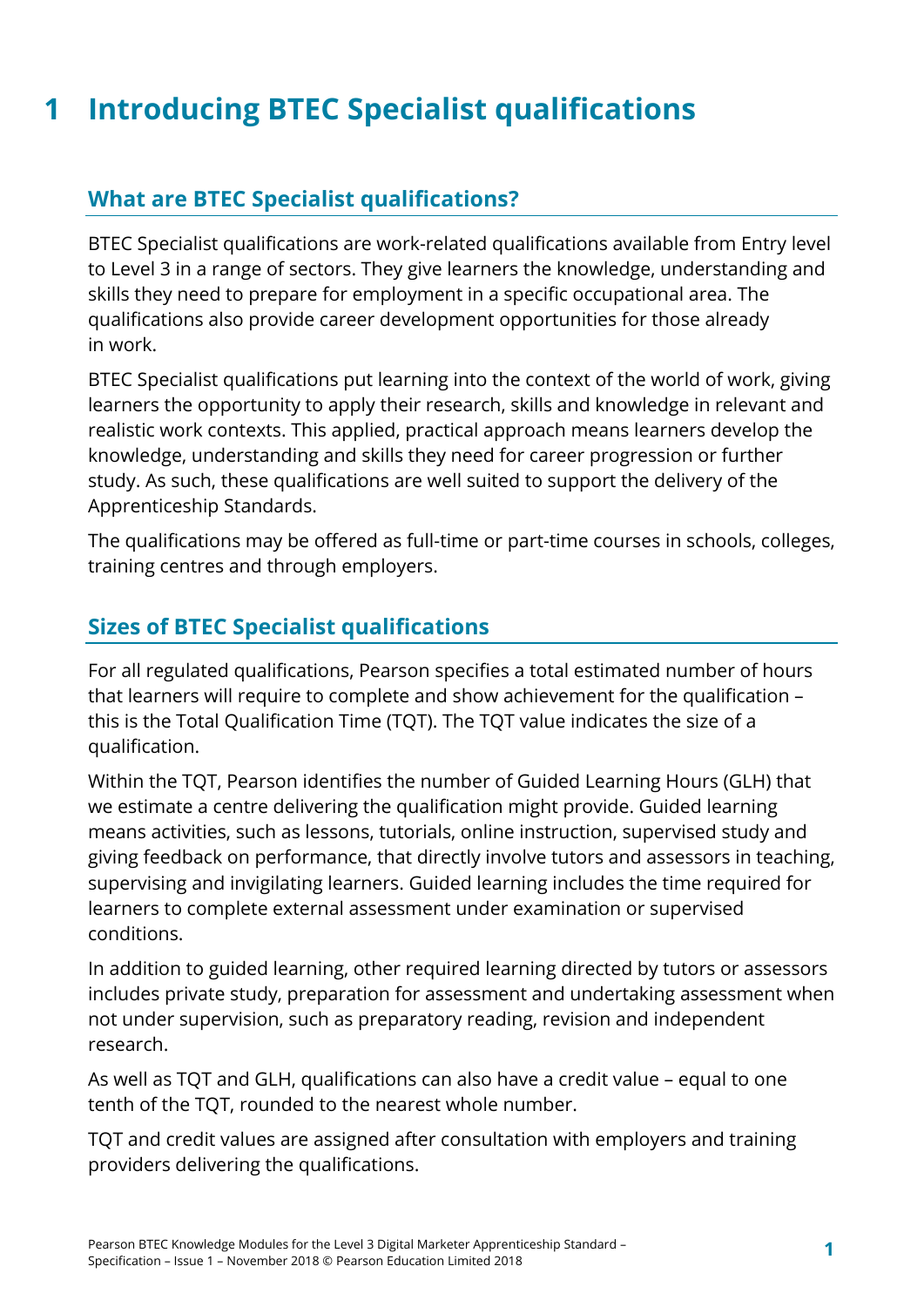# 1 Introducing BTEC Specialist qualifications

## What are BTEC Specialist qualifications?

BTEC Specialist qualifications are work-related qualifications available from Entry level to Level 3 in a range of sectors. They give learners the knowledge, understanding and skills they need to prepare for employment in a specific occupational area. The qualifications also provide career development opportunities for those already in work.

BTEC Specialist qualifications put learning into the context of the world of work, giving learners the opportunity to apply their research, skills and knowledge in relevant and realistic work contexts. This applied, practical approach means learners develop the knowledge, understanding and skills they need for career progression or further study. As such, these qualifications are well suited to support the delivery of the Apprenticeship Standards.

The qualifications may be offered as full-time or part-time courses in schools, colleges, training centres and through employers.

## Sizes of BTEC Specialist qualifications

For all regulated qualifications, Pearson specifies a total estimated number of hours that learners will require to complete and show achievement for the qualification – this is the Total Qualification Time (TQT). The TQT value indicates the size of a qualification.

Within the TQT, Pearson identifies the number of Guided Learning Hours (GLH) that we estimate a centre delivering the qualification might provide. Guided learning means activities, such as lessons, tutorials, online instruction, supervised study and giving feedback on performance, that directly involve tutors and assessors in teaching, supervising and invigilating learners. Guided learning includes the time required for learners to complete external assessment under examination or supervised conditions.

In addition to guided learning, other required learning directed by tutors or assessors includes private study, preparation for assessment and undertaking assessment when not under supervision, such as preparatory reading, revision and independent research.

As well as TQT and GLH, qualifications can also have a credit value – equal to one tenth of the TQT, rounded to the nearest whole number.

TQT and credit values are assigned after consultation with employers and training providers delivering the qualifications.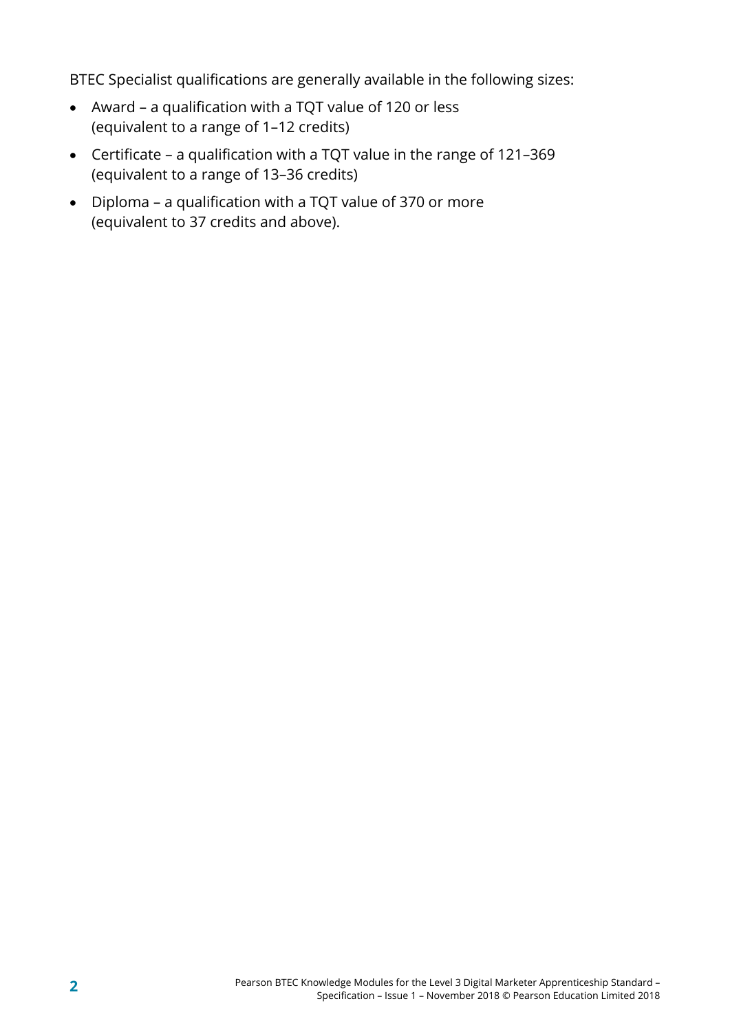BTEC Specialist qualifications are generally available in the following sizes:

- Award – a qualification with a TQT value of 120 or less (equivalent to a range of 1–12 credits)
- Certificate – a qualification with a TQT value in the range of 121–369 (equivalent to a range of 13–36 credits)
- Diploma – a qualification with a TQT value of 370 or more (equivalent to 37 credits and above).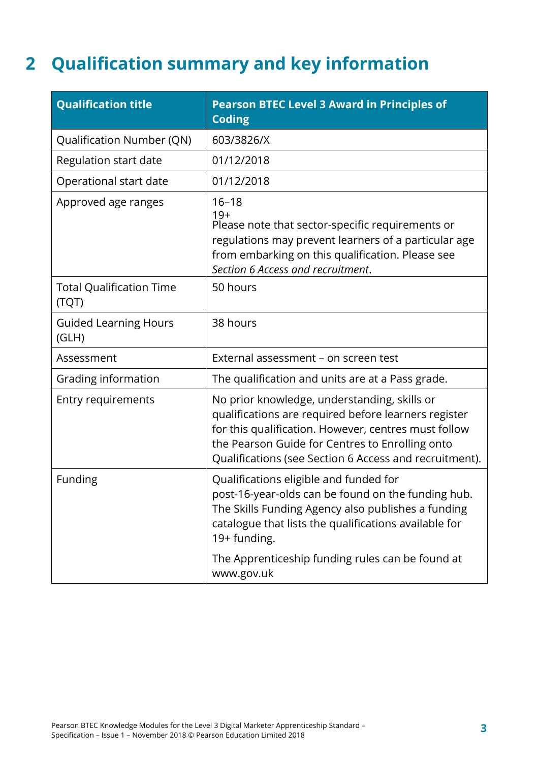# 2 Qualification summary and key information

| Qualification title | Pearson BTEC Level 3 Award in Principles of Coding |
|---|---|
| Qualification Number (QN) | 603/3826/X |
| Regulation start date | 01/12/2018 |
| Operational start date | 01/12/2018 |
| Approved age ranges | 16–18<br>19+<br>Please note that sector-specific requirements or regulations may prevent learners of a particular age from embarking on this qualification. Please see *Section 6 Access and recruitment*. |
| Total Qualification Time (TQT) | 50 hours |
| Guided Learning Hours (GLH) | 38 hours |
| Assessment | External assessment – on screen test |
| Grading information | The qualification and units are at a Pass grade. |
| Entry requirements | No prior knowledge, understanding, skills or qualifications are required before learners register for this qualification. However, centres must follow the Pearson Guide for Centres to Enrolling onto Qualifications (see Section 6 Access and recruitment). |
| Funding | Qualifications eligible and funded for post-16-year-olds can be found on the funding hub. The Skills Funding Agency also publishes a funding catalogue that lists the qualifications available for 19+ funding.<br><br>The Apprenticeship funding rules can be found at www.gov.uk |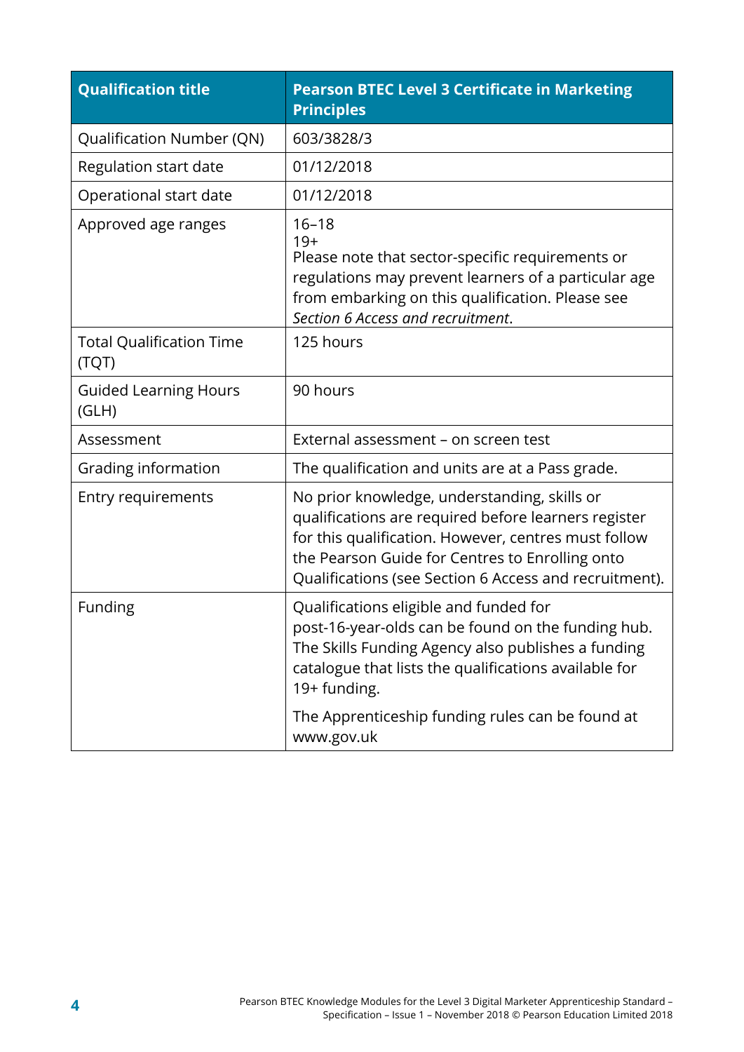| Qualification title | Pearson BTEC Level 3 Certificate in Marketing Principles |
|---|---|
| Qualification Number (QN) | 603/3828/3 |
| Regulation start date | 01/12/2018 |
| Operational start date | 01/12/2018 |
| Approved age ranges | 16–18<br>19+<br>Please note that sector-specific requirements or regulations may prevent learners of a particular age from embarking on this qualification. Please see *Section 6 Access and recruitment*. |
| Total Qualification Time (TQT) | 125 hours |
| Guided Learning Hours (GLH) | 90 hours |
| Assessment | External assessment – on screen test |
| Grading information | The qualification and units are at a Pass grade. |
| Entry requirements | No prior knowledge, understanding, skills or qualifications are required before learners register for this qualification. However, centres must follow the Pearson Guide for Centres to Enrolling onto Qualifications (see Section 6 Access and recruitment). |
| Funding | Qualifications eligible and funded for post-16-year-olds can be found on the funding hub. The Skills Funding Agency also publishes a funding catalogue that lists the qualifications available for 19+ funding.<br><br>The Apprenticeship funding rules can be found at www.gov.uk |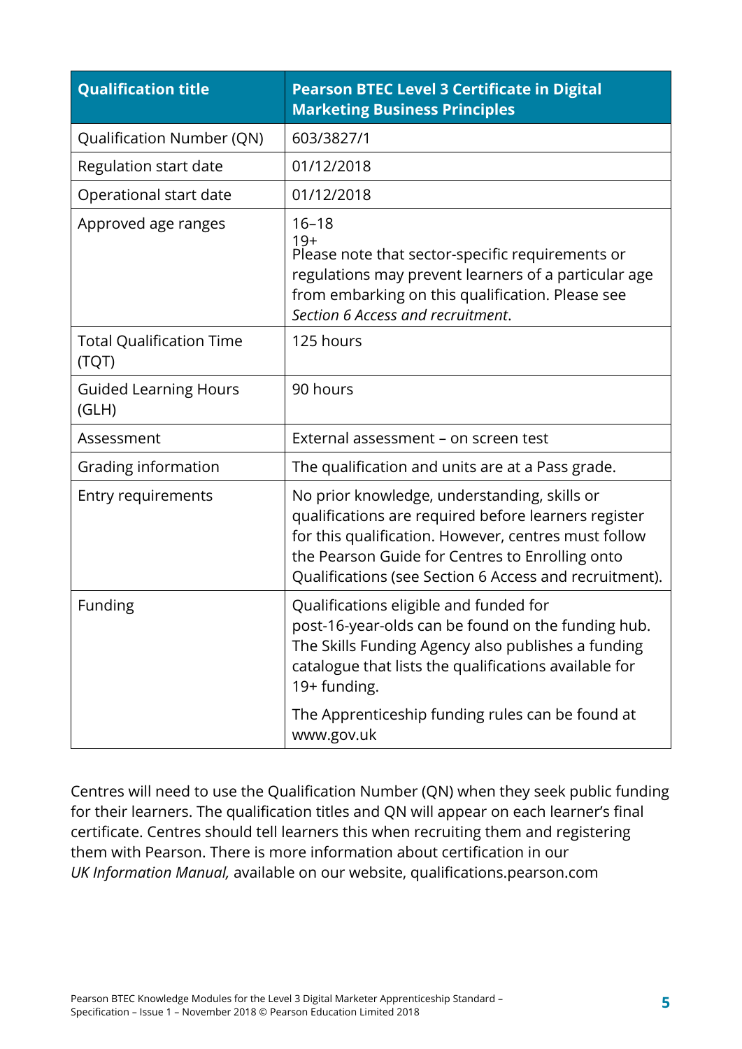| Qualification title | Pearson BTEC Level 3 Certificate in Digital Marketing Business Principles |
|---|---|
| Qualification Number (QN) | 603/3827/1 |
| Regulation start date | 01/12/2018 |
| Operational start date | 01/12/2018 |
| Approved age ranges | 16–18<br>19+<br>Please note that sector-specific requirements or regulations may prevent learners of a particular age from embarking on this qualification. Please see *Section 6 Access and recruitment*. |
| Total Qualification Time (TQT) | 125 hours |
| Guided Learning Hours (GLH) | 90 hours |
| Assessment | External assessment – on screen test |
| Grading information | The qualification and units are at a Pass grade. |
| Entry requirements | No prior knowledge, understanding, skills or qualifications are required before learners register for this qualification. However, centres must follow the Pearson Guide for Centres to Enrolling onto Qualifications (see Section 6 Access and recruitment). |
| Funding | Qualifications eligible and funded for post-16-year-olds can be found on the funding hub. The Skills Funding Agency also publishes a funding catalogue that lists the qualifications available for 19+ funding.<br><br>The Apprenticeship funding rules can be found at www.gov.uk |

Centres will need to use the Qualification Number (QN) when they seek public funding for their learners. The qualification titles and QN will appear on each learner's final certificate. Centres should tell learners this when recruiting them and registering them with Pearson. There is more information about certification in our *UK Information Manual,* available on our website, qualifications.pearson.com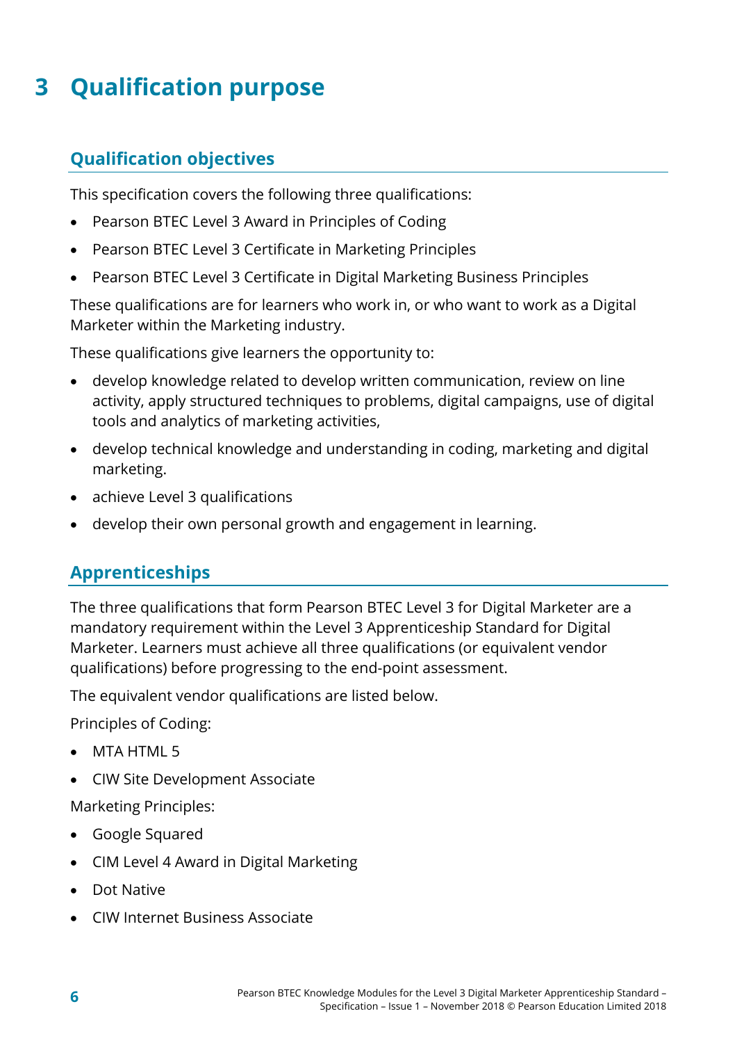# 3 Qualification purpose

## Qualification objectives

This specification covers the following three qualifications:

- Pearson BTEC Level 3 Award in Principles of Coding
- Pearson BTEC Level 3 Certificate in Marketing Principles
- Pearson BTEC Level 3 Certificate in Digital Marketing Business Principles

These qualifications are for learners who work in, or who want to work as a Digital Marketer within the Marketing industry.

These qualifications give learners the opportunity to:

- develop knowledge related to develop written communication, review on line activity, apply structured techniques to problems, digital campaigns, use of digital tools and analytics of marketing activities,
- develop technical knowledge and understanding in coding, marketing and digital marketing.
- achieve Level 3 qualifications
- develop their own personal growth and engagement in learning.

## Apprenticeships

The three qualifications that form Pearson BTEC Level 3 for Digital Marketer are a mandatory requirement within the Level 3 Apprenticeship Standard for Digital Marketer. Learners must achieve all three qualifications (or equivalent vendor qualifications) before progressing to the end-point assessment.

The equivalent vendor qualifications are listed below.

Principles of Coding:

- MTA HTML 5
- CIW Site Development Associate

Marketing Principles:

- Google Squared
- CIM Level 4 Award in Digital Marketing
- Dot Native
- CIW Internet Business Associate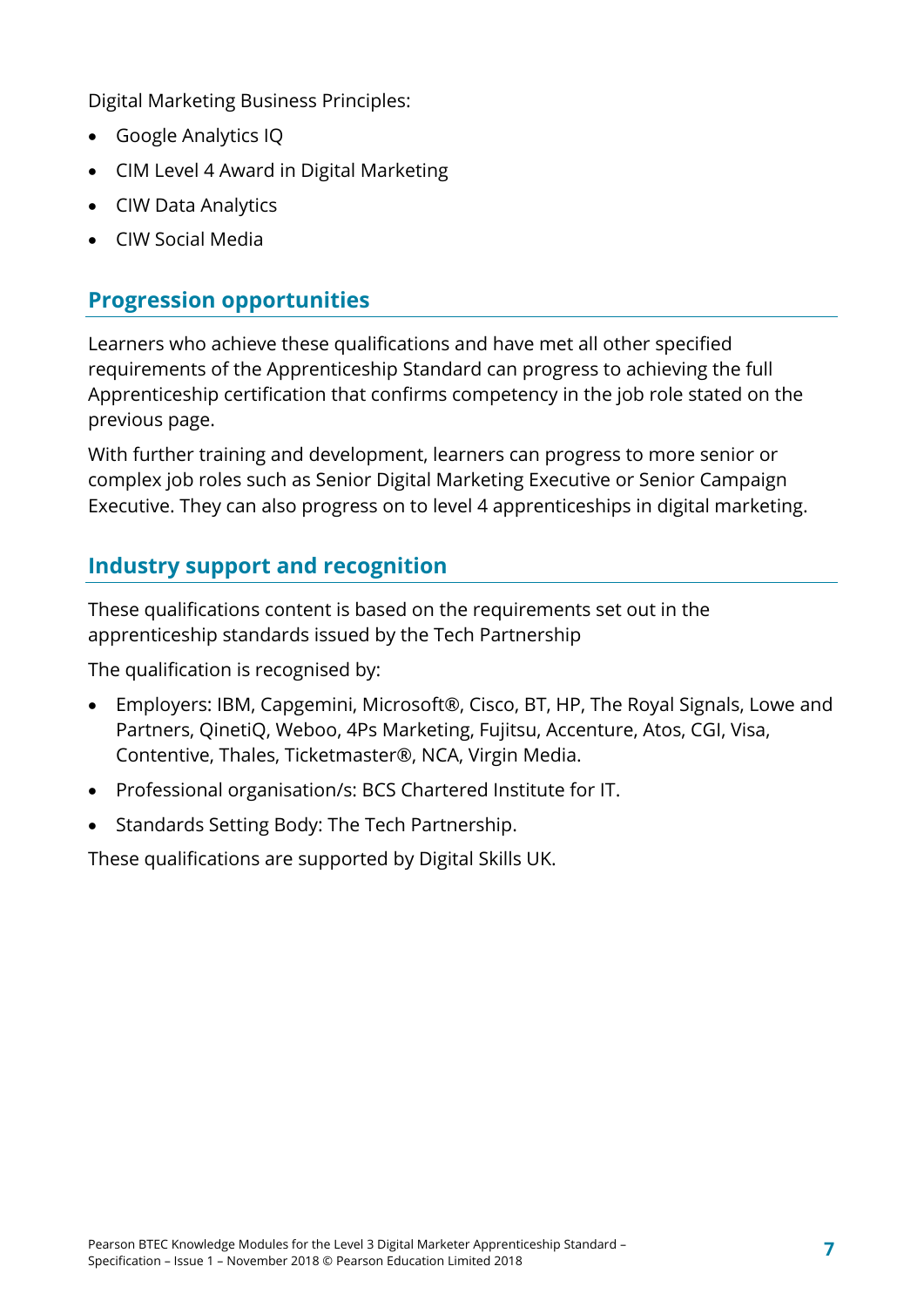Digital Marketing Business Principles:

- Google Analytics IQ
- CIM Level 4 Award in Digital Marketing
- CIW Data Analytics
- CIW Social Media

## Progression opportunities

Learners who achieve these qualifications and have met all other specified requirements of the Apprenticeship Standard can progress to achieving the full Apprenticeship certification that confirms competency in the job role stated on the previous page.

With further training and development, learners can progress to more senior or complex job roles such as Senior Digital Marketing Executive or Senior Campaign Executive. They can also progress on to level 4 apprenticeships in digital marketing.

## Industry support and recognition

These qualifications content is based on the requirements set out in the apprenticeship standards issued by the Tech Partnership

The qualification is recognised by:

- Employers: IBM, Capgemini, Microsoft®, Cisco, BT, HP, The Royal Signals, Lowe and Partners, QinetiQ, Weboo, 4Ps Marketing, Fujitsu, Accenture, Atos, CGI, Visa, Contentive, Thales, Ticketmaster®, NCA, Virgin Media.
- Professional organisation/s: BCS Chartered Institute for IT.
- Standards Setting Body: The Tech Partnership.

These qualifications are supported by Digital Skills UK.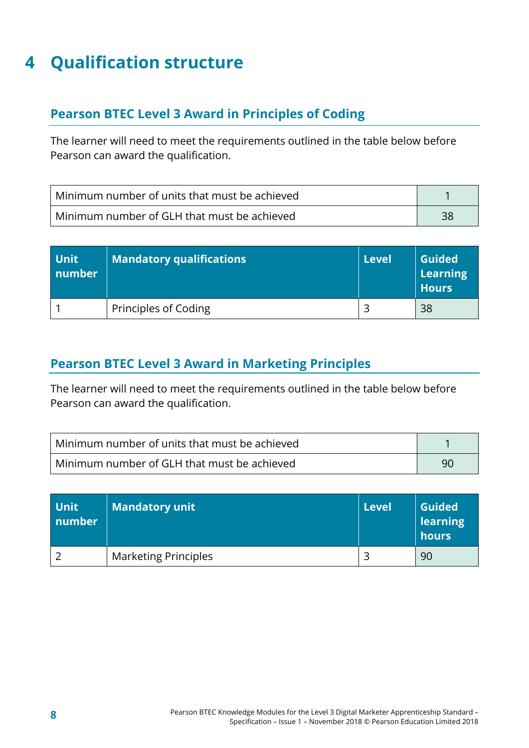# 4 Qualification structure

## Pearson BTEC Level 3 Award in Principles of Coding

The learner will need to meet the requirements outlined in the table below before Pearson can award the qualification.

| | |
|---|---|
| Minimum number of units that must be achieved | 1 |
| Minimum number of GLH that must be achieved | 38 |

| Unit number | Mandatory qualifications | Level | Guided Learning Hours |
|---|---|---|---|
| 1 | Principles of Coding | 3 | 38 |

## Pearson BTEC Level 3 Award in Marketing Principles

The learner will need to meet the requirements outlined in the table below before Pearson can award the qualification.

| | |
|---|---|
| Minimum number of units that must be achieved | 1 |
| Minimum number of GLH that must be achieved | 90 |

| Unit number | Mandatory unit | Level | Guided learning hours |
|---|---|---|---|
| 2 | Marketing Principles | 3 | 90 |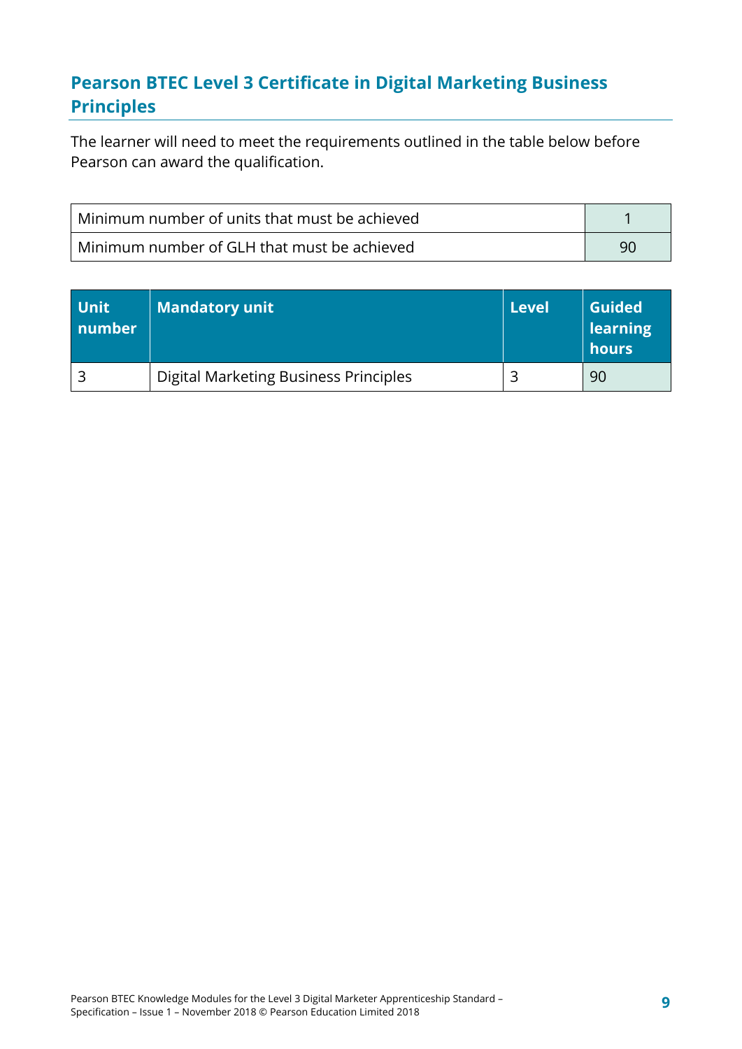## Pearson BTEC Level 3 Certificate in Digital Marketing Business Principles

The learner will need to meet the requirements outlined in the table below before Pearson can award the qualification.

| | |
|---|---|
| Minimum number of units that must be achieved | 1 |
| Minimum number of GLH that must be achieved | 90 |

| Unit number | Mandatory unit | Level | Guided learning hours |
|---|---|---|---|
| 3 | Digital Marketing Business Principles | 3 | 90 |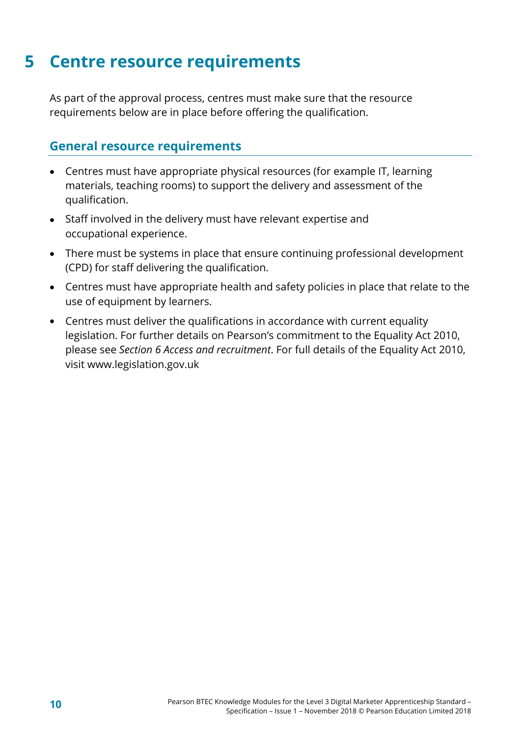# 5 Centre resource requirements

As part of the approval process, centres must make sure that the resource requirements below are in place before offering the qualification.

## General resource requirements

- Centres must have appropriate physical resources (for example IT, learning materials, teaching rooms) to support the delivery and assessment of the qualification.
- Staff involved in the delivery must have relevant expertise and occupational experience.
- There must be systems in place that ensure continuing professional development (CPD) for staff delivering the qualification.
- Centres must have appropriate health and safety policies in place that relate to the use of equipment by learners.
- Centres must deliver the qualifications in accordance with current equality legislation. For further details on Pearson's commitment to the Equality Act 2010, please see *Section 6 Access and recruitment*. For full details of the Equality Act 2010, visit www.legislation.gov.uk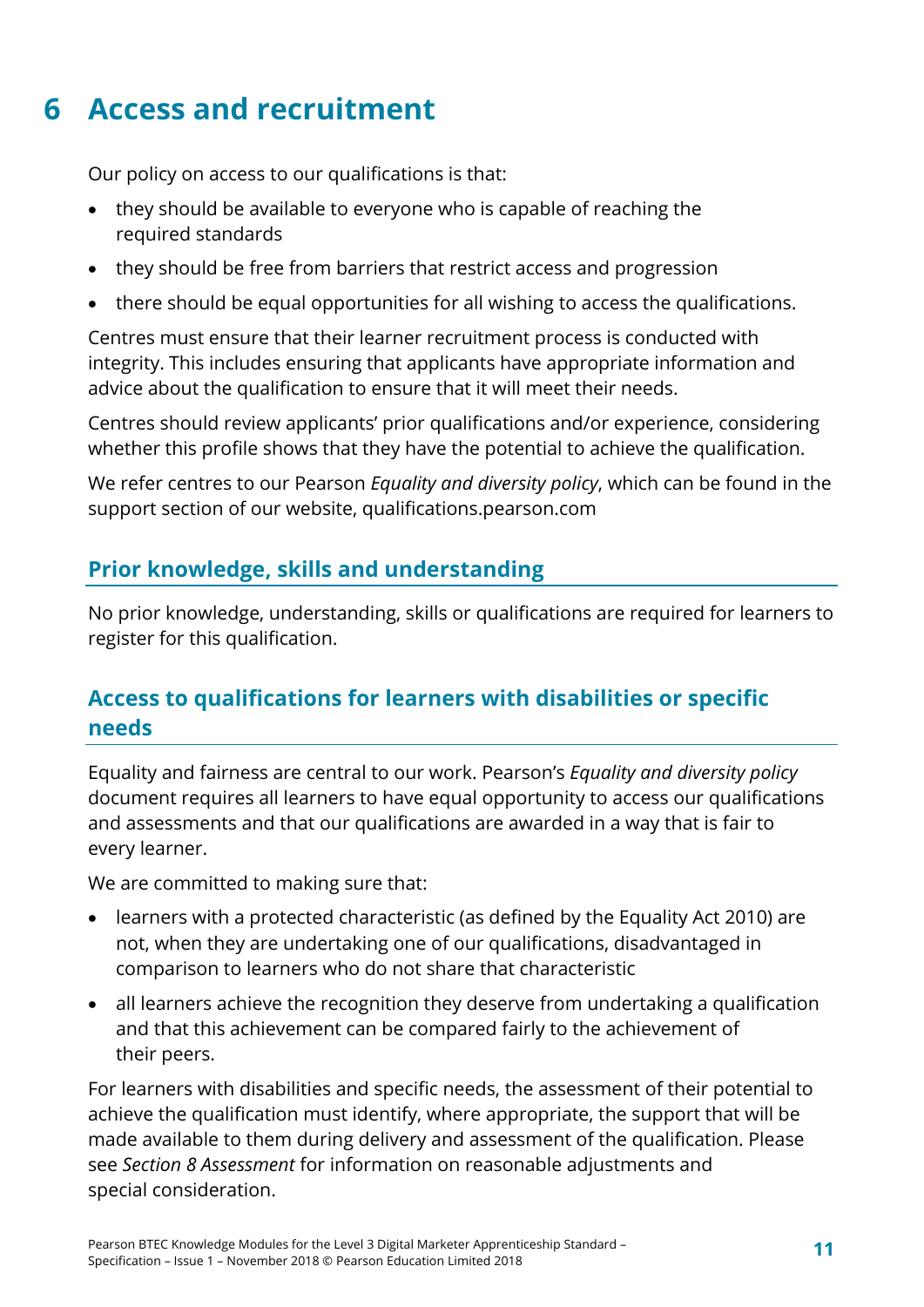# 6 Access and recruitment

Our policy on access to our qualifications is that:

- they should be available to everyone who is capable of reaching the required standards
- they should be free from barriers that restrict access and progression
- there should be equal opportunities for all wishing to access the qualifications.

Centres must ensure that their learner recruitment process is conducted with integrity. This includes ensuring that applicants have appropriate information and advice about the qualification to ensure that it will meet their needs.

Centres should review applicants' prior qualifications and/or experience, considering whether this profile shows that they have the potential to achieve the qualification.

We refer centres to our Pearson *Equality and diversity policy*, which can be found in the support section of our website, qualifications.pearson.com

## Prior knowledge, skills and understanding

No prior knowledge, understanding, skills or qualifications are required for learners to register for this qualification.

## Access to qualifications for learners with disabilities or specific needs

Equality and fairness are central to our work. Pearson's *Equality and diversity policy* document requires all learners to have equal opportunity to access our qualifications and assessments and that our qualifications are awarded in a way that is fair to every learner.

We are committed to making sure that:

- learners with a protected characteristic (as defined by the Equality Act 2010) are not, when they are undertaking one of our qualifications, disadvantaged in comparison to learners who do not share that characteristic
- all learners achieve the recognition they deserve from undertaking a qualification and that this achievement can be compared fairly to the achievement of their peers.

For learners with disabilities and specific needs, the assessment of their potential to achieve the qualification must identify, where appropriate, the support that will be made available to them during delivery and assessment of the qualification. Please see *Section 8 Assessment* for information on reasonable adjustments and special consideration.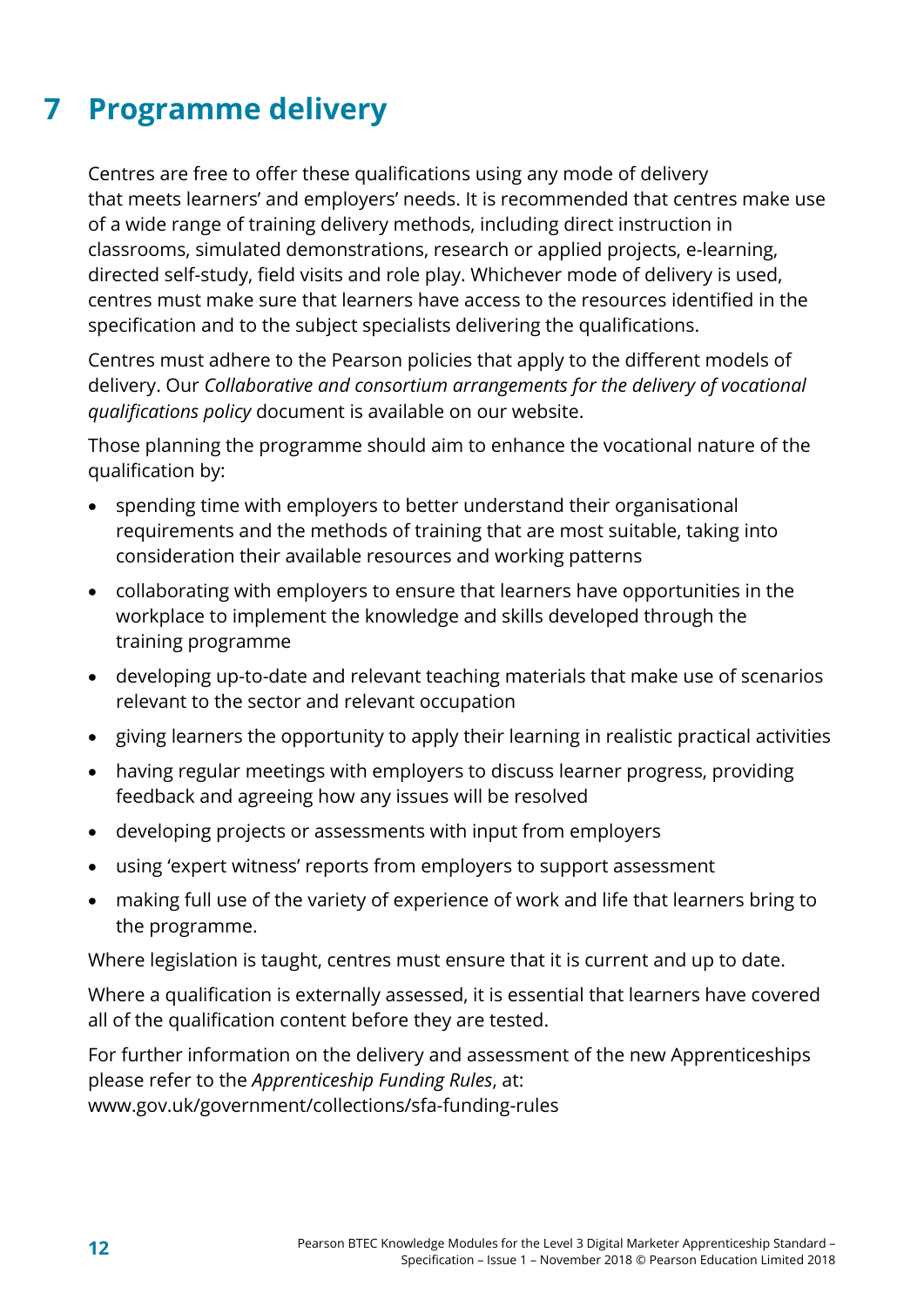# 7 Programme delivery

Centres are free to offer these qualifications using any mode of delivery that meets learners' and employers' needs. It is recommended that centres make use of a wide range of training delivery methods, including direct instruction in classrooms, simulated demonstrations, research or applied projects, e-learning, directed self-study, field visits and role play. Whichever mode of delivery is used, centres must make sure that learners have access to the resources identified in the specification and to the subject specialists delivering the qualifications.

Centres must adhere to the Pearson policies that apply to the different models of delivery. Our *Collaborative and consortium arrangements for the delivery of vocational qualifications policy* document is available on our website.

Those planning the programme should aim to enhance the vocational nature of the qualification by:

- spending time with employers to better understand their organisational requirements and the methods of training that are most suitable, taking into consideration their available resources and working patterns
- collaborating with employers to ensure that learners have opportunities in the workplace to implement the knowledge and skills developed through the training programme
- developing up-to-date and relevant teaching materials that make use of scenarios relevant to the sector and relevant occupation
- giving learners the opportunity to apply their learning in realistic practical activities
- having regular meetings with employers to discuss learner progress, providing feedback and agreeing how any issues will be resolved
- developing projects or assessments with input from employers
- using 'expert witness' reports from employers to support assessment
- making full use of the variety of experience of work and life that learners bring to the programme.

Where legislation is taught, centres must ensure that it is current and up to date.

Where a qualification is externally assessed, it is essential that learners have covered all of the qualification content before they are tested.

For further information on the delivery and assessment of the new Apprenticeships please refer to the *Apprenticeship Funding Rules*, at: www.gov.uk/government/collections/sfa-funding-rules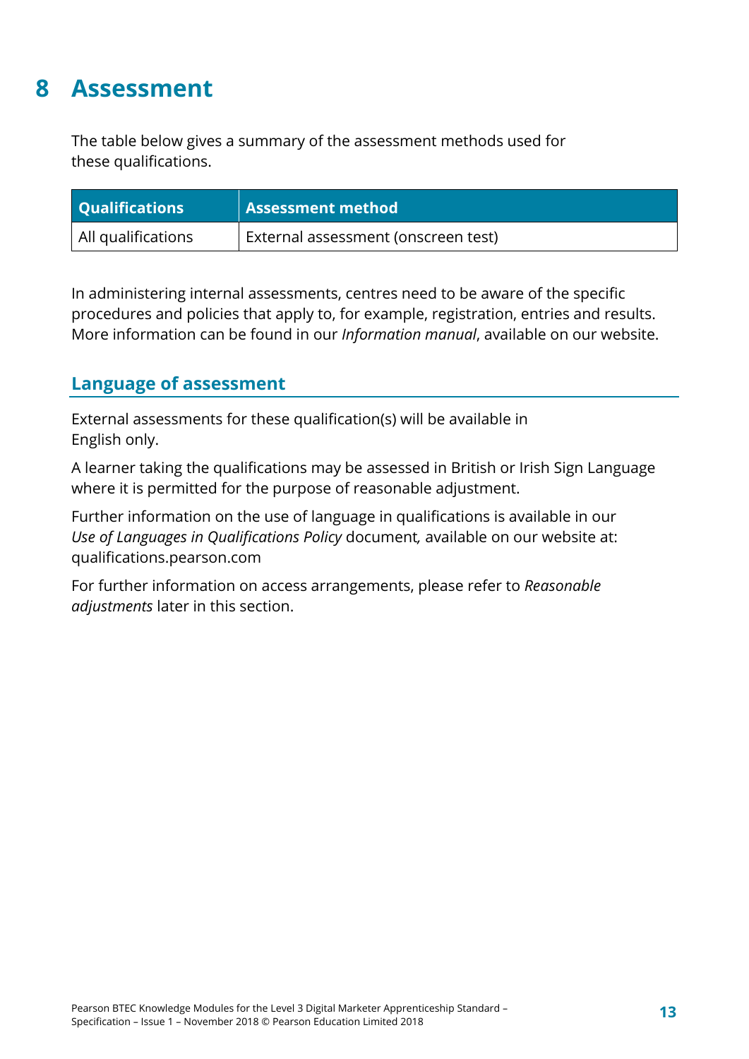# 8 Assessment

The table below gives a summary of the assessment methods used for these qualifications.

| Qualifications | Assessment method |
|---|---|
| All qualifications | External assessment (onscreen test) |

In administering internal assessments, centres need to be aware of the specific procedures and policies that apply to, for example, registration, entries and results. More information can be found in our *Information manual*, available on our website.

## Language of assessment

External assessments for these qualification(s) will be available in English only.

A learner taking the qualifications may be assessed in British or Irish Sign Language where it is permitted for the purpose of reasonable adjustment.

Further information on the use of language in qualifications is available in our *Use of Languages in Qualifications Policy* document, available on our website at: qualifications.pearson.com

For further information on access arrangements, please refer to *Reasonable adjustments* later in this section.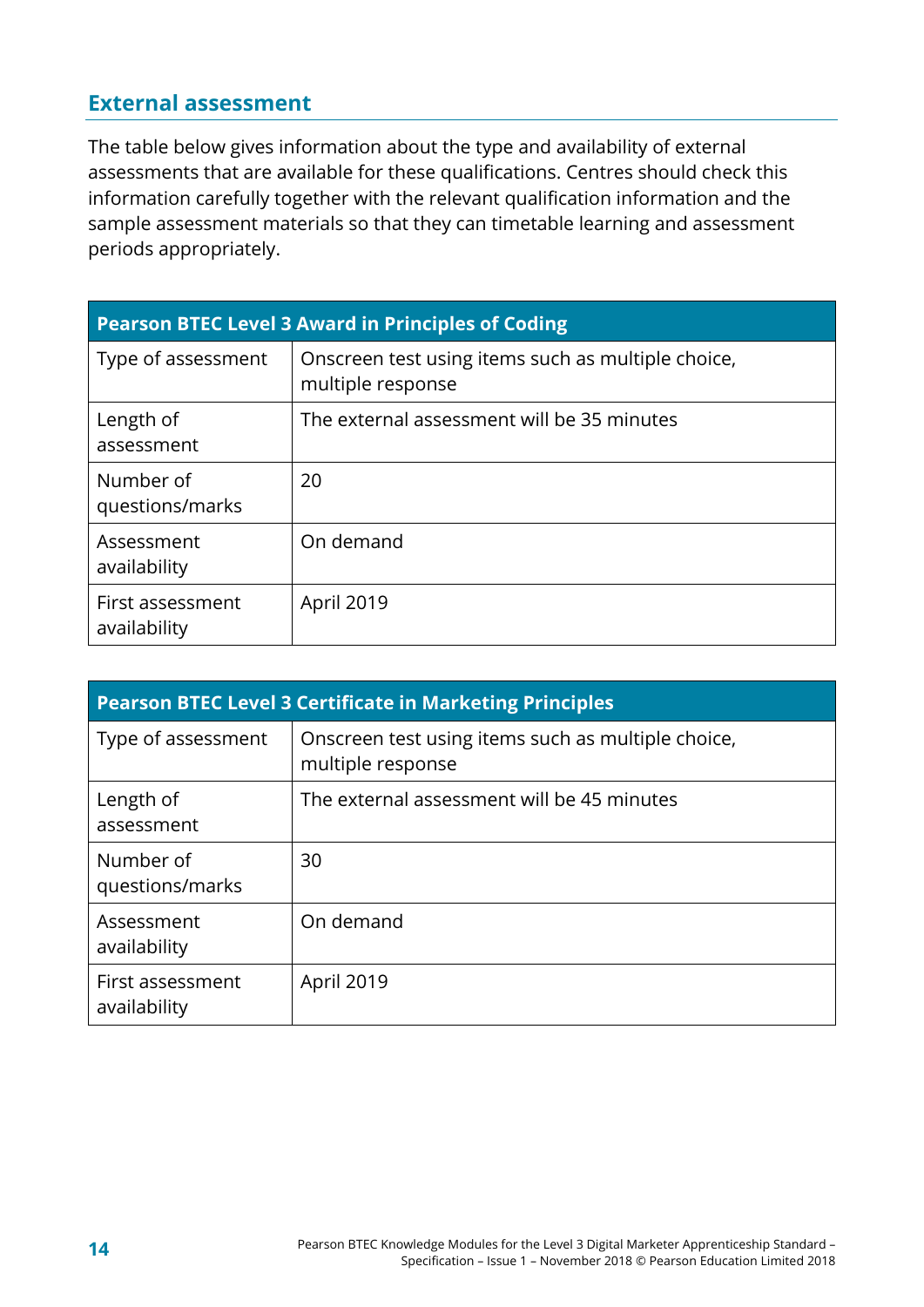## External assessment

The table below gives information about the type and availability of external assessments that are available for these qualifications. Centres should check this information carefully together with the relevant qualification information and the sample assessment materials so that they can timetable learning and assessment periods appropriately.

| Pearson BTEC Level 3 Award in Principles of Coding | |
|---|---|
| Type of assessment | Onscreen test using items such as multiple choice, multiple response |
| Length of assessment | The external assessment will be 35 minutes |
| Number of questions/marks | 20 |
| Assessment availability | On demand |
| First assessment availability | April 2019 |

| Pearson BTEC Level 3 Certificate in Marketing Principles | |
|---|---|
| Type of assessment | Onscreen test using items such as multiple choice, multiple response |
| Length of assessment | The external assessment will be 45 minutes |
| Number of questions/marks | 30 |
| Assessment availability | On demand |
| First assessment availability | April 2019 |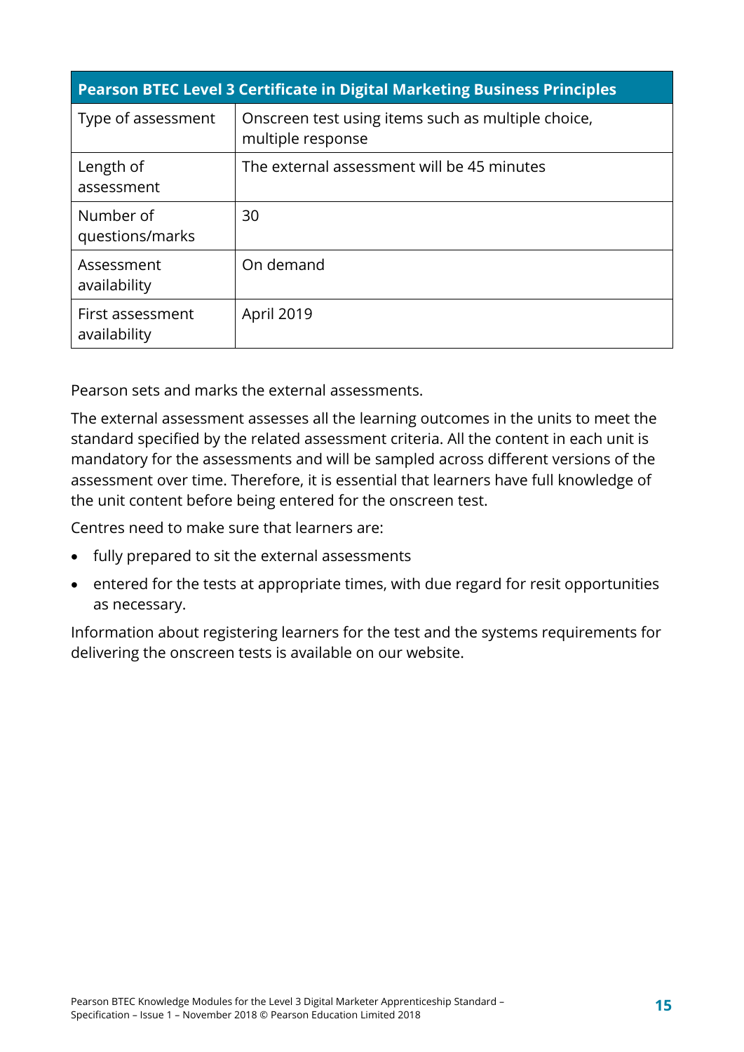| Pearson BTEC Level 3 Certificate in Digital Marketing Business Principles | |
|---|---|
| Type of assessment | Onscreen test using items such as multiple choice, multiple response |
| Length of assessment | The external assessment will be 45 minutes |
| Number of questions/marks | 30 |
| Assessment availability | On demand |
| First assessment availability | April 2019 |

Pearson sets and marks the external assessments.

The external assessment assesses all the learning outcomes in the units to meet the standard specified by the related assessment criteria. All the content in each unit is mandatory for the assessments and will be sampled across different versions of the assessment over time. Therefore, it is essential that learners have full knowledge of the unit content before being entered for the onscreen test.

Centres need to make sure that learners are:

- fully prepared to sit the external assessments
- entered for the tests at appropriate times, with due regard for resit opportunities as necessary.

Information about registering learners for the test and the systems requirements for delivering the onscreen tests is available on our website.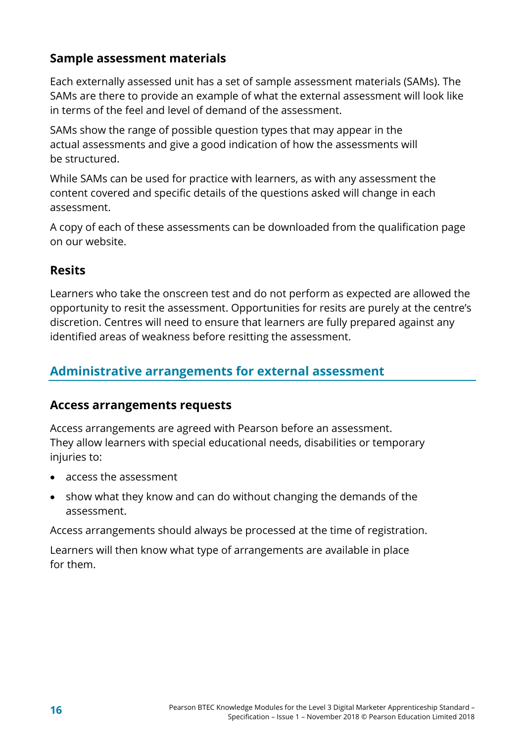### Sample assessment materials

Each externally assessed unit has a set of sample assessment materials (SAMs). The SAMs are there to provide an example of what the external assessment will look like in terms of the feel and level of demand of the assessment.

SAMs show the range of possible question types that may appear in the actual assessments and give a good indication of how the assessments will be structured.

While SAMs can be used for practice with learners, as with any assessment the content covered and specific details of the questions asked will change in each assessment.

A copy of each of these assessments can be downloaded from the qualification page on our website.

### Resits

Learners who take the onscreen test and do not perform as expected are allowed the opportunity to resit the assessment. Opportunities for resits are purely at the centre's discretion. Centres will need to ensure that learners are fully prepared against any identified areas of weakness before resitting the assessment.

## Administrative arrangements for external assessment

### Access arrangements requests

Access arrangements are agreed with Pearson before an assessment. They allow learners with special educational needs, disabilities or temporary injuries to:

- access the assessment
- show what they know and can do without changing the demands of the assessment.

Access arrangements should always be processed at the time of registration.

Learners will then know what type of arrangements are available in place for them.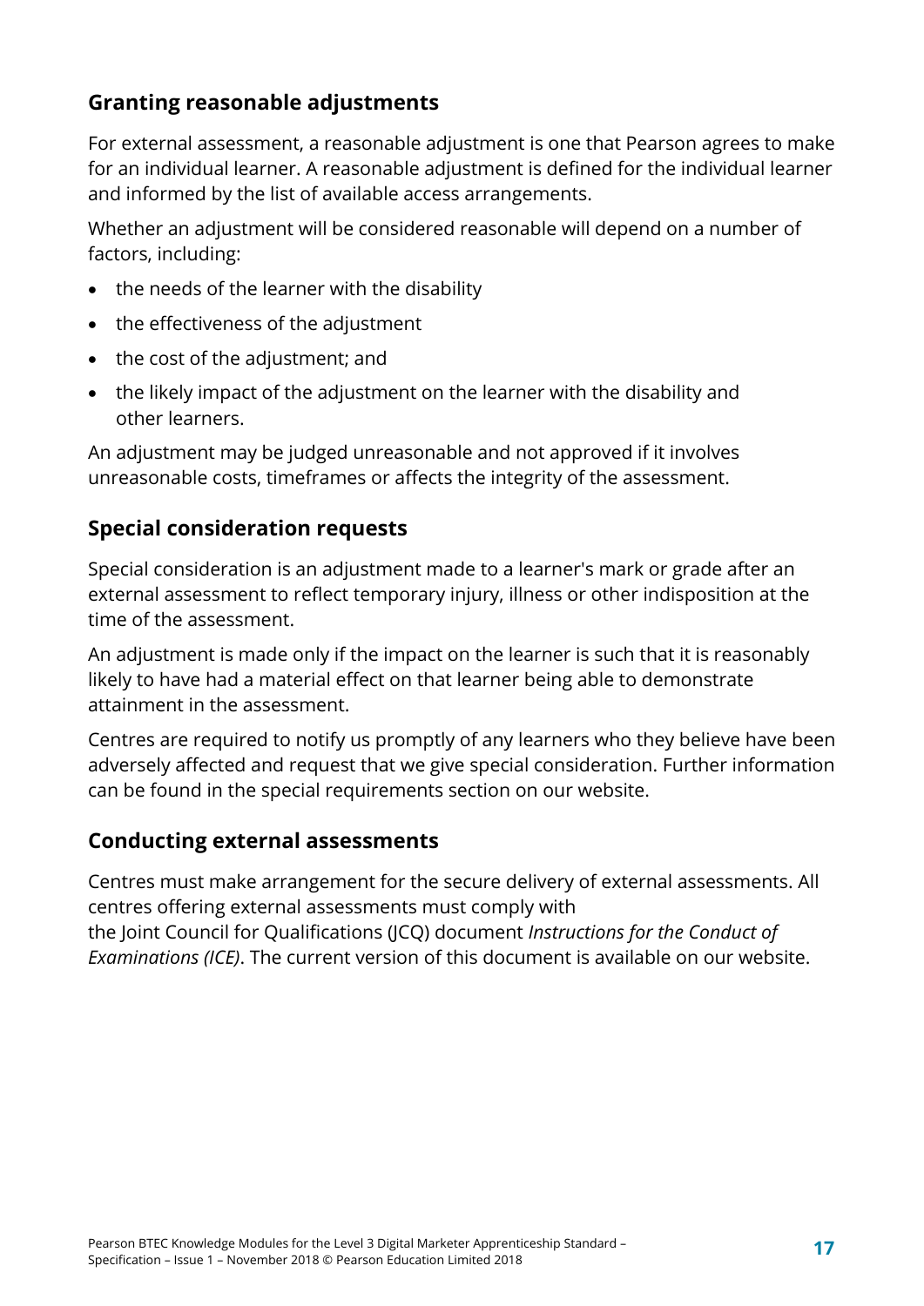## Granting reasonable adjustments

For external assessment, a reasonable adjustment is one that Pearson agrees to make for an individual learner. A reasonable adjustment is defined for the individual learner and informed by the list of available access arrangements.

Whether an adjustment will be considered reasonable will depend on a number of factors, including:

- the needs of the learner with the disability
- the effectiveness of the adjustment
- the cost of the adjustment; and
- the likely impact of the adjustment on the learner with the disability and other learners.

An adjustment may be judged unreasonable and not approved if it involves unreasonable costs, timeframes or affects the integrity of the assessment.

## Special consideration requests

Special consideration is an adjustment made to a learner's mark or grade after an external assessment to reflect temporary injury, illness or other indisposition at the time of the assessment.

An adjustment is made only if the impact on the learner is such that it is reasonably likely to have had a material effect on that learner being able to demonstrate attainment in the assessment.

Centres are required to notify us promptly of any learners who they believe have been adversely affected and request that we give special consideration. Further information can be found in the special requirements section on our website.

## Conducting external assessments

Centres must make arrangement for the secure delivery of external assessments. All centres offering external assessments must comply with the Joint Council for Qualifications (JCQ) document *Instructions for the Conduct of Examinations (ICE)*. The current version of this document is available on our website.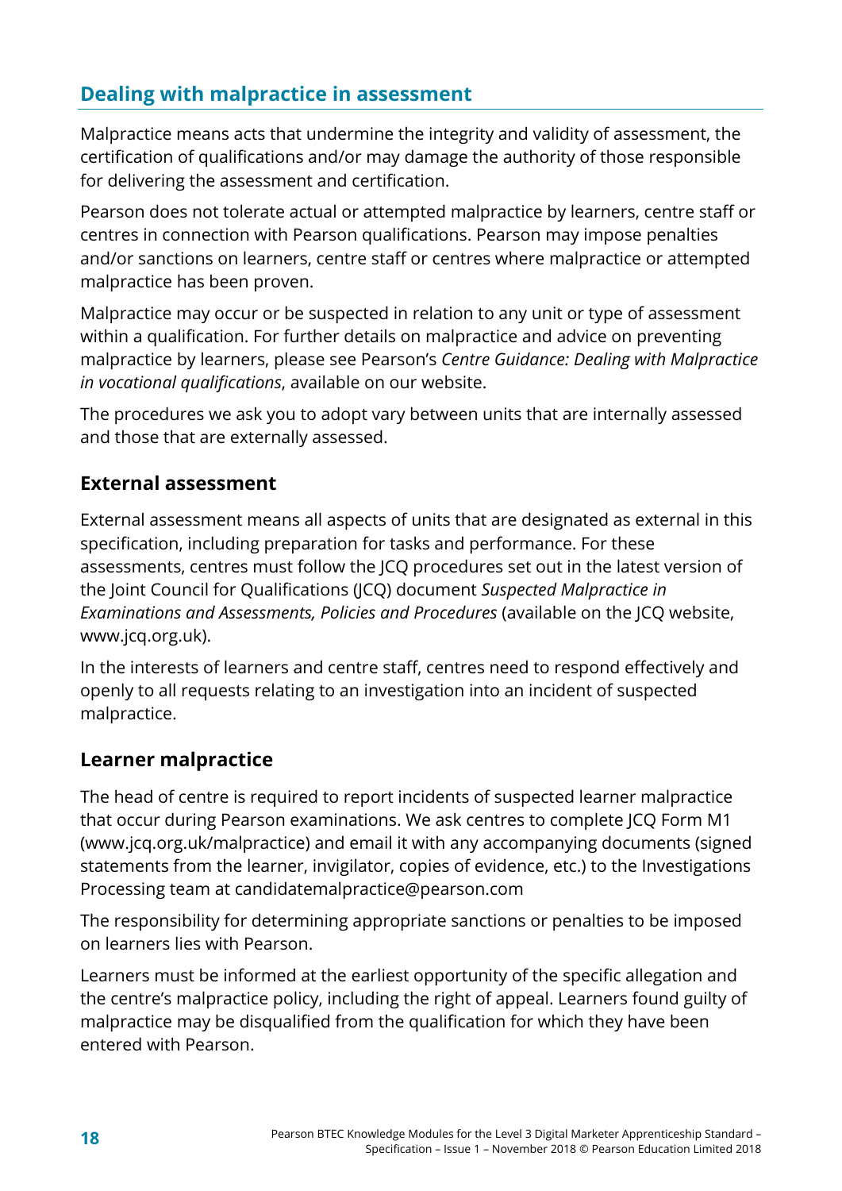## Dealing with malpractice in assessment

Malpractice means acts that undermine the integrity and validity of assessment, the certification of qualifications and/or may damage the authority of those responsible for delivering the assessment and certification.

Pearson does not tolerate actual or attempted malpractice by learners, centre staff or centres in connection with Pearson qualifications. Pearson may impose penalties and/or sanctions on learners, centre staff or centres where malpractice or attempted malpractice has been proven.

Malpractice may occur or be suspected in relation to any unit or type of assessment within a qualification. For further details on malpractice and advice on preventing malpractice by learners, please see Pearson's *Centre Guidance: Dealing with Malpractice in vocational qualifications*, available on our website.

The procedures we ask you to adopt vary between units that are internally assessed and those that are externally assessed.

### External assessment

External assessment means all aspects of units that are designated as external in this specification, including preparation for tasks and performance. For these assessments, centres must follow the JCQ procedures set out in the latest version of the Joint Council for Qualifications (JCQ) document *Suspected Malpractice in Examinations and Assessments, Policies and Procedures* (available on the JCQ website, www.jcq.org.uk).

In the interests of learners and centre staff, centres need to respond effectively and openly to all requests relating to an investigation into an incident of suspected malpractice.

### Learner malpractice

The head of centre is required to report incidents of suspected learner malpractice that occur during Pearson examinations. We ask centres to complete JCQ Form M1 (www.jcq.org.uk/malpractice) and email it with any accompanying documents (signed statements from the learner, invigilator, copies of evidence, etc.) to the Investigations Processing team at candidatemalpractice@pearson.com

The responsibility for determining appropriate sanctions or penalties to be imposed on learners lies with Pearson.

Learners must be informed at the earliest opportunity of the specific allegation and the centre's malpractice policy, including the right of appeal. Learners found guilty of malpractice may be disqualified from the qualification for which they have been entered with Pearson.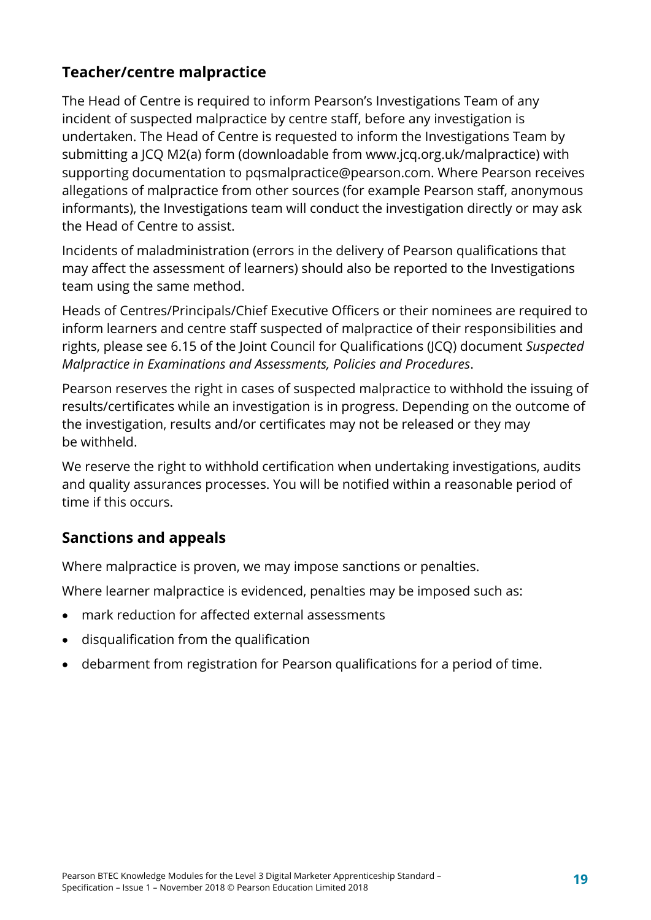## Teacher/centre malpractice

The Head of Centre is required to inform Pearson's Investigations Team of any incident of suspected malpractice by centre staff, before any investigation is undertaken. The Head of Centre is requested to inform the Investigations Team by submitting a JCQ M2(a) form (downloadable from www.jcq.org.uk/malpractice) with supporting documentation to pqsmalpractice@pearson.com. Where Pearson receives allegations of malpractice from other sources (for example Pearson staff, anonymous informants), the Investigations team will conduct the investigation directly or may ask the Head of Centre to assist.

Incidents of maladministration (errors in the delivery of Pearson qualifications that may affect the assessment of learners) should also be reported to the Investigations team using the same method.

Heads of Centres/Principals/Chief Executive Officers or their nominees are required to inform learners and centre staff suspected of malpractice of their responsibilities and rights, please see 6.15 of the Joint Council for Qualifications (JCQ) document *Suspected Malpractice in Examinations and Assessments, Policies and Procedures*.

Pearson reserves the right in cases of suspected malpractice to withhold the issuing of results/certificates while an investigation is in progress. Depending on the outcome of the investigation, results and/or certificates may not be released or they may be withheld.

We reserve the right to withhold certification when undertaking investigations, audits and quality assurances processes. You will be notified within a reasonable period of time if this occurs.

## Sanctions and appeals

Where malpractice is proven, we may impose sanctions or penalties.

Where learner malpractice is evidenced, penalties may be imposed such as:

- mark reduction for affected external assessments
- disqualification from the qualification
- debarment from registration for Pearson qualifications for a period of time.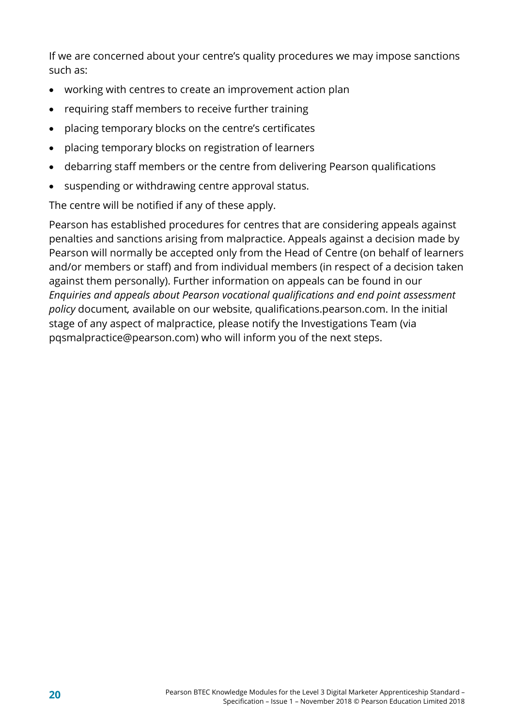If we are concerned about your centre's quality procedures we may impose sanctions such as:

- working with centres to create an improvement action plan
- requiring staff members to receive further training
- placing temporary blocks on the centre's certificates
- placing temporary blocks on registration of learners
- debarring staff members or the centre from delivering Pearson qualifications
- suspending or withdrawing centre approval status.

The centre will be notified if any of these apply.

Pearson has established procedures for centres that are considering appeals against penalties and sanctions arising from malpractice. Appeals against a decision made by Pearson will normally be accepted only from the Head of Centre (on behalf of learners and/or members or staff) and from individual members (in respect of a decision taken against them personally). Further information on appeals can be found in our *Enquiries and appeals about Pearson vocational qualifications and end point assessment policy* document, available on our website, qualifications.pearson.com. In the initial stage of any aspect of malpractice, please notify the Investigations Team (via pqsmalpractice@pearson.com) who will inform you of the next steps.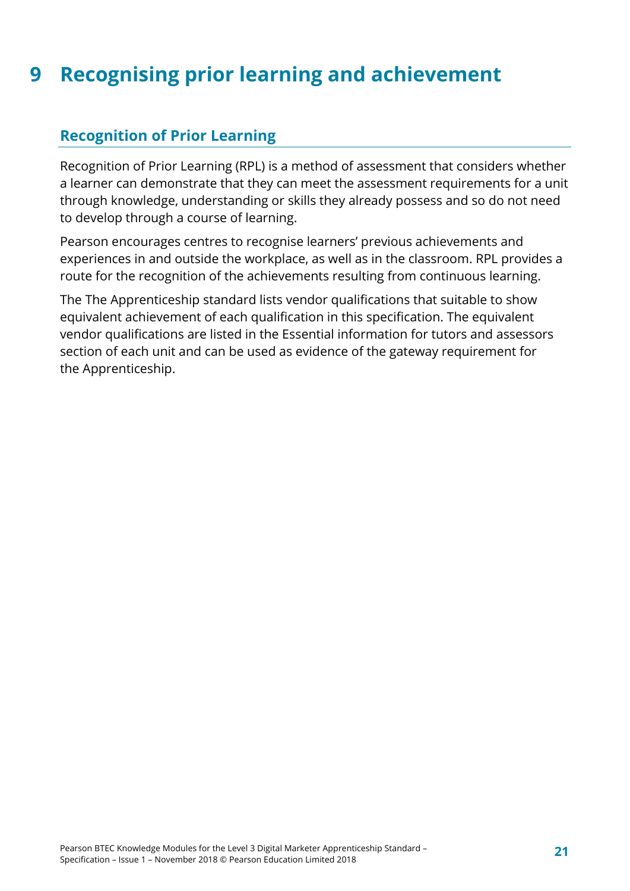# 9 Recognising prior learning and achievement

## Recognition of Prior Learning

Recognition of Prior Learning (RPL) is a method of assessment that considers whether a learner can demonstrate that they can meet the assessment requirements for a unit through knowledge, understanding or skills they already possess and so do not need to develop through a course of learning.

Pearson encourages centres to recognise learners' previous achievements and experiences in and outside the workplace, as well as in the classroom. RPL provides a route for the recognition of the achievements resulting from continuous learning.

The The Apprenticeship standard lists vendor qualifications that suitable to show equivalent achievement of each qualification in this specification. The equivalent vendor qualifications are listed in the Essential information for tutors and assessors section of each unit and can be used as evidence of the gateway requirement for the Apprenticeship.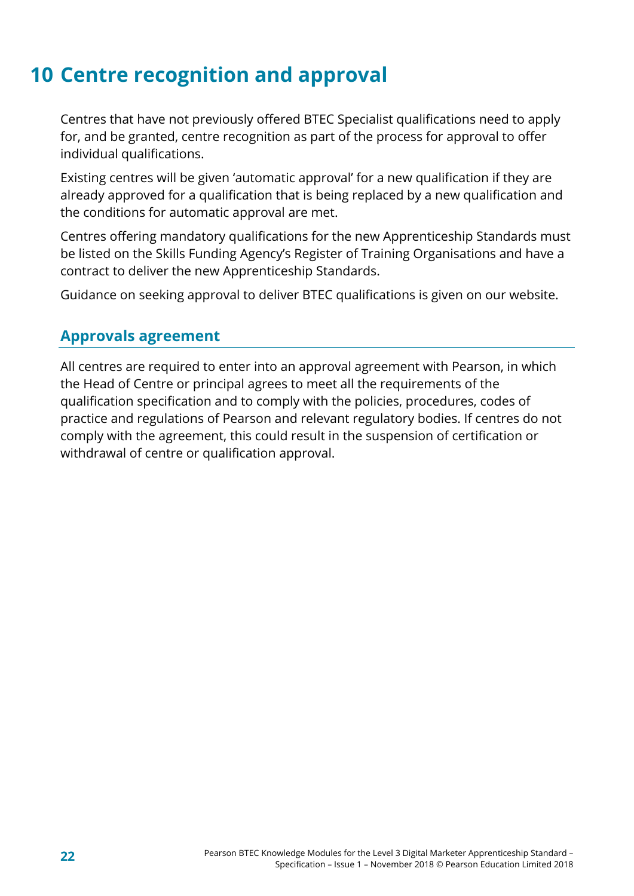# 10 Centre recognition and approval

Centres that have not previously offered BTEC Specialist qualifications need to apply for, and be granted, centre recognition as part of the process for approval to offer individual qualifications.

Existing centres will be given 'automatic approval' for a new qualification if they are already approved for a qualification that is being replaced by a new qualification and the conditions for automatic approval are met.

Centres offering mandatory qualifications for the new Apprenticeship Standards must be listed on the Skills Funding Agency's Register of Training Organisations and have a contract to deliver the new Apprenticeship Standards.

Guidance on seeking approval to deliver BTEC qualifications is given on our website.

## Approvals agreement

All centres are required to enter into an approval agreement with Pearson, in which the Head of Centre or principal agrees to meet all the requirements of the qualification specification and to comply with the policies, procedures, codes of practice and regulations of Pearson and relevant regulatory bodies. If centres do not comply with the agreement, this could result in the suspension of certification or withdrawal of centre or qualification approval.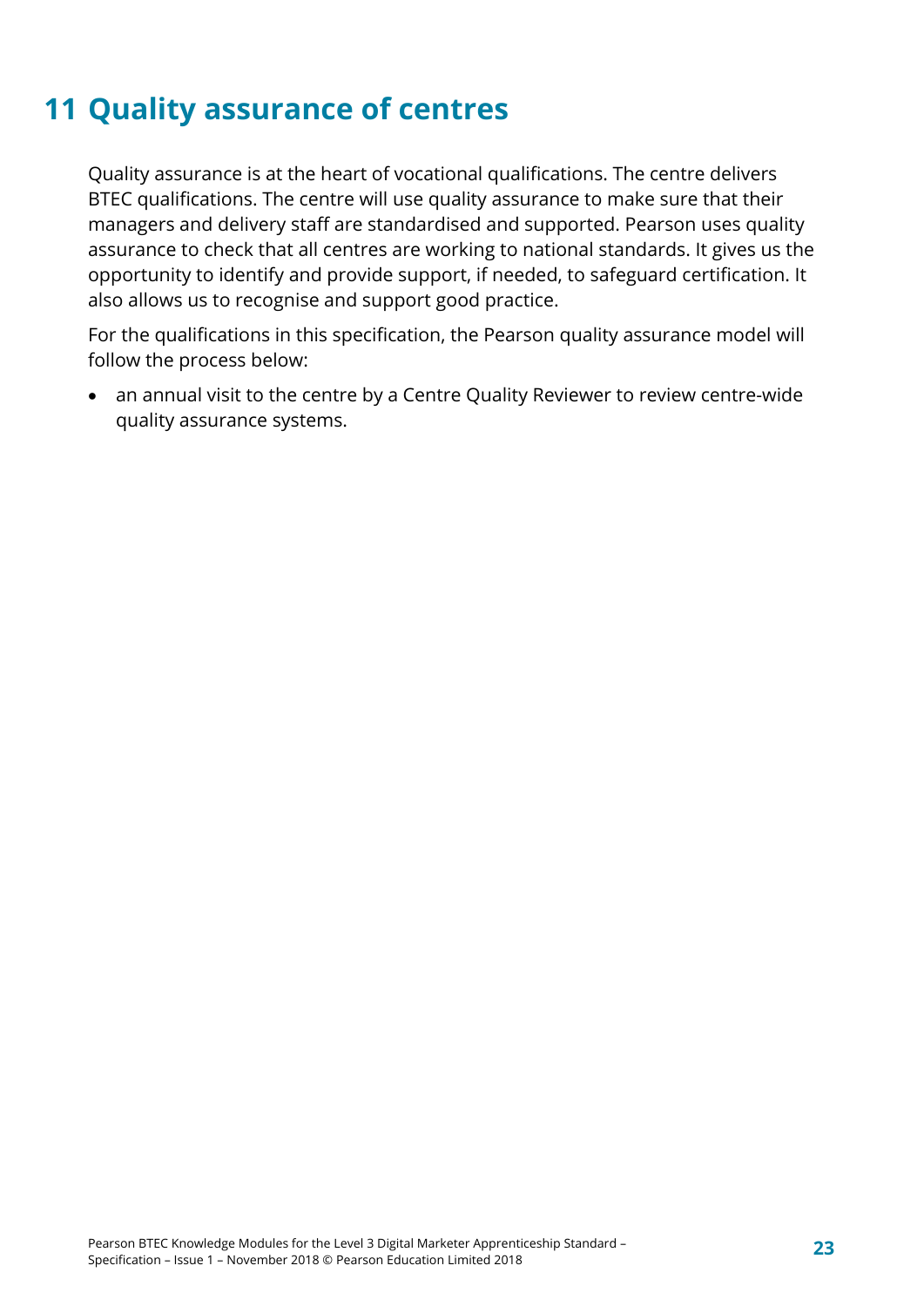# 11 Quality assurance of centres

Quality assurance is at the heart of vocational qualifications. The centre delivers BTEC qualifications. The centre will use quality assurance to make sure that their managers and delivery staff are standardised and supported. Pearson uses quality assurance to check that all centres are working to national standards. It gives us the opportunity to identify and provide support, if needed, to safeguard certification. It also allows us to recognise and support good practice.

For the qualifications in this specification, the Pearson quality assurance model will follow the process below:

- an annual visit to the centre by a Centre Quality Reviewer to review centre-wide quality assurance systems.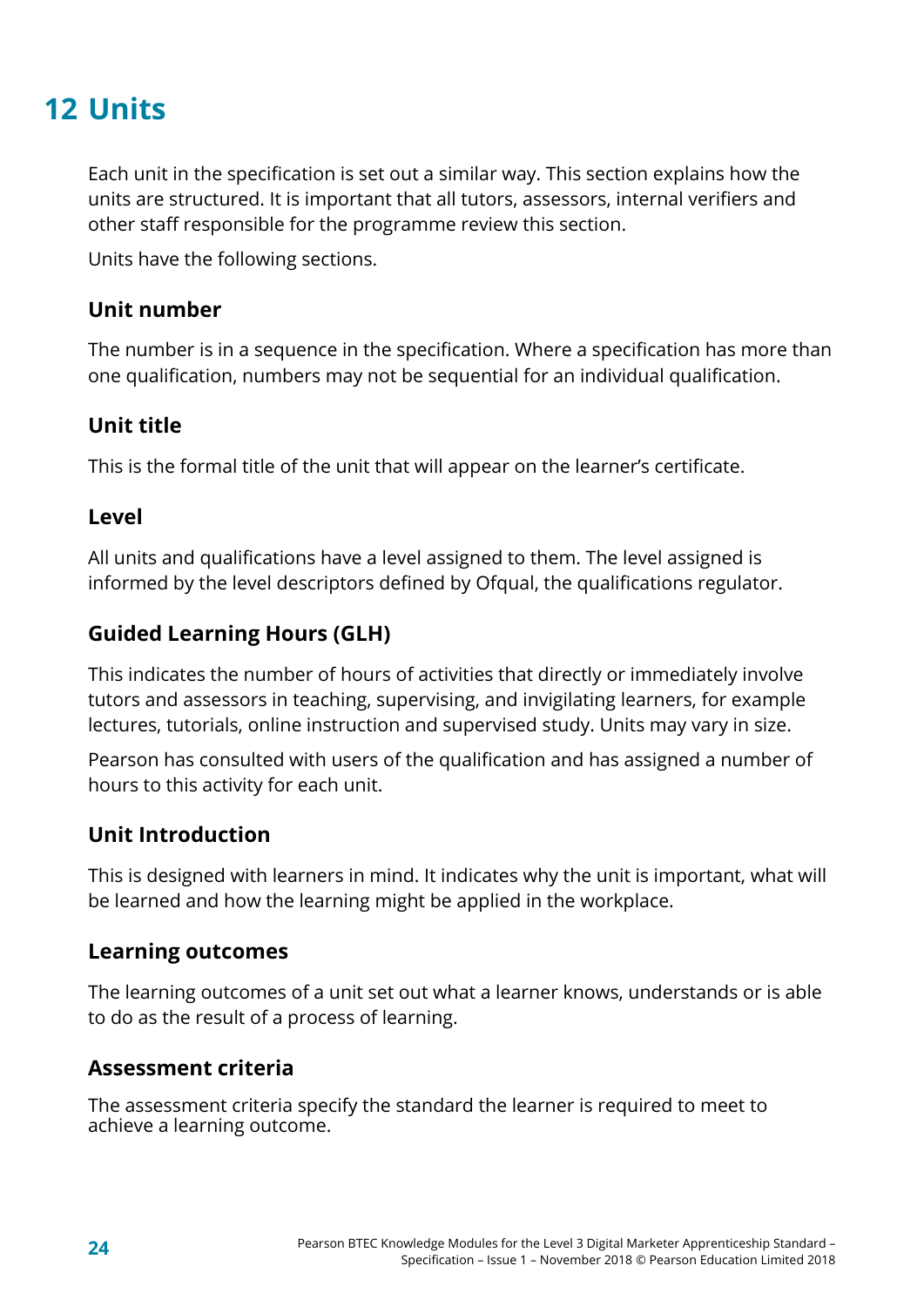# 12 Units

Each unit in the specification is set out a similar way. This section explains how the units are structured. It is important that all tutors, assessors, internal verifiers and other staff responsible for the programme review this section.

Units have the following sections.

### Unit number

The number is in a sequence in the specification. Where a specification has more than one qualification, numbers may not be sequential for an individual qualification.

### Unit title

This is the formal title of the unit that will appear on the learner's certificate.

### Level

All units and qualifications have a level assigned to them. The level assigned is informed by the level descriptors defined by Ofqual, the qualifications regulator.

### Guided Learning Hours (GLH)

This indicates the number of hours of activities that directly or immediately involve tutors and assessors in teaching, supervising, and invigilating learners, for example lectures, tutorials, online instruction and supervised study. Units may vary in size.

Pearson has consulted with users of the qualification and has assigned a number of hours to this activity for each unit.

### Unit Introduction

This is designed with learners in mind. It indicates why the unit is important, what will be learned and how the learning might be applied in the workplace.

### Learning outcomes

The learning outcomes of a unit set out what a learner knows, understands or is able to do as the result of a process of learning.

### Assessment criteria

The assessment criteria specify the standard the learner is required to meet to achieve a learning outcome.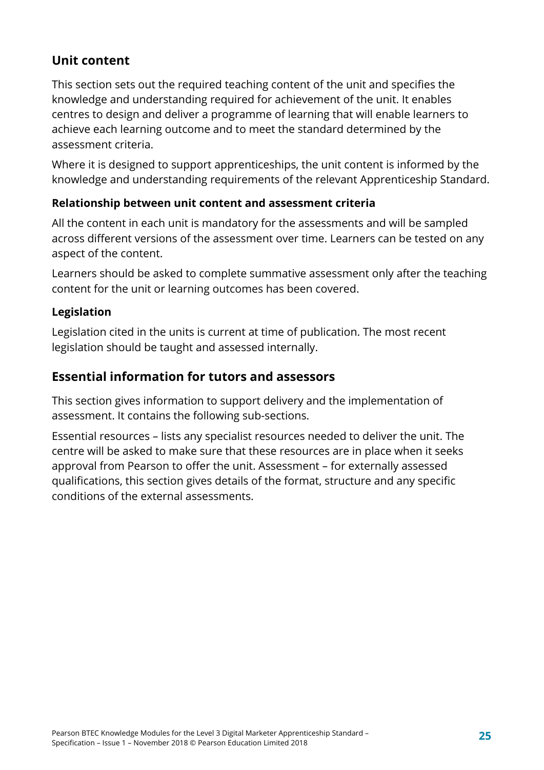## Unit content

This section sets out the required teaching content of the unit and specifies the knowledge and understanding required for achievement of the unit. It enables centres to design and deliver a programme of learning that will enable learners to achieve each learning outcome and to meet the standard determined by the assessment criteria.

Where it is designed to support apprenticeships, the unit content is informed by the knowledge and understanding requirements of the relevant Apprenticeship Standard.

### Relationship between unit content and assessment criteria

All the content in each unit is mandatory for the assessments and will be sampled across different versions of the assessment over time. Learners can be tested on any aspect of the content.

Learners should be asked to complete summative assessment only after the teaching content for the unit or learning outcomes has been covered.

### Legislation

Legislation cited in the units is current at time of publication. The most recent legislation should be taught and assessed internally.

## Essential information for tutors and assessors

This section gives information to support delivery and the implementation of assessment. It contains the following sub-sections.

Essential resources – lists any specialist resources needed to deliver the unit. The centre will be asked to make sure that these resources are in place when it seeks approval from Pearson to offer the unit. Assessment – for externally assessed qualifications, this section gives details of the format, structure and any specific conditions of the external assessments.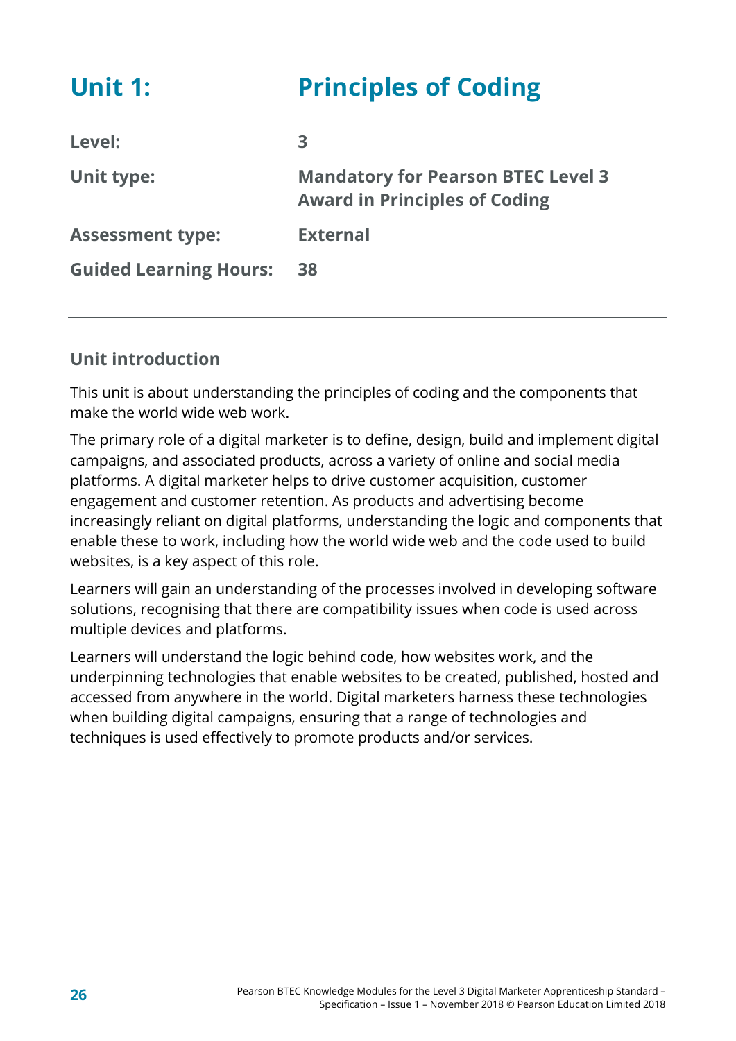# Unit 1: Principles of Coding

| | |
|---|---|
| **Level:** | **3** |
| **Unit type:** | **Mandatory for Pearson BTEC Level 3 Award in Principles of Coding** |
| **Assessment type:** | **External** |
| **Guided Learning Hours:** | **38** |

## Unit introduction

This unit is about understanding the principles of coding and the components that make the world wide web work.

The primary role of a digital marketer is to define, design, build and implement digital campaigns, and associated products, across a variety of online and social media platforms. A digital marketer helps to drive customer acquisition, customer engagement and customer retention. As products and advertising become increasingly reliant on digital platforms, understanding the logic and components that enable these to work, including how the world wide web and the code used to build websites, is a key aspect of this role.

Learners will gain an understanding of the processes involved in developing software solutions, recognising that there are compatibility issues when code is used across multiple devices and platforms.

Learners will understand the logic behind code, how websites work, and the underpinning technologies that enable websites to be created, published, hosted and accessed from anywhere in the world. Digital marketers harness these technologies when building digital campaigns, ensuring that a range of technologies and techniques is used effectively to promote products and/or services.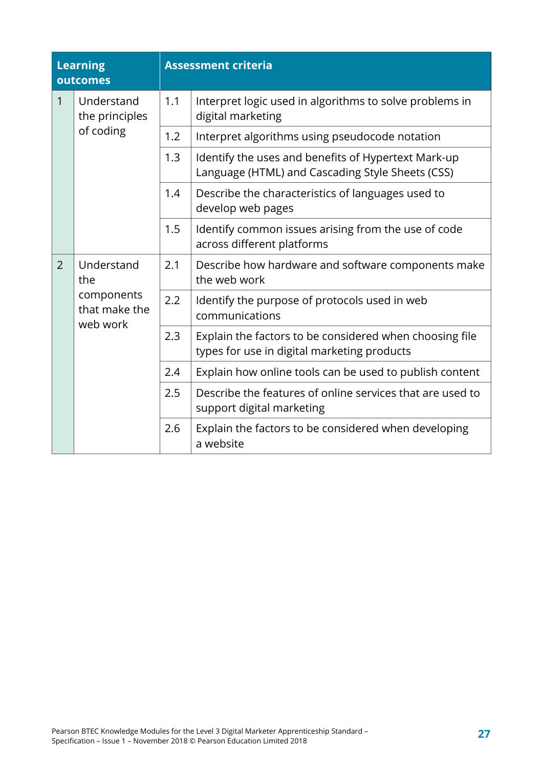| Learning outcomes | | Assessment criteria | |
|---|---|---|---|
| 1 | Understand the principles of coding | 1.1 | Interpret logic used in algorithms to solve problems in digital marketing |
| | | 1.2 | Interpret algorithms using pseudocode notation |
| | | 1.3 | Identify the uses and benefits of Hypertext Mark-up Language (HTML) and Cascading Style Sheets (CSS) |
| | | 1.4 | Describe the characteristics of languages used to develop web pages |
| | | 1.5 | Identify common issues arising from the use of code across different platforms |
| 2 | Understand the components that make the web work | 2.1 | Describe how hardware and software components make the web work |
| | | 2.2 | Identify the purpose of protocols used in web communications |
| | | 2.3 | Explain the factors to be considered when choosing file types for use in digital marketing products |
| | | 2.4 | Explain how online tools can be used to publish content |
| | | 2.5 | Describe the features of online services that are used to support digital marketing |
| | | 2.6 | Explain the factors to be considered when developing a website |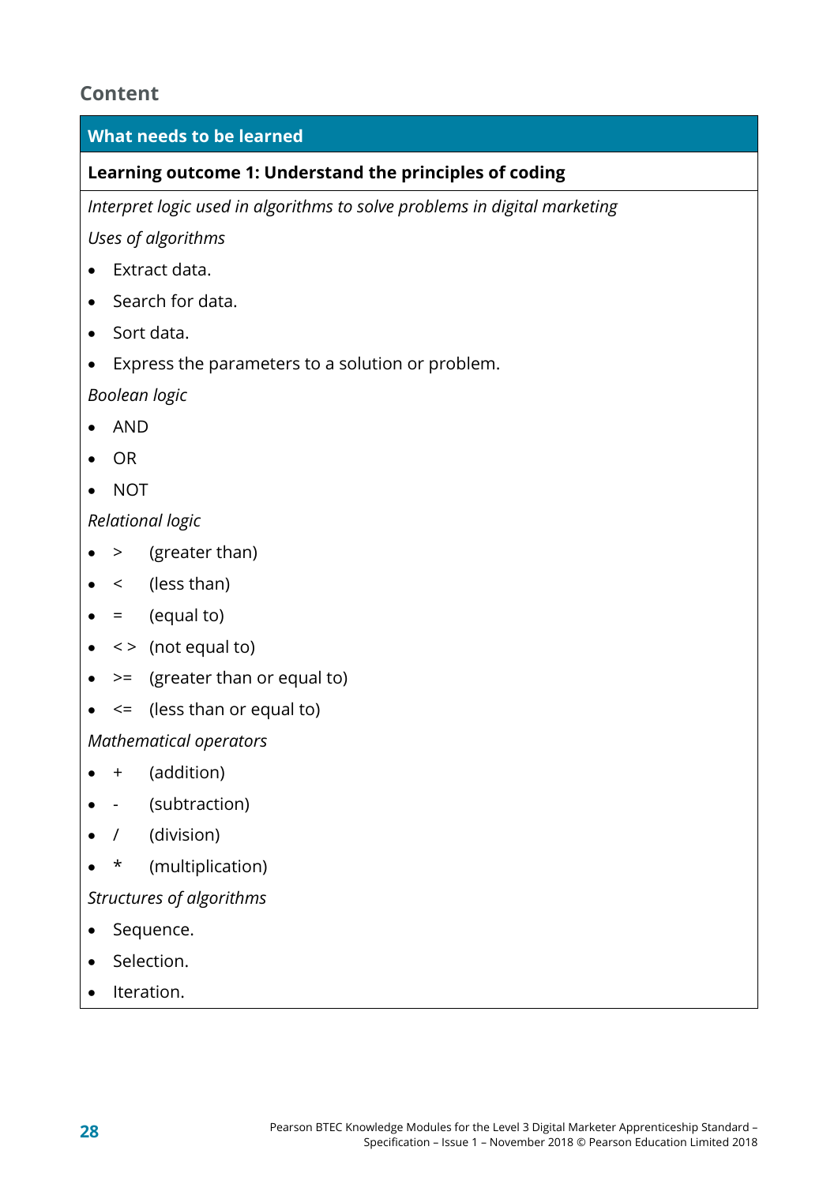## Content

| What needs to be learned |
|---|
| **Learning outcome 1: Understand the principles of coding** |

*Interpret logic used in algorithms to solve problems in digital marketing*

*Uses of algorithms*

- Extract data.
- Search for data.
- Sort data.
- Express the parameters to a solution or problem.

*Boolean logic*

- AND
- OR
- NOT

*Relational logic*

- &gt; (greater than)
- &lt; (less than)
- = (equal to)
- < > (not equal to)
- &gt;= (greater than or equal to)
- &lt;= (less than or equal to)

*Mathematical operators*

- + (addition)
- - (subtraction)
- / (division)
- * (multiplication)

*Structures of algorithms*

- Sequence.
- Selection.
- Iteration.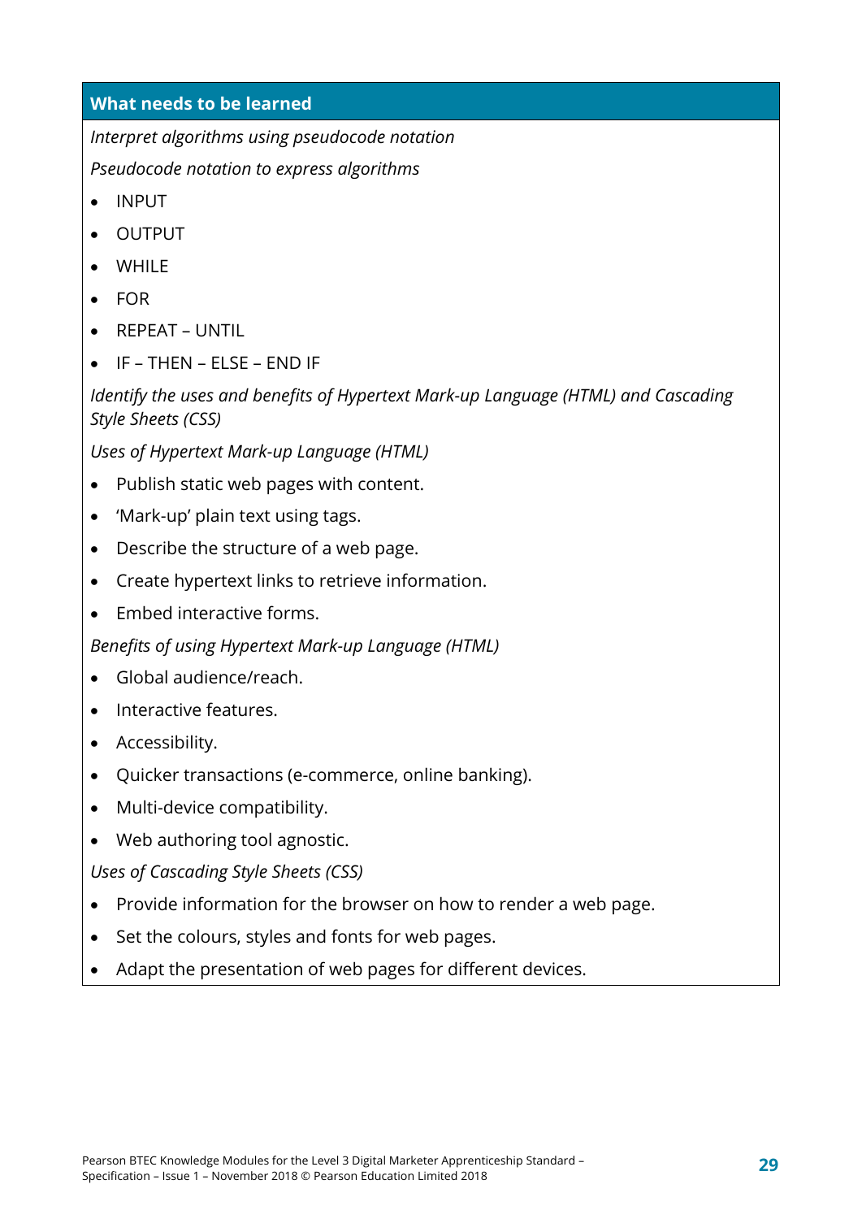| What needs to be learned |
| --- |
| *Interpret algorithms using pseudocode notation*<br>*Pseudocode notation to express algorithms*<br>• INPUT<br>• OUTPUT<br>• WHILE<br>• FOR<br>• REPEAT – UNTIL<br>• IF – THEN – ELSE – END IF<br>*Identify the uses and benefits of Hypertext Mark-up Language (HTML) and Cascading Style Sheets (CSS)*<br>*Uses of Hypertext Mark-up Language (HTML)*<br>• Publish static web pages with content.<br>• 'Mark-up' plain text using tags.<br>• Describe the structure of a web page.<br>• Create hypertext links to retrieve information.<br>• Embed interactive forms.<br>*Benefits of using Hypertext Mark-up Language (HTML)*<br>• Global audience/reach.<br>• Interactive features.<br>• Accessibility.<br>• Quicker transactions (e-commerce, online banking).<br>• Multi-device compatibility.<br>• Web authoring tool agnostic.<br>*Uses of Cascading Style Sheets (CSS)*<br>• Provide information for the browser on how to render a web page.<br>• Set the colours, styles and fonts for web pages.<br>• Adapt the presentation of web pages for different devices. |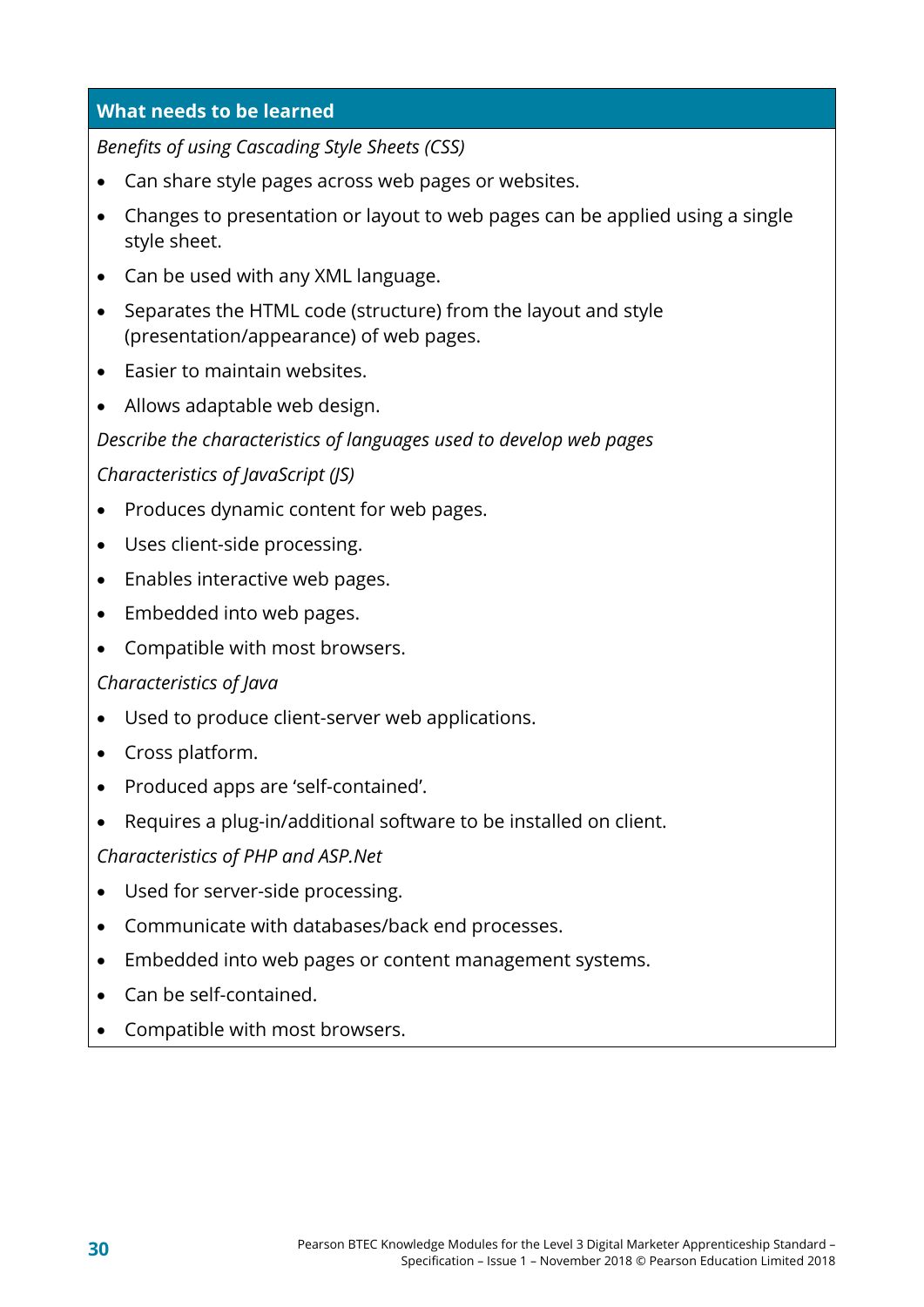| What needs to be learned |
| --- |
| *Benefits of using Cascading Style Sheets (CSS)*<br>• Can share style pages across web pages or websites.<br>• Changes to presentation or layout to web pages can be applied using a single style sheet.<br>• Can be used with any XML language.<br>• Separates the HTML code (structure) from the layout and style (presentation/appearance) of web pages.<br>• Easier to maintain websites.<br>• Allows adaptable web design.<br>*Describe the characteristics of languages used to develop web pages*<br>*Characteristics of JavaScript (JS)*<br>• Produces dynamic content for web pages.<br>• Uses client-side processing.<br>• Enables interactive web pages.<br>• Embedded into web pages.<br>• Compatible with most browsers.<br>*Characteristics of Java*<br>• Used to produce client-server web applications.<br>• Cross platform.<br>• Produced apps are 'self-contained'.<br>• Requires a plug-in/additional software to be installed on client.<br>*Characteristics of PHP and ASP.Net*<br>• Used for server-side processing.<br>• Communicate with databases/back end processes.<br>• Embedded into web pages or content management systems.<br>• Can be self-contained.<br>• Compatible with most browsers. |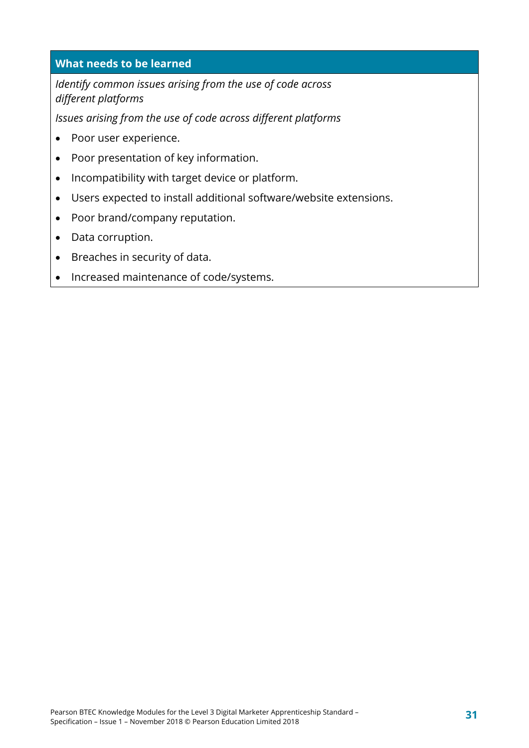| What needs to be learned |
| --- |
| *Identify common issues arising from the use of code across different platforms*<br>*Issues arising from the use of code across different platforms*<br>• Poor user experience.<br>• Poor presentation of key information.<br>• Incompatibility with target device or platform.<br>• Users expected to install additional software/website extensions.<br>• Poor brand/company reputation.<br>• Data corruption.<br>• Breaches in security of data.<br>• Increased maintenance of code/systems. |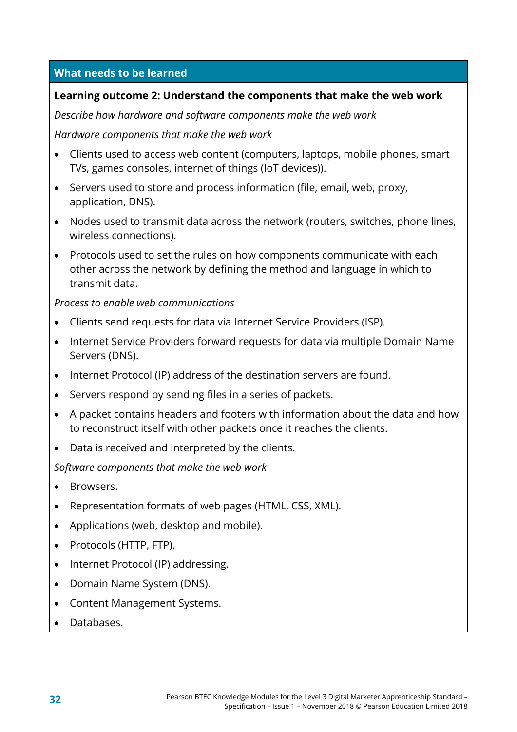## What needs to be learned

### Learning outcome 2: Understand the components that make the web work

*Describe how hardware and software components make the web work*

*Hardware components that make the web work*

- Clients used to access web content (computers, laptops, mobile phones, smart TVs, games consoles, internet of things (IoT devices)).
- Servers used to store and process information (file, email, web, proxy, application, DNS).
- Nodes used to transmit data across the network (routers, switches, phone lines, wireless connections).
- Protocols used to set the rules on how components communicate with each other across the network by defining the method and language in which to transmit data.

*Process to enable web communications*

- Clients send requests for data via Internet Service Providers (ISP).
- Internet Service Providers forward requests for data via multiple Domain Name Servers (DNS).
- Internet Protocol (IP) address of the destination servers are found.
- Servers respond by sending files in a series of packets.
- A packet contains headers and footers with information about the data and how to reconstruct itself with other packets once it reaches the clients.
- Data is received and interpreted by the clients.

*Software components that make the web work*

- Browsers.
- Representation formats of web pages (HTML, CSS, XML).
- Applications (web, desktop and mobile).
- Protocols (HTTP, FTP).
- Internet Protocol (IP) addressing.
- Domain Name System (DNS).
- Content Management Systems.
- Databases.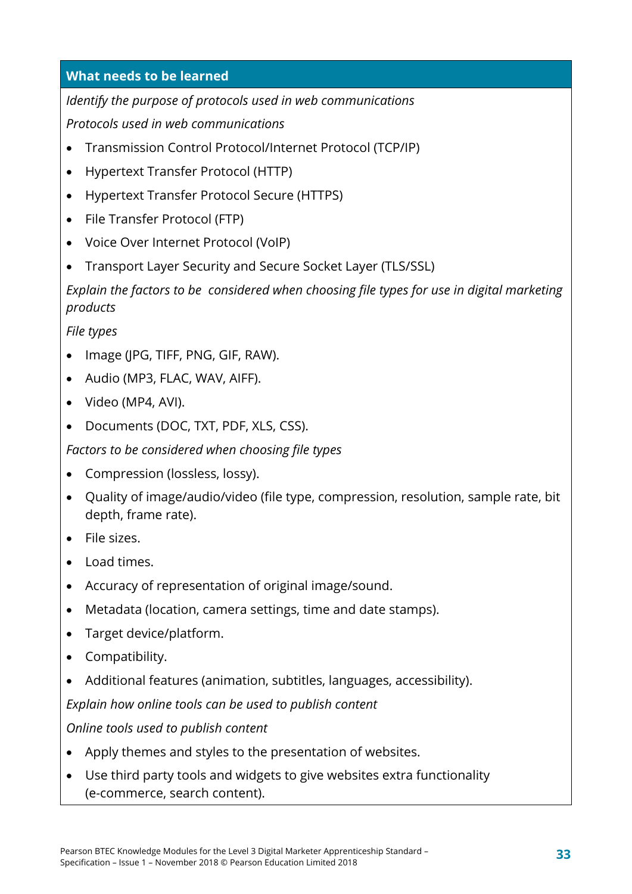## What needs to be learned

*Identify the purpose of protocols used in web communications*

*Protocols used in web communications*

- Transmission Control Protocol/Internet Protocol (TCP/IP)
- Hypertext Transfer Protocol (HTTP)
- Hypertext Transfer Protocol Secure (HTTPS)
- File Transfer Protocol (FTP)
- Voice Over Internet Protocol (VoIP)
- Transport Layer Security and Secure Socket Layer (TLS/SSL)

*Explain the factors to be considered when choosing file types for use in digital marketing products*

*File types*

- Image (JPG, TIFF, PNG, GIF, RAW).
- Audio (MP3, FLAC, WAV, AIFF).
- Video (MP4, AVI).
- Documents (DOC, TXT, PDF, XLS, CSS).

*Factors to be considered when choosing file types*

- Compression (lossless, lossy).
- Quality of image/audio/video (file type, compression, resolution, sample rate, bit depth, frame rate).
- File sizes.
- Load times.
- Accuracy of representation of original image/sound.
- Metadata (location, camera settings, time and date stamps).
- Target device/platform.
- Compatibility.
- Additional features (animation, subtitles, languages, accessibility).

*Explain how online tools can be used to publish content*

*Online tools used to publish content*

- Apply themes and styles to the presentation of websites.
- Use third party tools and widgets to give websites extra functionality (e-commerce, search content).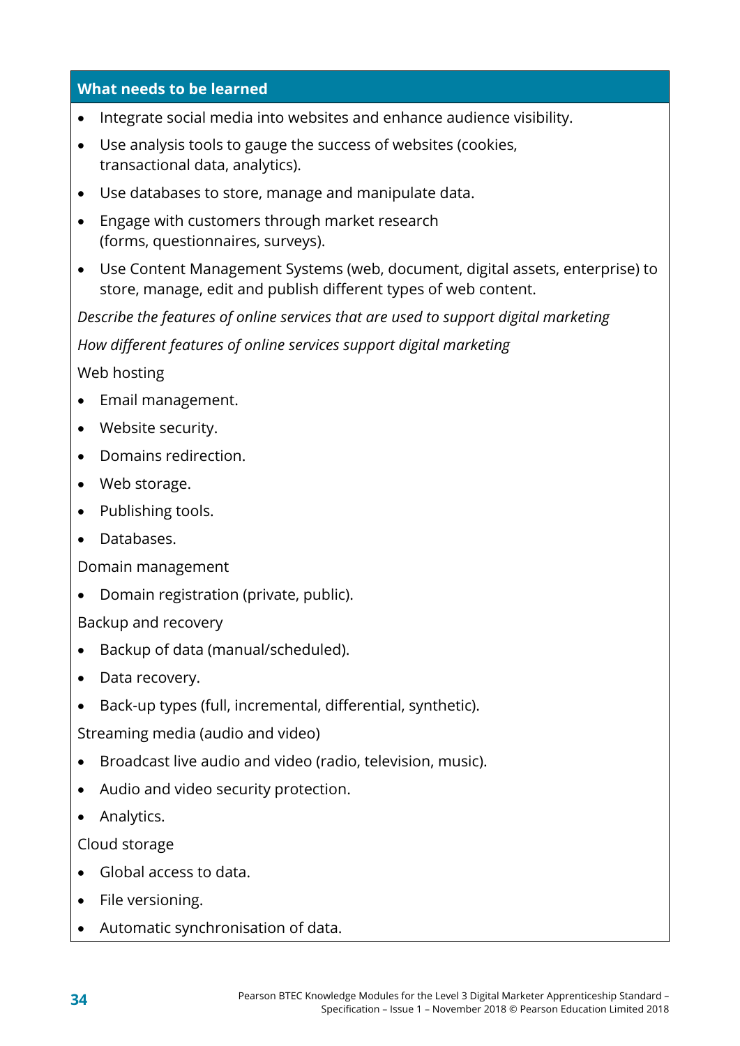**What needs to be learned**

- Integrate social media into websites and enhance audience visibility.
- Use analysis tools to gauge the success of websites (cookies, transactional data, analytics).
- Use databases to store, manage and manipulate data.
- Engage with customers through market research (forms, questionnaires, surveys).
- Use Content Management Systems (web, document, digital assets, enterprise) to store, manage, edit and publish different types of web content.

*Describe the features of online services that are used to support digital marketing*

*How different features of online services support digital marketing*

Web hosting

- Email management.
- Website security.
- Domains redirection.
- Web storage.
- Publishing tools.
- Databases.

Domain management

- Domain registration (private, public).

Backup and recovery

- Backup of data (manual/scheduled).
- Data recovery.
- Back-up types (full, incremental, differential, synthetic).

Streaming media (audio and video)

- Broadcast live audio and video (radio, television, music).
- Audio and video security protection.
- Analytics.

Cloud storage

- Global access to data.
- File versioning.
- Automatic synchronisation of data.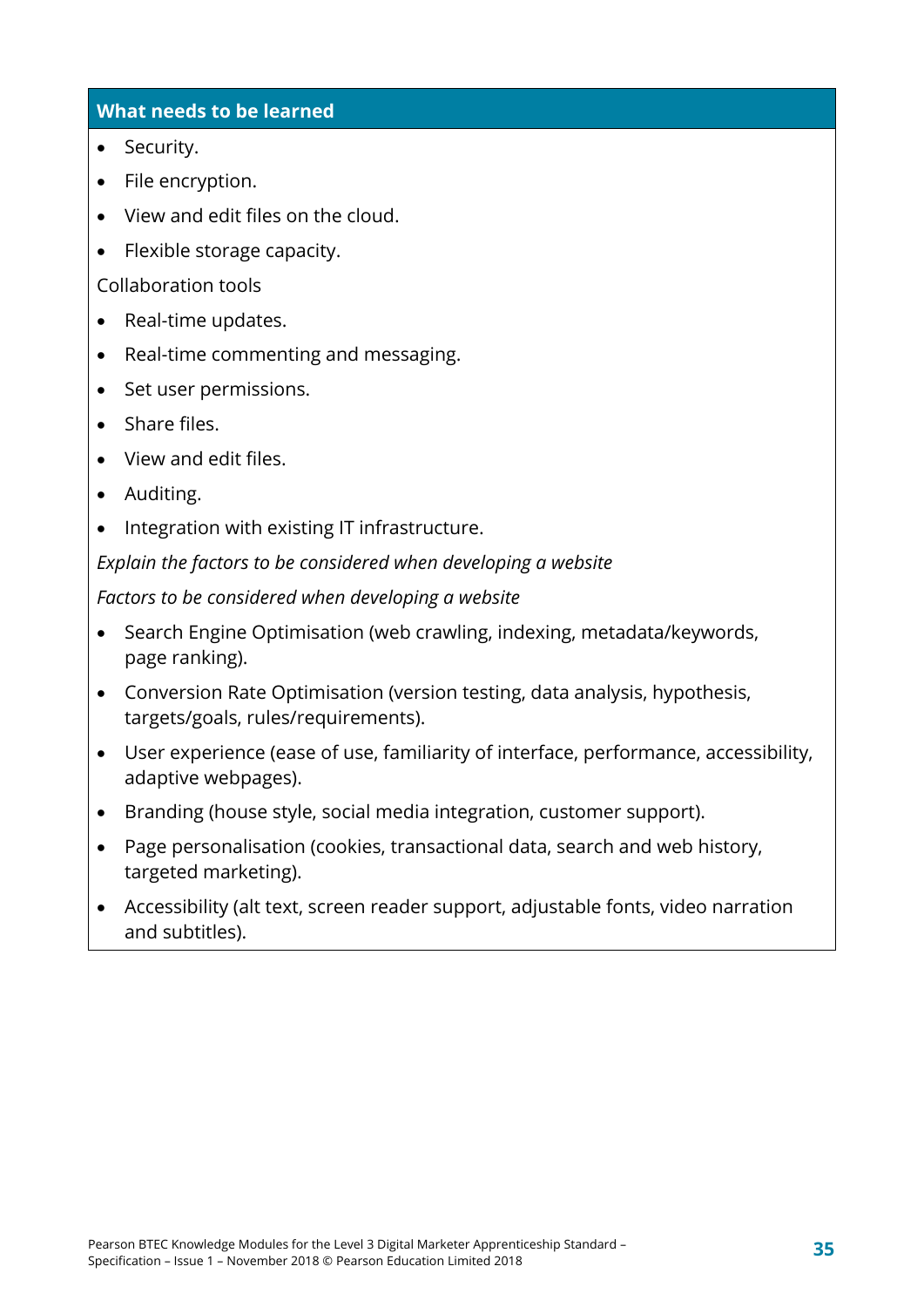| What needs to be learned |
| --- |
| • Security.<br>• File encryption.<br>• View and edit files on the cloud.<br>• Flexible storage capacity.<br>Collaboration tools<br>• Real-time updates.<br>• Real-time commenting and messaging.<br>• Set user permissions.<br>• Share files.<br>• View and edit files.<br>• Auditing.<br>• Integration with existing IT infrastructure.<br>*Explain the factors to be considered when developing a website*<br>*Factors to be considered when developing a website*<br>• Search Engine Optimisation (web crawling, indexing, metadata/keywords, page ranking).<br>• Conversion Rate Optimisation (version testing, data analysis, hypothesis, targets/goals, rules/requirements).<br>• User experience (ease of use, familiarity of interface, performance, accessibility, adaptive webpages).<br>• Branding (house style, social media integration, customer support).<br>• Page personalisation (cookies, transactional data, search and web history, targeted marketing).<br>• Accessibility (alt text, screen reader support, adjustable fonts, video narration and subtitles). |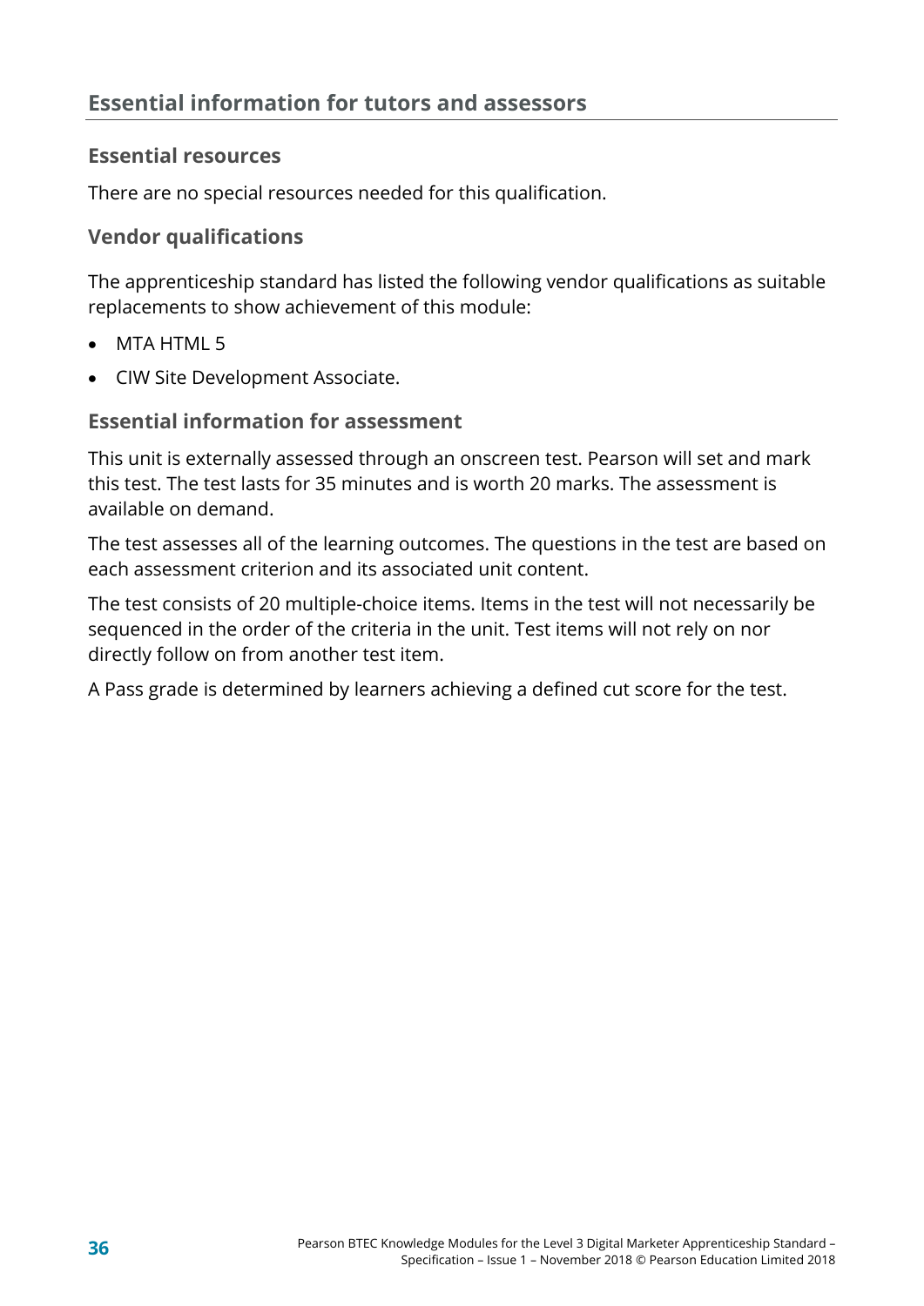## Essential information for tutors and assessors

### Essential resources

There are no special resources needed for this qualification.

### Vendor qualifications

The apprenticeship standard has listed the following vendor qualifications as suitable replacements to show achievement of this module:

- MTA HTML 5
- CIW Site Development Associate.

### Essential information for assessment

This unit is externally assessed through an onscreen test. Pearson will set and mark this test. The test lasts for 35 minutes and is worth 20 marks. The assessment is available on demand.

The test assesses all of the learning outcomes. The questions in the test are based on each assessment criterion and its associated unit content.

The test consists of 20 multiple-choice items. Items in the test will not necessarily be sequenced in the order of the criteria in the unit. Test items will not rely on nor directly follow on from another test item.

A Pass grade is determined by learners achieving a defined cut score for the test.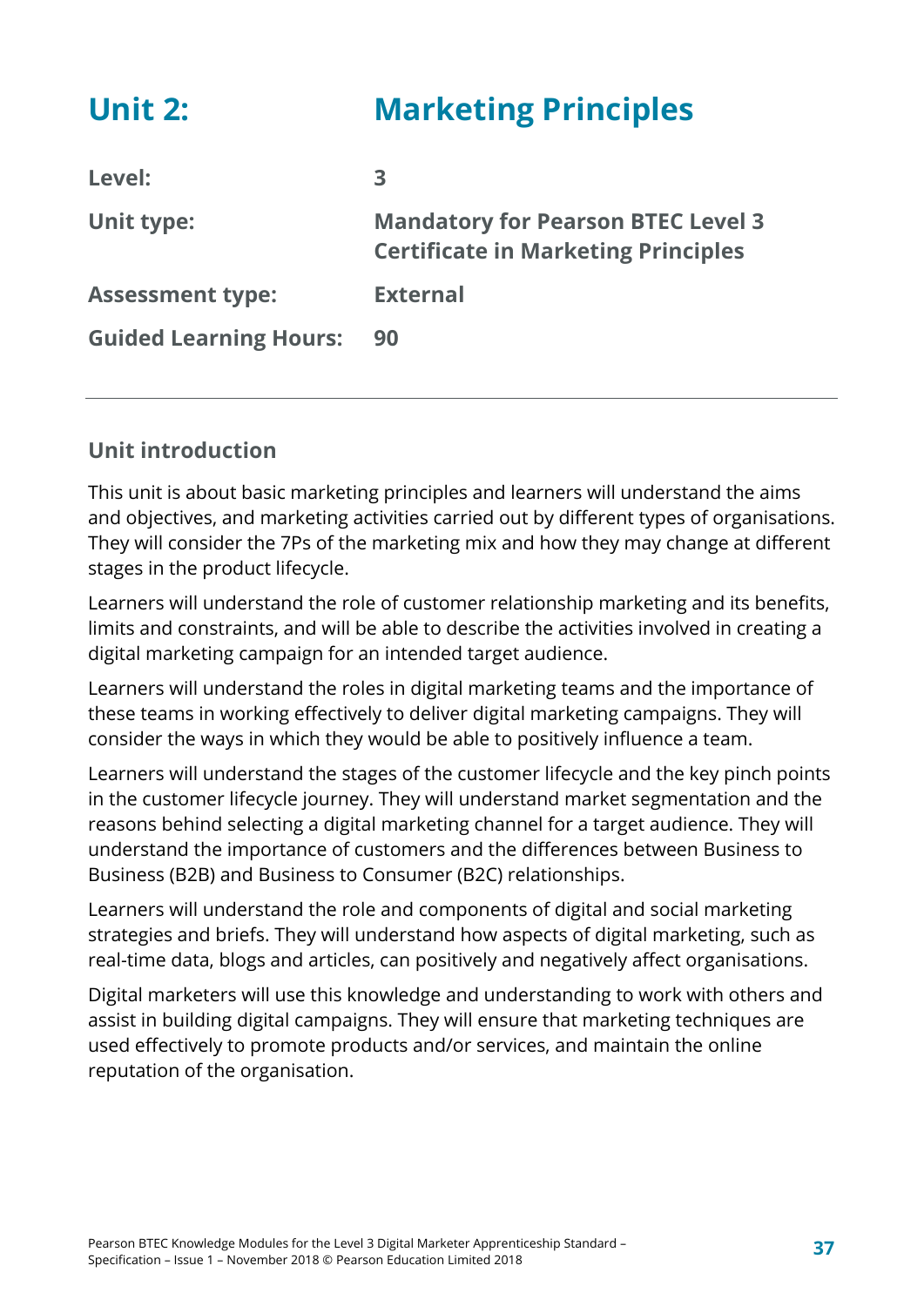# Unit 2: Marketing Principles

| | |
|---|---|
| **Level:** | **3** |
| **Unit type:** | **Mandatory for Pearson BTEC Level 3 Certificate in Marketing Principles** |
| **Assessment type:** | **External** |
| **Guided Learning Hours:** | **90** |

## Unit introduction

This unit is about basic marketing principles and learners will understand the aims and objectives, and marketing activities carried out by different types of organisations. They will consider the 7Ps of the marketing mix and how they may change at different stages in the product lifecycle.

Learners will understand the role of customer relationship marketing and its benefits, limits and constraints, and will be able to describe the activities involved in creating a digital marketing campaign for an intended target audience.

Learners will understand the roles in digital marketing teams and the importance of these teams in working effectively to deliver digital marketing campaigns. They will consider the ways in which they would be able to positively influence a team.

Learners will understand the stages of the customer lifecycle and the key pinch points in the customer lifecycle journey. They will understand market segmentation and the reasons behind selecting a digital marketing channel for a target audience. They will understand the importance of customers and the differences between Business to Business (B2B) and Business to Consumer (B2C) relationships.

Learners will understand the role and components of digital and social marketing strategies and briefs. They will understand how aspects of digital marketing, such as real-time data, blogs and articles, can positively and negatively affect organisations.

Digital marketers will use this knowledge and understanding to work with others and assist in building digital campaigns. They will ensure that marketing techniques are used effectively to promote products and/or services, and maintain the online reputation of the organisation.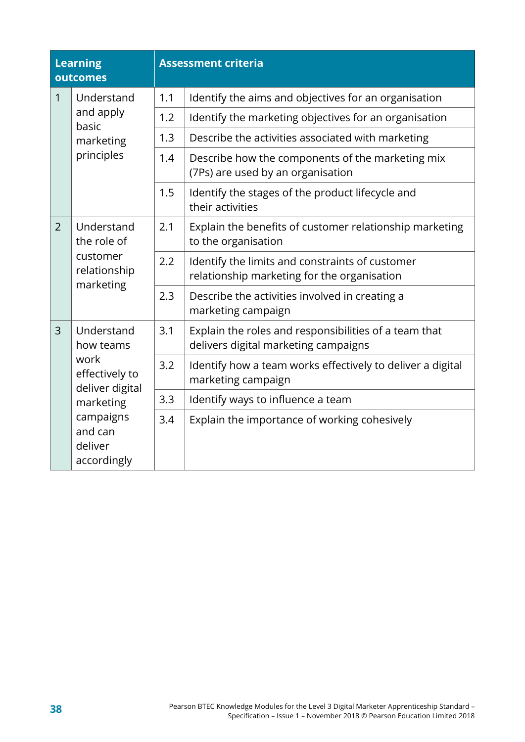| Learning outcomes | | Assessment criteria | |
|---|---|---|---|
| 1 | Understand and apply basic marketing principles | 1.1 | Identify the aims and objectives for an organisation |
| | | 1.2 | Identify the marketing objectives for an organisation |
| | | 1.3 | Describe the activities associated with marketing |
| | | 1.4 | Describe how the components of the marketing mix (7Ps) are used by an organisation |
| | | 1.5 | Identify the stages of the product lifecycle and their activities |
| 2 | Understand the role of customer relationship marketing | 2.1 | Explain the benefits of customer relationship marketing to the organisation |
| | | 2.2 | Identify the limits and constraints of customer relationship marketing for the organisation |
| | | 2.3 | Describe the activities involved in creating a marketing campaign |
| 3 | Understand how teams work effectively to deliver digital marketing campaigns and can deliver accordingly | 3.1 | Explain the roles and responsibilities of a team that delivers digital marketing campaigns |
| | | 3.2 | Identify how a team works effectively to deliver a digital marketing campaign |
| | | 3.3 | Identify ways to influence a team |
| | | 3.4 | Explain the importance of working cohesively |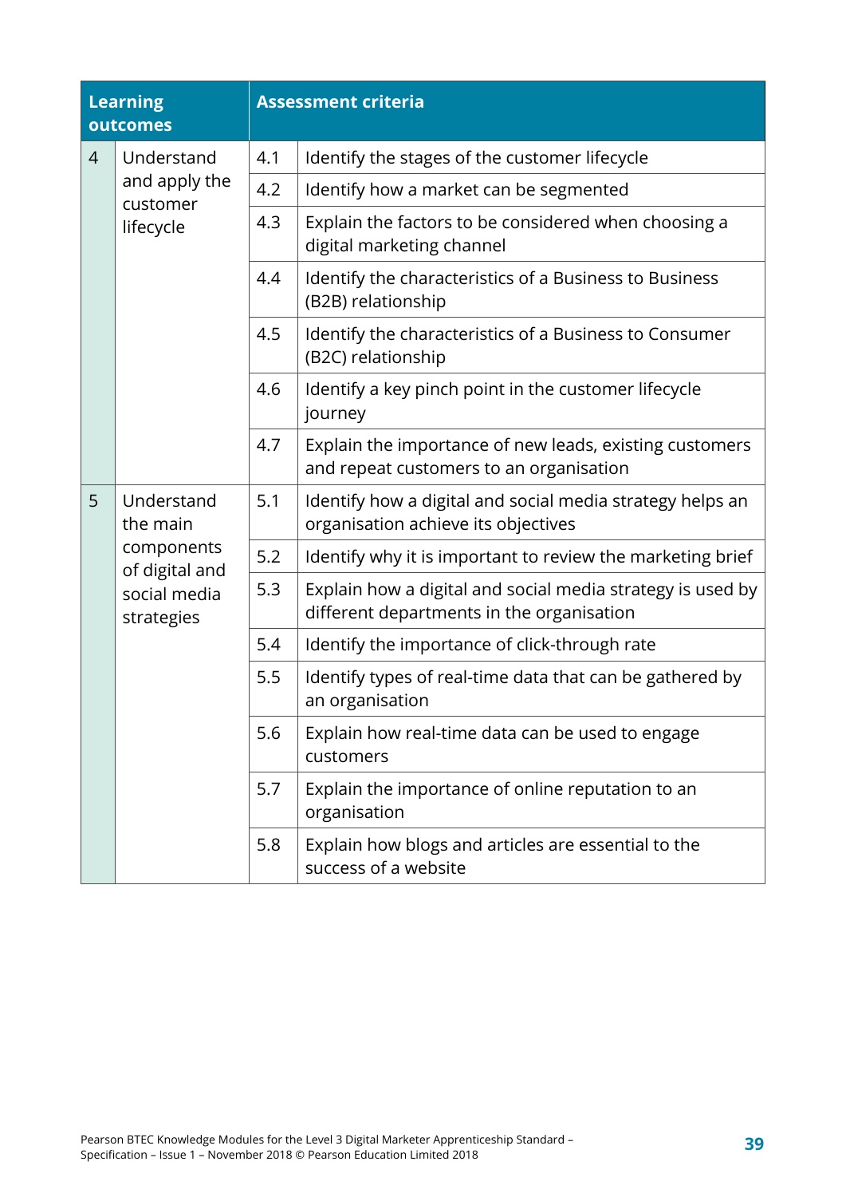| Learning outcomes | | Assessment criteria | |
|---|---|---|---|
| 4 | Understand and apply the customer lifecycle | 4.1 | Identify the stages of the customer lifecycle |
| | | 4.2 | Identify how a market can be segmented |
| | | 4.3 | Explain the factors to be considered when choosing a digital marketing channel |
| | | 4.4 | Identify the characteristics of a Business to Business (B2B) relationship |
| | | 4.5 | Identify the characteristics of a Business to Consumer (B2C) relationship |
| | | 4.6 | Identify a key pinch point in the customer lifecycle journey |
| | | 4.7 | Explain the importance of new leads, existing customers and repeat customers to an organisation |
| 5 | Understand the main components of digital and social media strategies | 5.1 | Identify how a digital and social media strategy helps an organisation achieve its objectives |
| | | 5.2 | Identify why it is important to review the marketing brief |
| | | 5.3 | Explain how a digital and social media strategy is used by different departments in the organisation |
| | | 5.4 | Identify the importance of click-through rate |
| | | 5.5 | Identify types of real-time data that can be gathered by an organisation |
| | | 5.6 | Explain how real-time data can be used to engage customers |
| | | 5.7 | Explain the importance of online reputation to an organisation |
| | | 5.8 | Explain how blogs and articles are essential to the success of a website |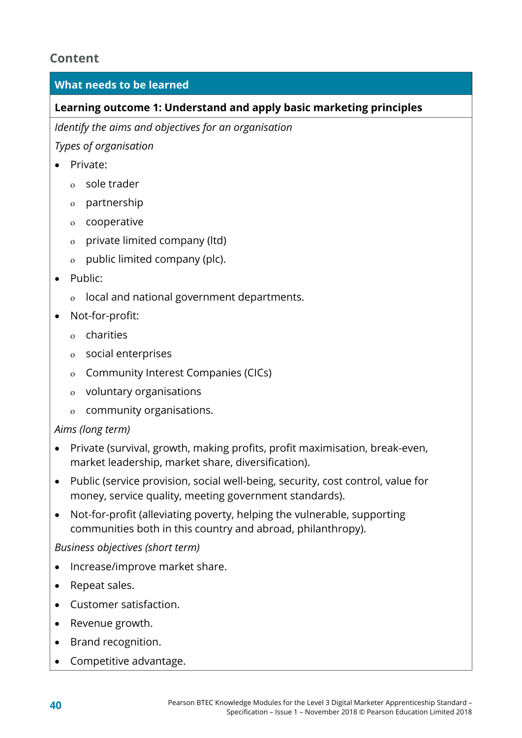## Content

| What needs to be learned |
|---|
| **Learning outcome 1: Understand and apply basic marketing principles** |

*Identify the aims and objectives for an organisation*

*Types of organisation*

- Private:
  - sole trader
  - partnership
  - cooperative
  - private limited company (ltd)
  - public limited company (plc).
- Public:
  - local and national government departments.
- Not-for-profit:
  - charities
  - social enterprises
  - Community Interest Companies (CICs)
  - voluntary organisations
  - community organisations.

*Aims (long term)*

- Private (survival, growth, making profits, profit maximisation, break-even, market leadership, market share, diversification).
- Public (service provision, social well-being, security, cost control, value for money, service quality, meeting government standards).
- Not-for-profit (alleviating poverty, helping the vulnerable, supporting communities both in this country and abroad, philanthropy).

*Business objectives (short term)*

- Increase/improve market share.
- Repeat sales.
- Customer satisfaction.
- Revenue growth.
- Brand recognition.
- Competitive advantage.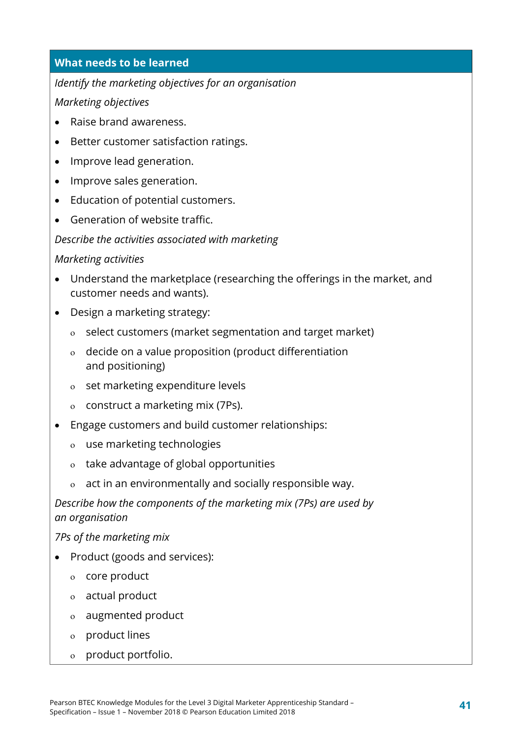| What needs to be learned |
| --- |
| *Identify the marketing objectives for an organisation*<br>*Marketing objectives*<br>• Raise brand awareness.<br>• Better customer satisfaction ratings.<br>• Improve lead generation.<br>• Improve sales generation.<br>• Education of potential customers.<br>• Generation of website traffic.<br>*Describe the activities associated with marketing*<br>*Marketing activities*<br>• Understand the marketplace (researching the offerings in the market, and customer needs and wants).<br>• Design a marketing strategy:<br>&nbsp;&nbsp;&nbsp;&nbsp;o select customers (market segmentation and target market)<br>&nbsp;&nbsp;&nbsp;&nbsp;o decide on a value proposition (product differentiation and positioning)<br>&nbsp;&nbsp;&nbsp;&nbsp;o set marketing expenditure levels<br>&nbsp;&nbsp;&nbsp;&nbsp;o construct a marketing mix (7Ps).<br>• Engage customers and build customer relationships:<br>&nbsp;&nbsp;&nbsp;&nbsp;o use marketing technologies<br>&nbsp;&nbsp;&nbsp;&nbsp;o take advantage of global opportunities<br>&nbsp;&nbsp;&nbsp;&nbsp;o act in an environmentally and socially responsible way.<br>*Describe how the components of the marketing mix (7Ps) are used by an organisation*<br>*7Ps of the marketing mix*<br>• Product (goods and services):<br>&nbsp;&nbsp;&nbsp;&nbsp;o core product<br>&nbsp;&nbsp;&nbsp;&nbsp;o actual product<br>&nbsp;&nbsp;&nbsp;&nbsp;o augmented product<br>&nbsp;&nbsp;&nbsp;&nbsp;o product lines<br>&nbsp;&nbsp;&nbsp;&nbsp;o product portfolio. |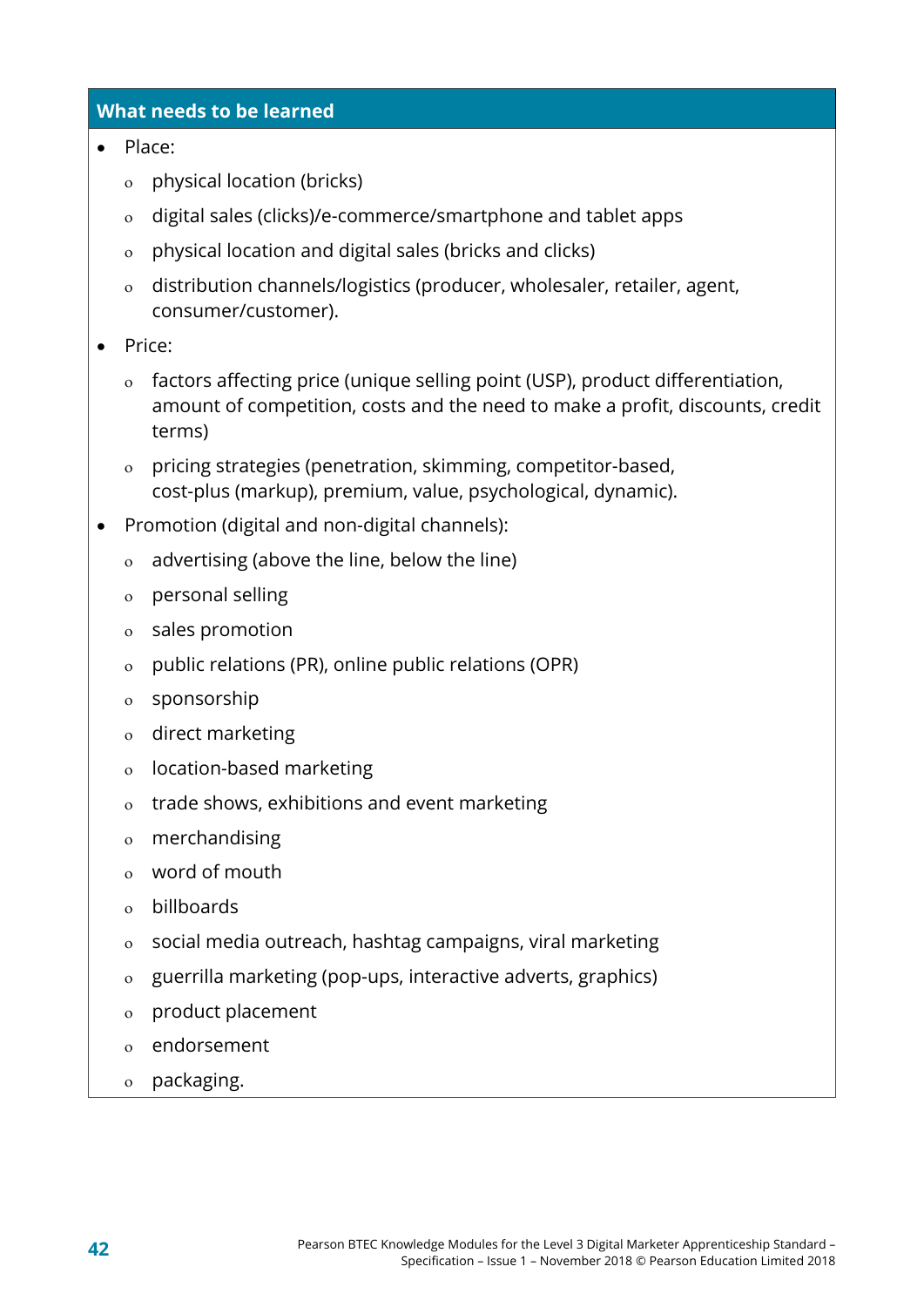**What needs to be learned**

- Place:
  - physical location (bricks)
  - digital sales (clicks)/e-commerce/smartphone and tablet apps
  - physical location and digital sales (bricks and clicks)
  - distribution channels/logistics (producer, wholesaler, retailer, agent, consumer/customer).
- Price:
  - factors affecting price (unique selling point (USP), product differentiation, amount of competition, costs and the need to make a profit, discounts, credit terms)
  - pricing strategies (penetration, skimming, competitor-based, cost-plus (markup), premium, value, psychological, dynamic).
- Promotion (digital and non-digital channels):
  - advertising (above the line, below the line)
  - personal selling
  - sales promotion
  - public relations (PR), online public relations (OPR)
  - sponsorship
  - direct marketing
  - location-based marketing
  - trade shows, exhibitions and event marketing
  - merchandising
  - word of mouth
  - billboards
  - social media outreach, hashtag campaigns, viral marketing
  - guerrilla marketing (pop-ups, interactive adverts, graphics)
  - product placement
  - endorsement
  - packaging.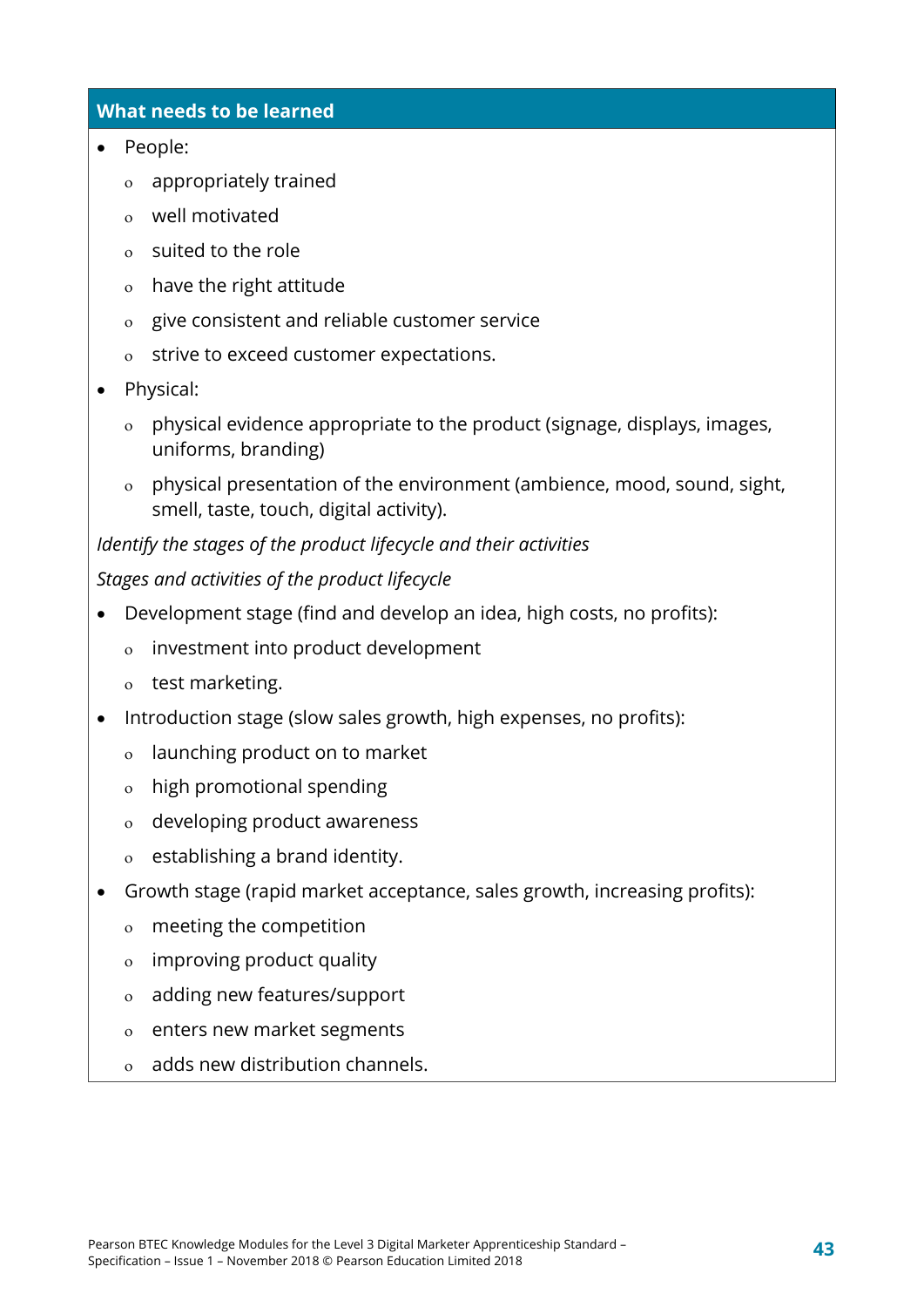**What needs to be learned**

- People:
  - appropriately trained
  - well motivated
  - suited to the role
  - have the right attitude
  - give consistent and reliable customer service
  - strive to exceed customer expectations.
- Physical:
  - physical evidence appropriate to the product (signage, displays, images, uniforms, branding)
  - physical presentation of the environment (ambience, mood, sound, sight, smell, taste, touch, digital activity).

*Identify the stages of the product lifecycle and their activities*

*Stages and activities of the product lifecycle*

- Development stage (find and develop an idea, high costs, no profits):
  - investment into product development
  - test marketing.
- Introduction stage (slow sales growth, high expenses, no profits):
  - launching product on to market
  - high promotional spending
  - developing product awareness
  - establishing a brand identity.
- Growth stage (rapid market acceptance, sales growth, increasing profits):
  - meeting the competition
  - improving product quality
  - adding new features/support
  - enters new market segments
  - adds new distribution channels.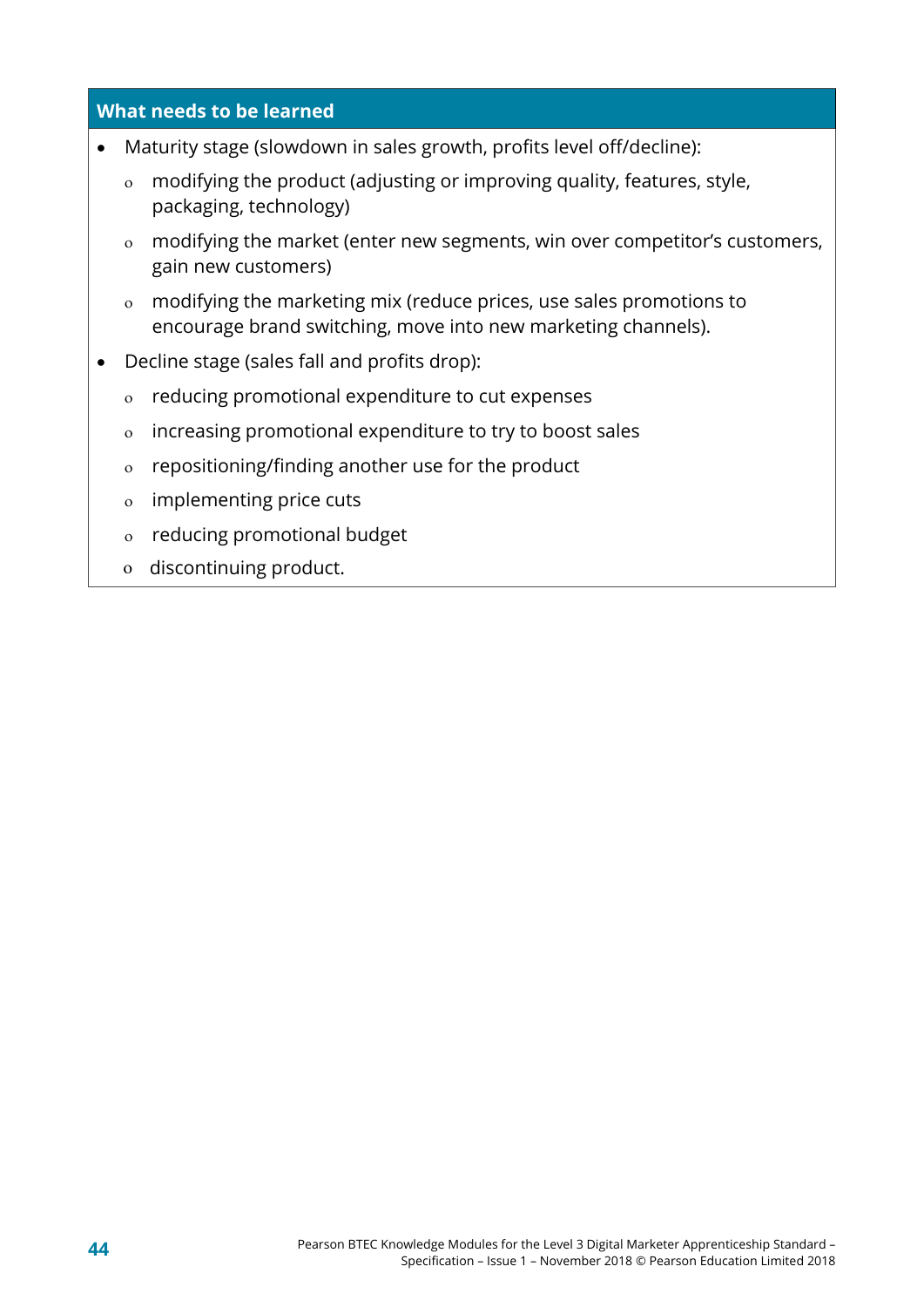## What needs to be learned

- Maturity stage (slowdown in sales growth, profits level off/decline):
  - modifying the product (adjusting or improving quality, features, style, packaging, technology)
  - modifying the market (enter new segments, win over competitor's customers, gain new customers)
  - modifying the marketing mix (reduce prices, use sales promotions to encourage brand switching, move into new marketing channels).
- Decline stage (sales fall and profits drop):
  - reducing promotional expenditure to cut expenses
  - increasing promotional expenditure to try to boost sales
  - repositioning/finding another use for the product
  - implementing price cuts
  - reducing promotional budget
  - discontinuing product.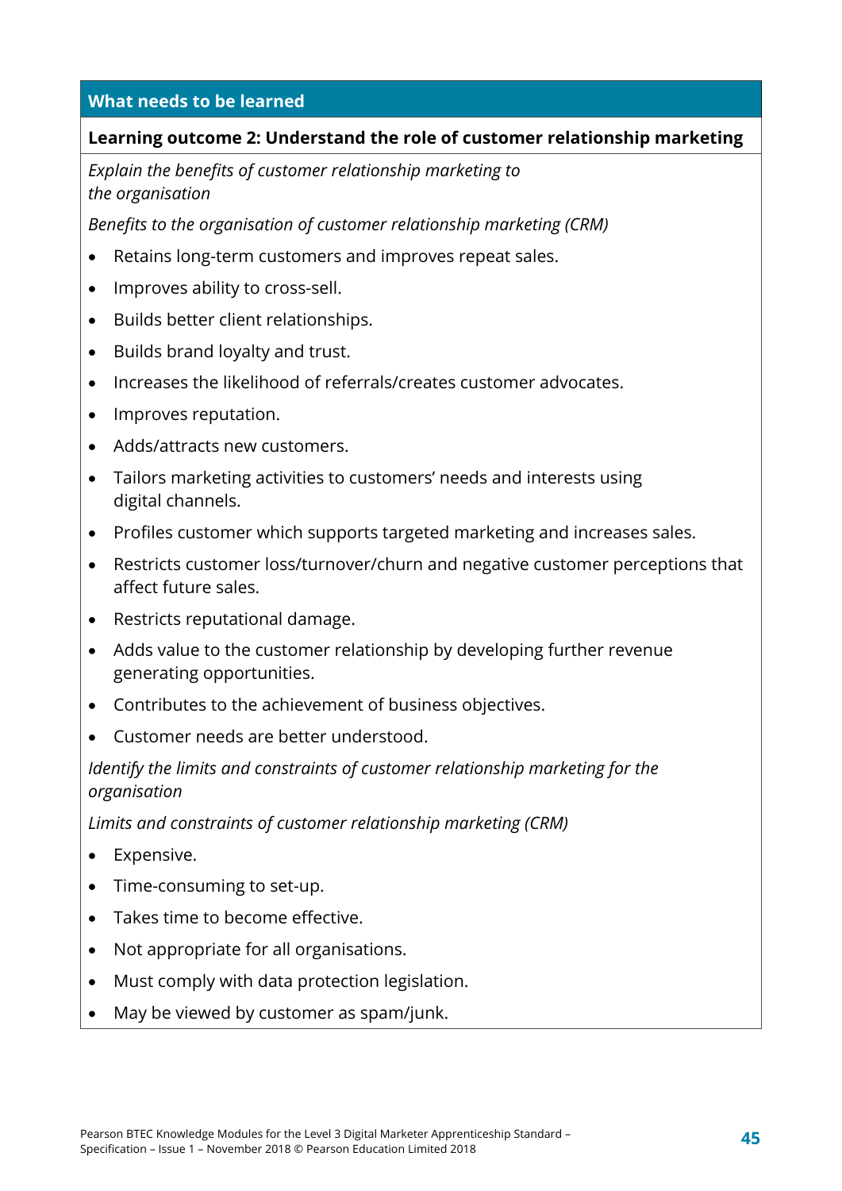## What needs to be learned

**Learning outcome 2: Understand the role of customer relationship marketing**

*Explain the benefits of customer relationship marketing to the organisation*

*Benefits to the organisation of customer relationship marketing (CRM)*

- Retains long-term customers and improves repeat sales.
- Improves ability to cross-sell.
- Builds better client relationships.
- Builds brand loyalty and trust.
- Increases the likelihood of referrals/creates customer advocates.
- Improves reputation.
- Adds/attracts new customers.
- Tailors marketing activities to customers' needs and interests using digital channels.
- Profiles customer which supports targeted marketing and increases sales.
- Restricts customer loss/turnover/churn and negative customer perceptions that affect future sales.
- Restricts reputational damage.
- Adds value to the customer relationship by developing further revenue generating opportunities.
- Contributes to the achievement of business objectives.
- Customer needs are better understood.

*Identify the limits and constraints of customer relationship marketing for the organisation*

*Limits and constraints of customer relationship marketing (CRM)*

- Expensive.
- Time-consuming to set-up.
- Takes time to become effective.
- Not appropriate for all organisations.
- Must comply with data protection legislation.
- May be viewed by customer as spam/junk.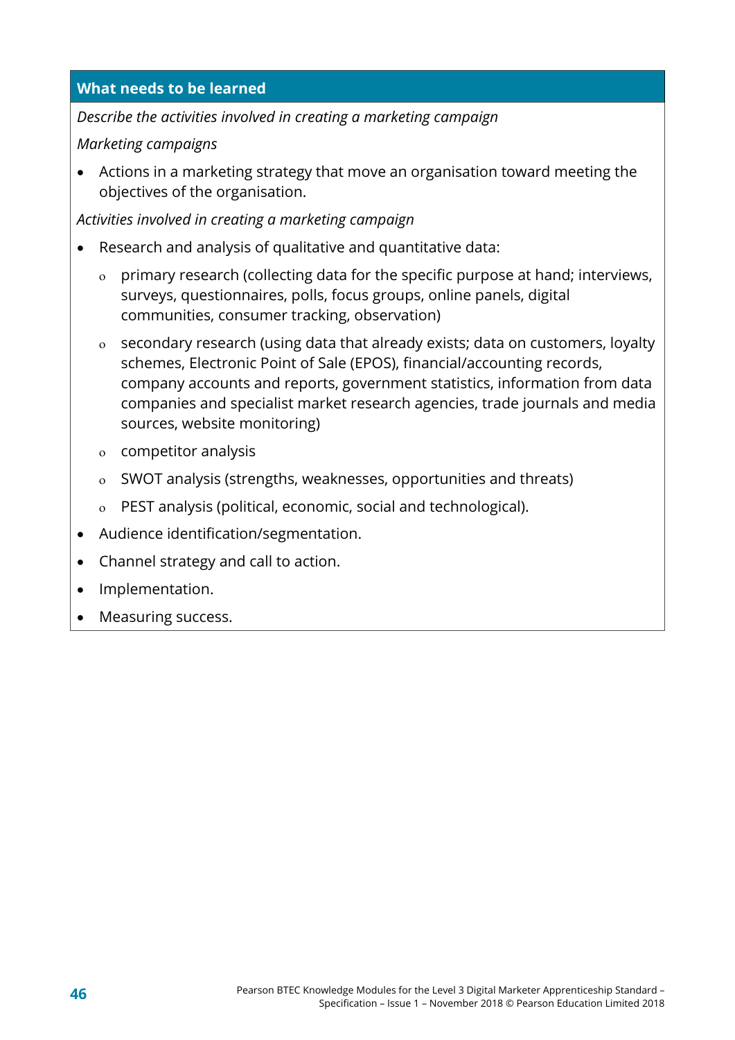| What needs to be learned |
|---|
| *Describe the activities involved in creating a marketing campaign*<br>*Marketing campaigns*<br>• Actions in a marketing strategy that move an organisation toward meeting the objectives of the organisation.<br>*Activities involved in creating a marketing campaign*<br>• Research and analysis of qualitative and quantitative data:<br>  o primary research (collecting data for the specific purpose at hand; interviews, surveys, questionnaires, polls, focus groups, online panels, digital communities, consumer tracking, observation)<br>  o secondary research (using data that already exists; data on customers, loyalty schemes, Electronic Point of Sale (EPOS), financial/accounting records, company accounts and reports, government statistics, information from data companies and specialist market research agencies, trade journals and media sources, website monitoring)<br>  o competitor analysis<br>  o SWOT analysis (strengths, weaknesses, opportunities and threats)<br>  o PEST analysis (political, economic, social and technological).<br>• Audience identification/segmentation.<br>• Channel strategy and call to action.<br>• Implementation.<br>• Measuring success. |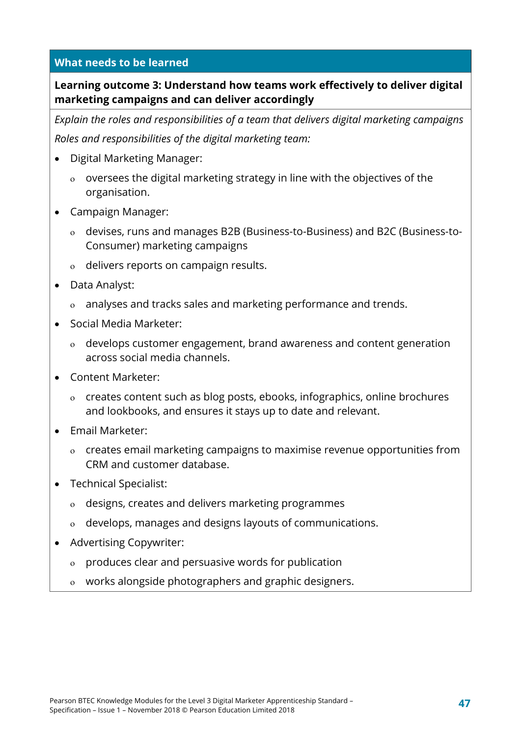## What needs to be learned

**Learning outcome 3: Understand how teams work effectively to deliver digital marketing campaigns and can deliver accordingly**

*Explain the roles and responsibilities of a team that delivers digital marketing campaigns*

*Roles and responsibilities of the digital marketing team:*

- Digital Marketing Manager:
  - oversees the digital marketing strategy in line with the objectives of the organisation.
- Campaign Manager:
  - devises, runs and manages B2B (Business-to-Business) and B2C (Business-to-Consumer) marketing campaigns
  - delivers reports on campaign results.
- Data Analyst:
  - analyses and tracks sales and marketing performance and trends.
- Social Media Marketer:
  - develops customer engagement, brand awareness and content generation across social media channels.
- Content Marketer:
  - creates content such as blog posts, ebooks, infographics, online brochures and lookbooks, and ensures it stays up to date and relevant.
- Email Marketer:
  - creates email marketing campaigns to maximise revenue opportunities from CRM and customer database.
- Technical Specialist:
  - designs, creates and delivers marketing programmes
  - develops, manages and designs layouts of communications.
- Advertising Copywriter:
  - produces clear and persuasive words for publication
  - works alongside photographers and graphic designers.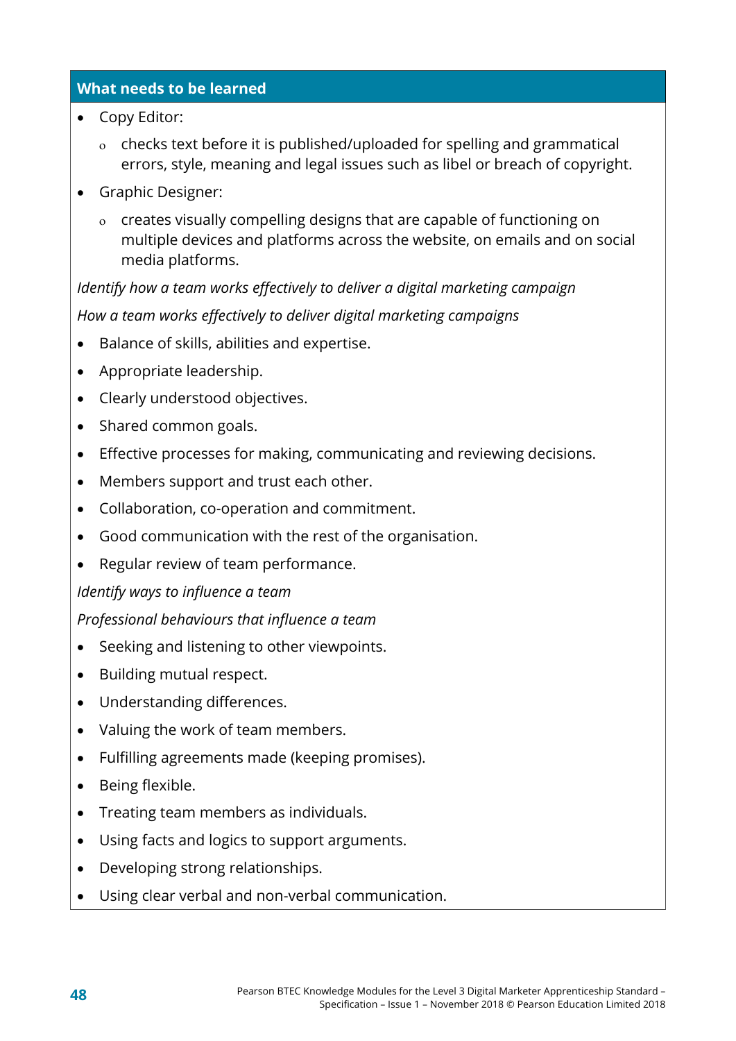**What needs to be learned**

- Copy Editor:
    - checks text before it is published/uploaded for spelling and grammatical errors, style, meaning and legal issues such as libel or breach of copyright.
- Graphic Designer:
    - creates visually compelling designs that are capable of functioning on multiple devices and platforms across the website, on emails and on social media platforms.

*Identify how a team works effectively to deliver a digital marketing campaign*

*How a team works effectively to deliver digital marketing campaigns*

- Balance of skills, abilities and expertise.
- Appropriate leadership.
- Clearly understood objectives.
- Shared common goals.
- Effective processes for making, communicating and reviewing decisions.
- Members support and trust each other.
- Collaboration, co-operation and commitment.
- Good communication with the rest of the organisation.
- Regular review of team performance.

*Identify ways to influence a team*

*Professional behaviours that influence a team*

- Seeking and listening to other viewpoints.
- Building mutual respect.
- Understanding differences.
- Valuing the work of team members.
- Fulfilling agreements made (keeping promises).
- Being flexible.
- Treating team members as individuals.
- Using facts and logics to support arguments.
- Developing strong relationships.
- Using clear verbal and non-verbal communication.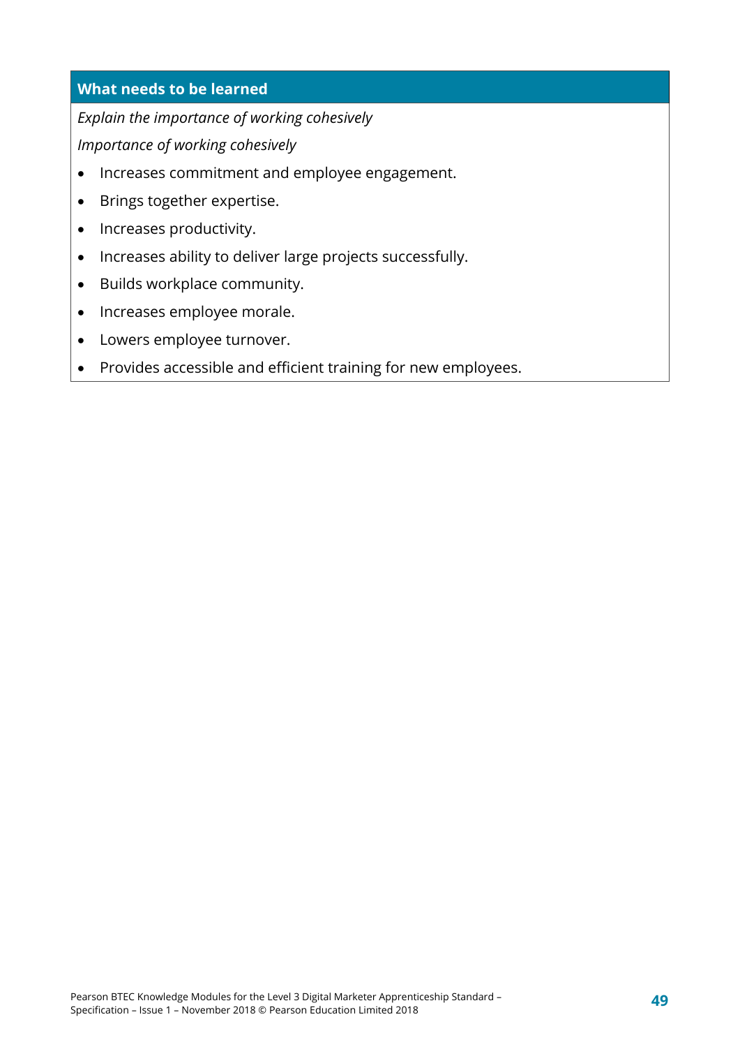| What needs to be learned |
| --- |
| *Explain the importance of working cohesively*<br>*Importance of working cohesively*<br>• Increases commitment and employee engagement.<br>• Brings together expertise.<br>• Increases productivity.<br>• Increases ability to deliver large projects successfully.<br>• Builds workplace community.<br>• Increases employee morale.<br>• Lowers employee turnover.<br>• Provides accessible and efficient training for new employees. |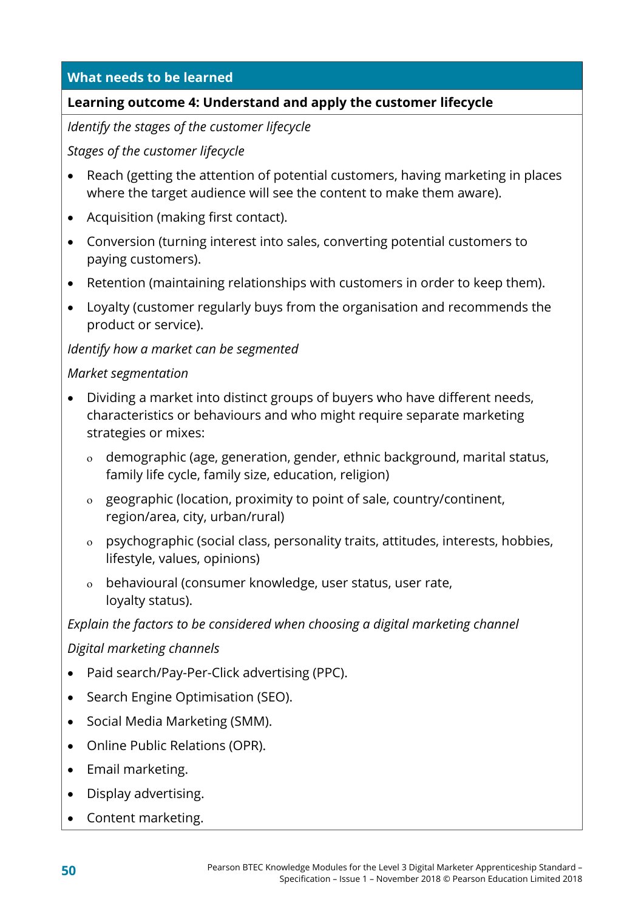## What needs to be learned

### Learning outcome 4: Understand and apply the customer lifecycle

*Identify the stages of the customer lifecycle*

*Stages of the customer lifecycle*

- Reach (getting the attention of potential customers, having marketing in places where the target audience will see the content to make them aware).
- Acquisition (making first contact).
- Conversion (turning interest into sales, converting potential customers to paying customers).
- Retention (maintaining relationships with customers in order to keep them).
- Loyalty (customer regularly buys from the organisation and recommends the product or service).

*Identify how a market can be segmented*

*Market segmentation*

- Dividing a market into distinct groups of buyers who have different needs, characteristics or behaviours and who might require separate marketing strategies or mixes:
  - demographic (age, generation, gender, ethnic background, marital status, family life cycle, family size, education, religion)
  - geographic (location, proximity to point of sale, country/continent, region/area, city, urban/rural)
  - psychographic (social class, personality traits, attitudes, interests, hobbies, lifestyle, values, opinions)
  - behavioural (consumer knowledge, user status, user rate, loyalty status).

*Explain the factors to be considered when choosing a digital marketing channel*

*Digital marketing channels*

- Paid search/Pay-Per-Click advertising (PPC).
- Search Engine Optimisation (SEO).
- Social Media Marketing (SMM).
- Online Public Relations (OPR).
- Email marketing.
- Display advertising.
- Content marketing.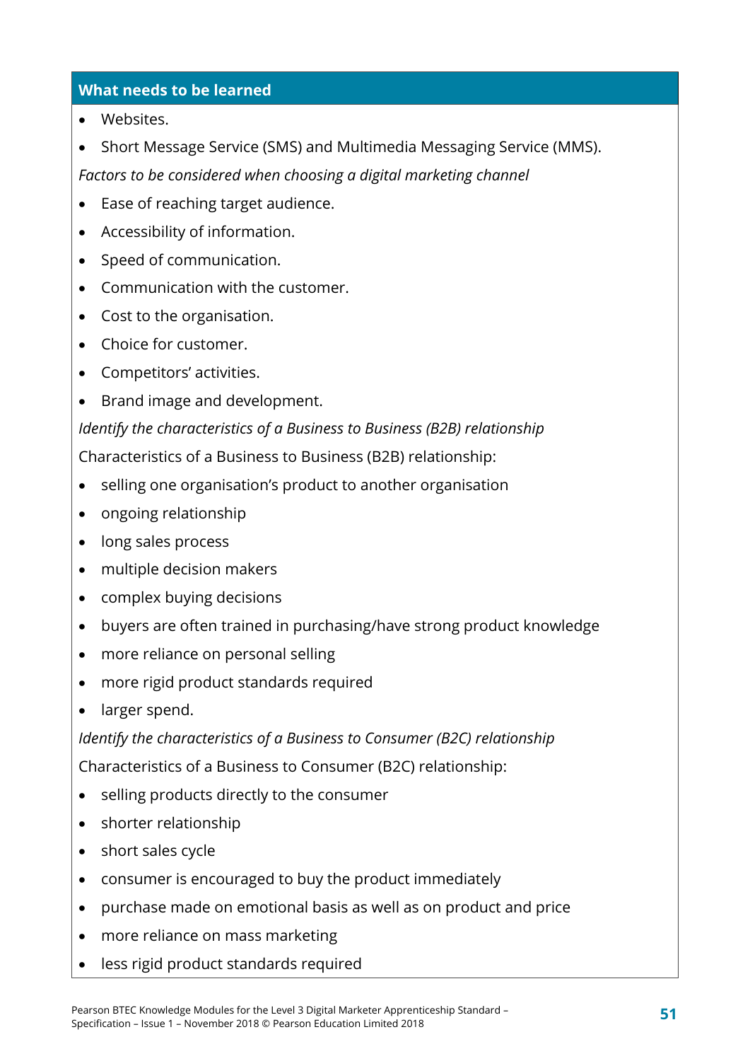| What needs to be learned |
| --- |
| • Websites.<br>• Short Message Service (SMS) and Multimedia Messaging Service (MMS).<br>*Factors to be considered when choosing a digital marketing channel*<br>• Ease of reaching target audience.<br>• Accessibility of information.<br>• Speed of communication.<br>• Communication with the customer.<br>• Cost to the organisation.<br>• Choice for customer.<br>• Competitors' activities.<br>• Brand image and development.<br>*Identify the characteristics of a Business to Business (B2B) relationship*<br>Characteristics of a Business to Business (B2B) relationship:<br>• selling one organisation's product to another organisation<br>• ongoing relationship<br>• long sales process<br>• multiple decision makers<br>• complex buying decisions<br>• buyers are often trained in purchasing/have strong product knowledge<br>• more reliance on personal selling<br>• more rigid product standards required<br>• larger spend.<br>*Identify the characteristics of a Business to Consumer (B2C) relationship*<br>Characteristics of a Business to Consumer (B2C) relationship:<br>• selling products directly to the consumer<br>• shorter relationship<br>• short sales cycle<br>• consumer is encouraged to buy the product immediately<br>• purchase made on emotional basis as well as on product and price<br>• more reliance on mass marketing<br>• less rigid product standards required |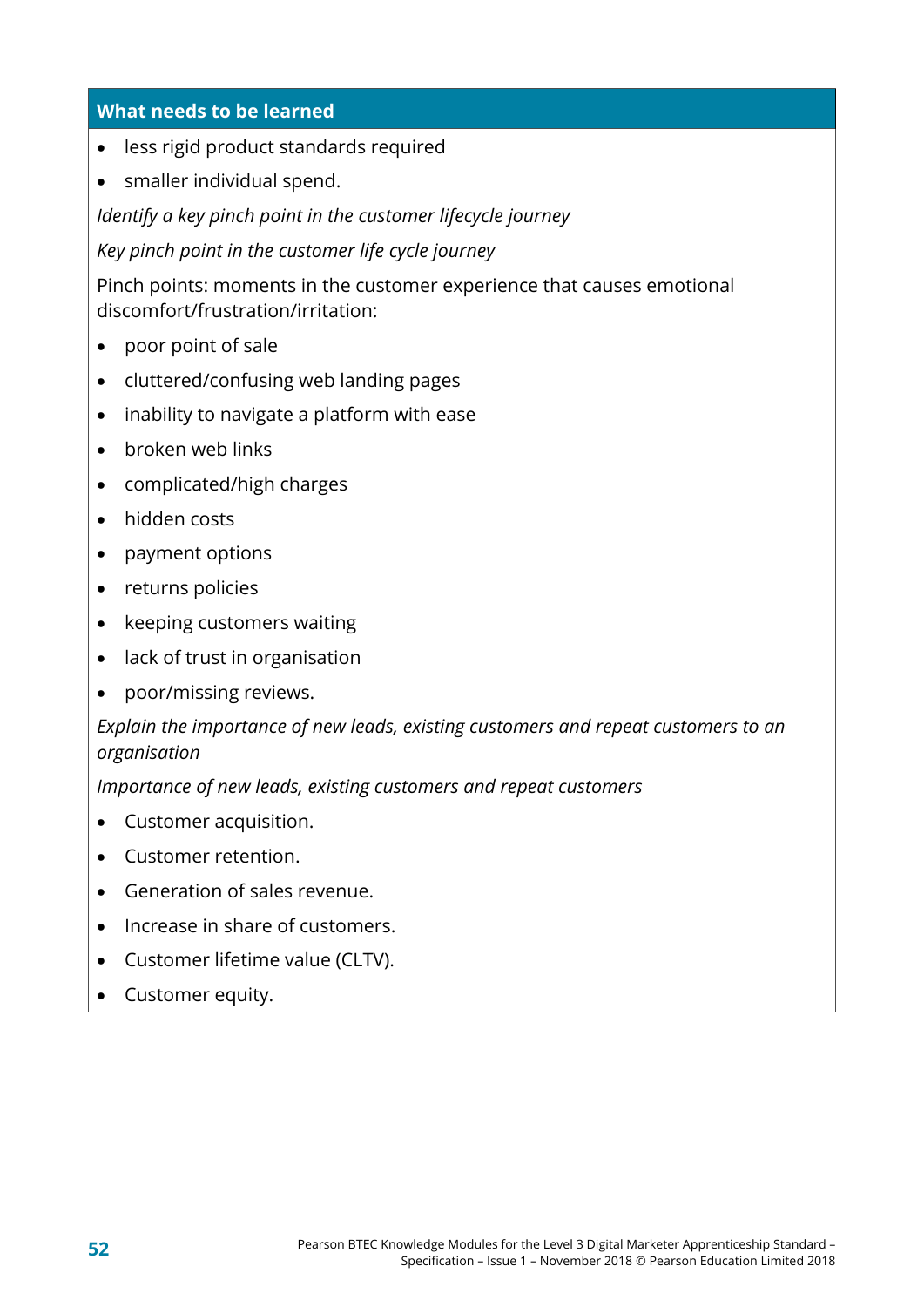**What needs to be learned**

- less rigid product standards required
- smaller individual spend.

*Identify a key pinch point in the customer lifecycle journey*

*Key pinch point in the customer life cycle journey*

Pinch points: moments in the customer experience that causes emotional discomfort/frustration/irritation:

- poor point of sale
- cluttered/confusing web landing pages
- inability to navigate a platform with ease
- broken web links
- complicated/high charges
- hidden costs
- payment options
- returns policies
- keeping customers waiting
- lack of trust in organisation
- poor/missing reviews.

*Explain the importance of new leads, existing customers and repeat customers to an organisation*

*Importance of new leads, existing customers and repeat customers*

- Customer acquisition.
- Customer retention.
- Generation of sales revenue.
- Increase in share of customers.
- Customer lifetime value (CLTV).
- Customer equity.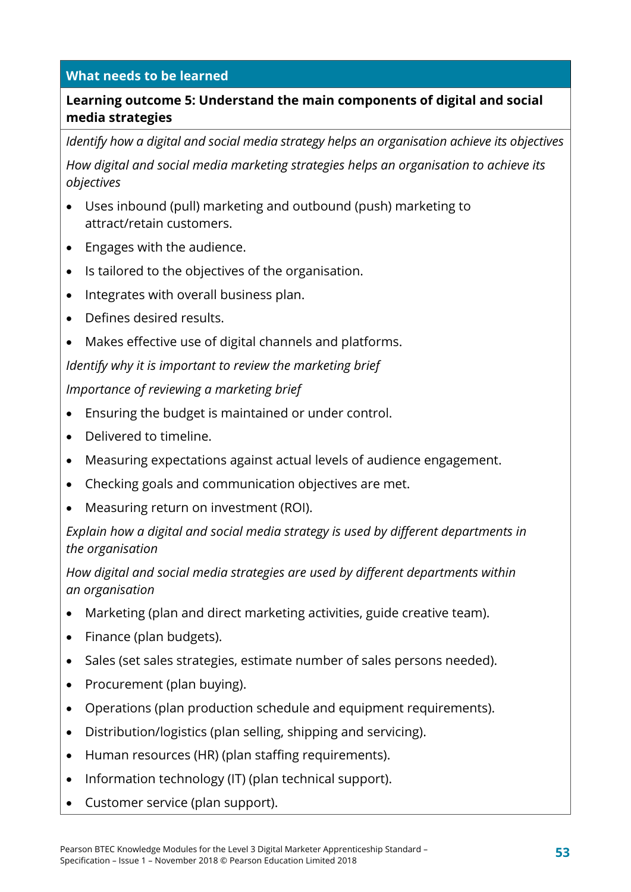**What needs to be learned**

**Learning outcome 5: Understand the main components of digital and social media strategies**

*Identify how a digital and social media strategy helps an organisation achieve its objectives*

*How digital and social media marketing strategies helps an organisation to achieve its objectives*

- Uses inbound (pull) marketing and outbound (push) marketing to attract/retain customers.
- Engages with the audience.
- Is tailored to the objectives of the organisation.
- Integrates with overall business plan.
- Defines desired results.
- Makes effective use of digital channels and platforms.

*Identify why it is important to review the marketing brief*

*Importance of reviewing a marketing brief*

- Ensuring the budget is maintained or under control.
- Delivered to timeline.
- Measuring expectations against actual levels of audience engagement.
- Checking goals and communication objectives are met.
- Measuring return on investment (ROI).

*Explain how a digital and social media strategy is used by different departments in the organisation*

*How digital and social media strategies are used by different departments within an organisation*

- Marketing (plan and direct marketing activities, guide creative team).
- Finance (plan budgets).
- Sales (set sales strategies, estimate number of sales persons needed).
- Procurement (plan buying).
- Operations (plan production schedule and equipment requirements).
- Distribution/logistics (plan selling, shipping and servicing).
- Human resources (HR) (plan staffing requirements).
- Information technology (IT) (plan technical support).
- Customer service (plan support).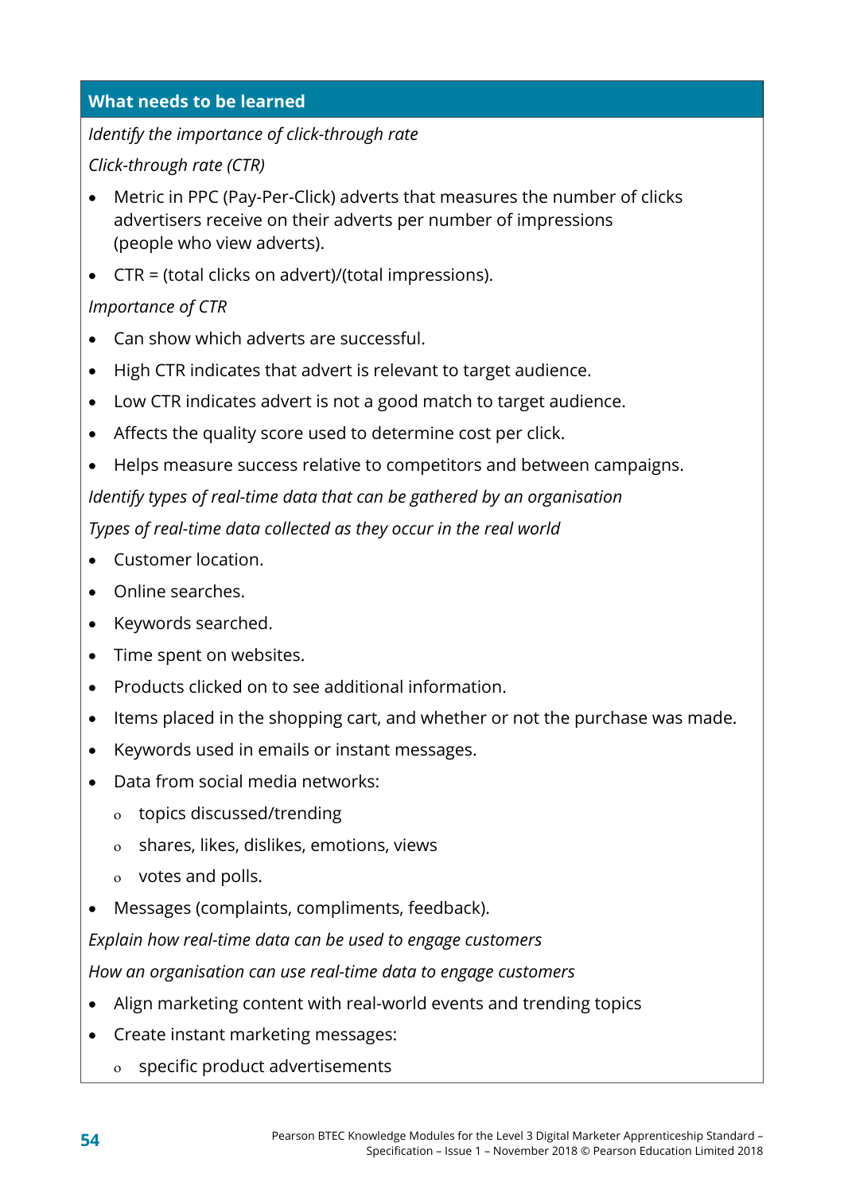**What needs to be learned**

*Identify the importance of click-through rate*

*Click-through rate (CTR)*

- Metric in PPC (Pay-Per-Click) adverts that measures the number of clicks advertisers receive on their adverts per number of impressions (people who view adverts).
- CTR = (total clicks on advert)/(total impressions).

*Importance of CTR*

- Can show which adverts are successful.
- High CTR indicates that advert is relevant to target audience.
- Low CTR indicates advert is not a good match to target audience.
- Affects the quality score used to determine cost per click.
- Helps measure success relative to competitors and between campaigns.

*Identify types of real-time data that can be gathered by an organisation*

*Types of real-time data collected as they occur in the real world*

- Customer location.
- Online searches.
- Keywords searched.
- Time spent on websites.
- Products clicked on to see additional information.
- Items placed in the shopping cart, and whether or not the purchase was made.
- Keywords used in emails or instant messages.
- Data from social media networks:
  - topics discussed/trending
  - shares, likes, dislikes, emotions, views
  - votes and polls.
- Messages (complaints, compliments, feedback).

*Explain how real-time data can be used to engage customers*

*How an organisation can use real-time data to engage customers*

- Align marketing content with real-world events and trending topics
- Create instant marketing messages:
  - specific product advertisements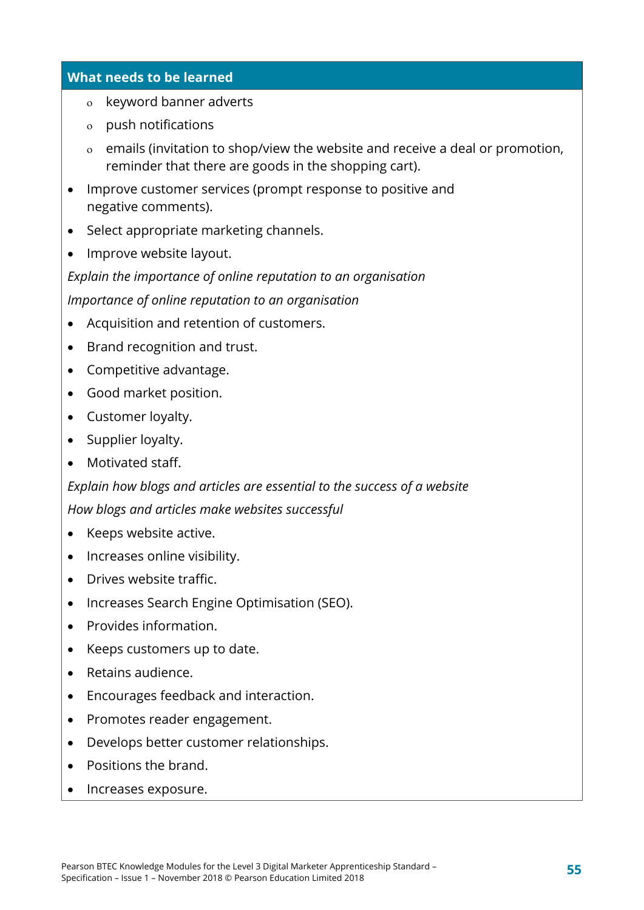**What needs to be learned**

  - keyword banner adverts
  - push notifications
  - emails (invitation to shop/view the website and receive a deal or promotion, reminder that there are goods in the shopping cart).
- Improve customer services (prompt response to positive and negative comments).
- Select appropriate marketing channels.
- Improve website layout.

*Explain the importance of online reputation to an organisation*

*Importance of online reputation to an organisation*

- Acquisition and retention of customers.
- Brand recognition and trust.
- Competitive advantage.
- Good market position.
- Customer loyalty.
- Supplier loyalty.
- Motivated staff.

*Explain how blogs and articles are essential to the success of a website*

*How blogs and articles make websites successful*

- Keeps website active.
- Increases online visibility.
- Drives website traffic.
- Increases Search Engine Optimisation (SEO).
- Provides information.
- Keeps customers up to date.
- Retains audience.
- Encourages feedback and interaction.
- Promotes reader engagement.
- Develops better customer relationships.
- Positions the brand.
- Increases exposure.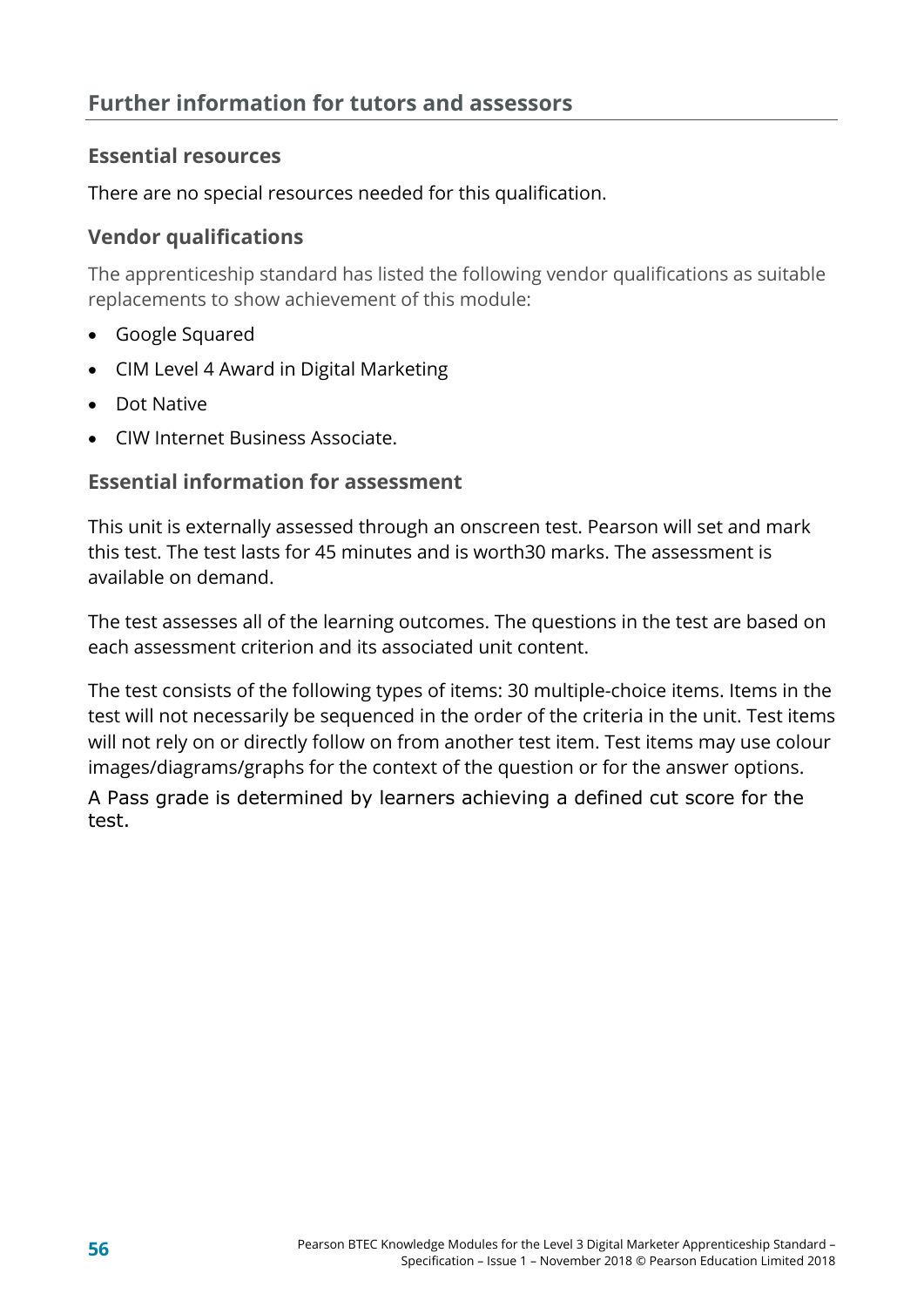## Further information for tutors and assessors

### Essential resources

There are no special resources needed for this qualification.

### Vendor qualifications

The apprenticeship standard has listed the following vendor qualifications as suitable replacements to show achievement of this module:

- Google Squared
- CIM Level 4 Award in Digital Marketing
- Dot Native
- CIW Internet Business Associate.

### Essential information for assessment

This unit is externally assessed through an onscreen test. Pearson will set and mark this test. The test lasts for 45 minutes and is worth30 marks. The assessment is available on demand.

The test assesses all of the learning outcomes. The questions in the test are based on each assessment criterion and its associated unit content.

The test consists of the following types of items: 30 multiple-choice items. Items in the test will not necessarily be sequenced in the order of the criteria in the unit. Test items will not rely on or directly follow on from another test item. Test items may use colour images/diagrams/graphs for the context of the question or for the answer options.

A Pass grade is determined by learners achieving a defined cut score for the test.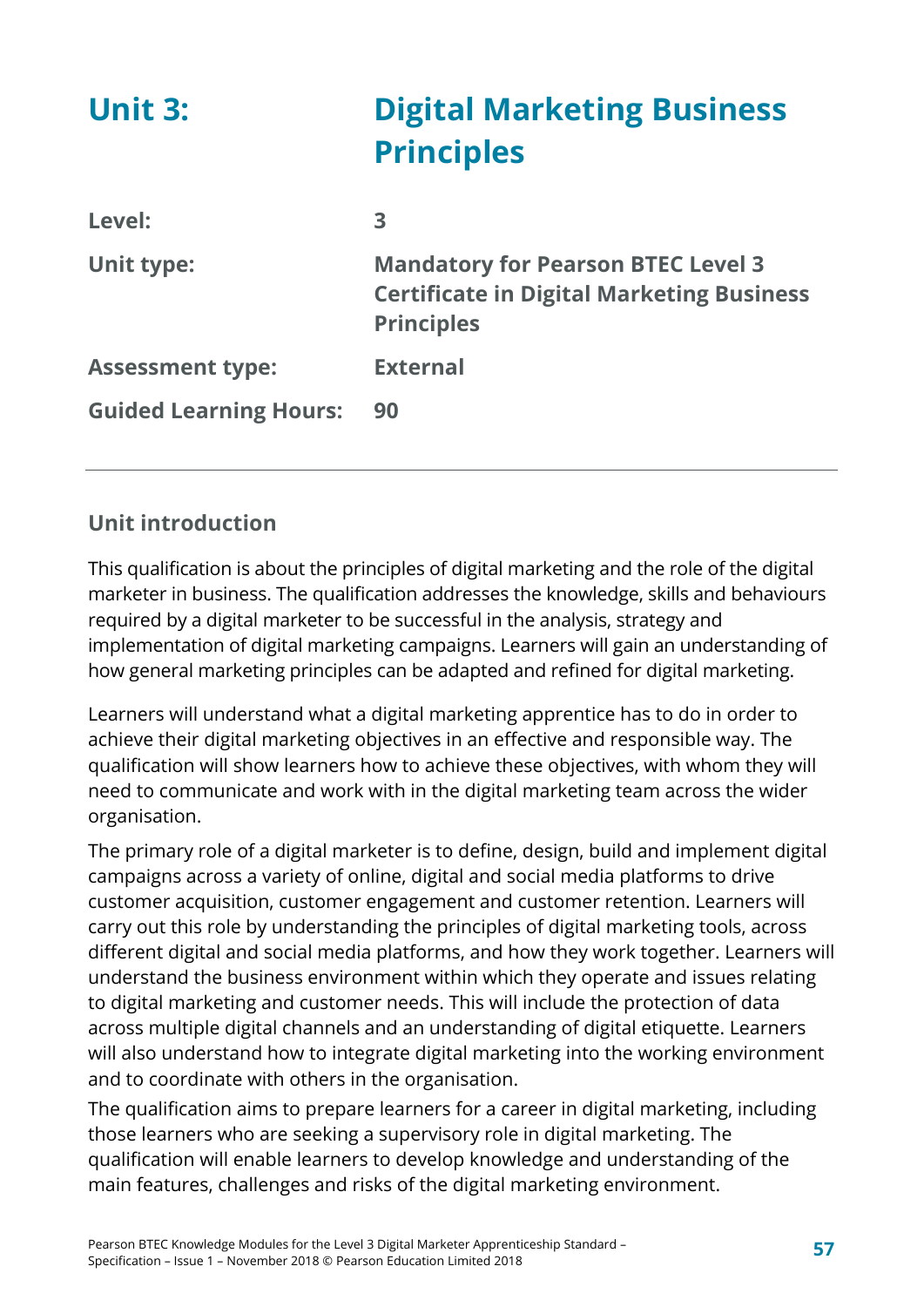# Unit 3: Digital Marketing Business Principles

| | |
|---|---|
| **Level:** | **3** |
| **Unit type:** | **Mandatory for Pearson BTEC Level 3 Certificate in Digital Marketing Business Principles** |
| **Assessment type:** | **External** |
| **Guided Learning Hours:** | **90** |

## Unit introduction

This qualification is about the principles of digital marketing and the role of the digital marketer in business. The qualification addresses the knowledge, skills and behaviours required by a digital marketer to be successful in the analysis, strategy and implementation of digital marketing campaigns. Learners will gain an understanding of how general marketing principles can be adapted and refined for digital marketing.

Learners will understand what a digital marketing apprentice has to do in order to achieve their digital marketing objectives in an effective and responsible way. The qualification will show learners how to achieve these objectives, with whom they will need to communicate and work with in the digital marketing team across the wider organisation.

The primary role of a digital marketer is to define, design, build and implement digital campaigns across a variety of online, digital and social media platforms to drive customer acquisition, customer engagement and customer retention. Learners will carry out this role by understanding the principles of digital marketing tools, across different digital and social media platforms, and how they work together. Learners will understand the business environment within which they operate and issues relating to digital marketing and customer needs. This will include the protection of data across multiple digital channels and an understanding of digital etiquette. Learners will also understand how to integrate digital marketing into the working environment and to coordinate with others in the organisation.

The qualification aims to prepare learners for a career in digital marketing, including those learners who are seeking a supervisory role in digital marketing. The qualification will enable learners to develop knowledge and understanding of the main features, challenges and risks of the digital marketing environment.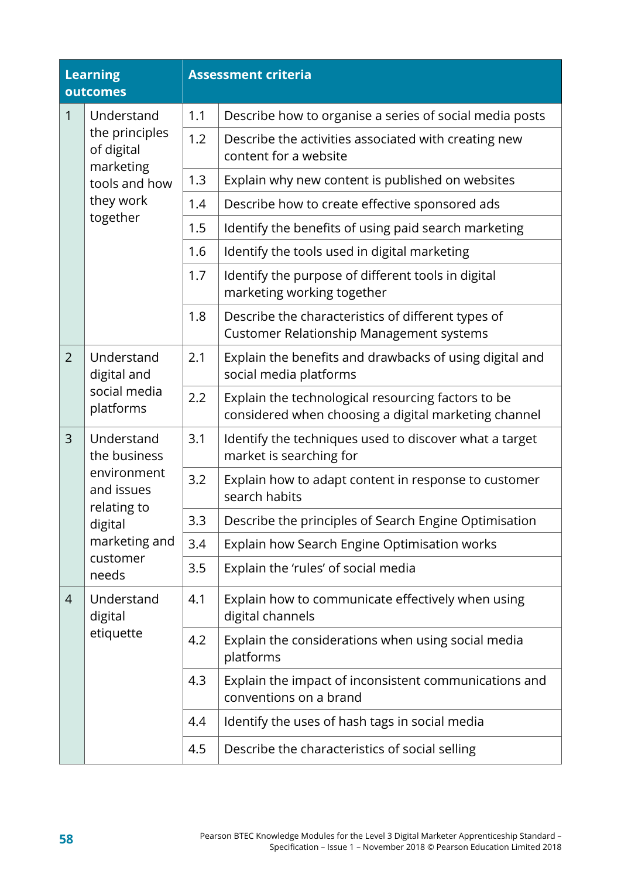| Learning outcomes | | Assessment criteria | |
|---|---|---|---|
| 1 | Understand the principles of digital marketing tools and how they work together | 1.1 | Describe how to organise a series of social media posts |
| | | 1.2 | Describe the activities associated with creating new content for a website |
| | | 1.3 | Explain why new content is published on websites |
| | | 1.4 | Describe how to create effective sponsored ads |
| | | 1.5 | Identify the benefits of using paid search marketing |
| | | 1.6 | Identify the tools used in digital marketing |
| | | 1.7 | Identify the purpose of different tools in digital marketing working together |
| | | 1.8 | Describe the characteristics of different types of Customer Relationship Management systems |
| 2 | Understand digital and social media platforms | 2.1 | Explain the benefits and drawbacks of using digital and social media platforms |
| | | 2.2 | Explain the technological resourcing factors to be considered when choosing a digital marketing channel |
| 3 | Understand the business environment and issues relating to digital marketing and customer needs | 3.1 | Identify the techniques used to discover what a target market is searching for |
| | | 3.2 | Explain how to adapt content in response to customer search habits |
| | | 3.3 | Describe the principles of Search Engine Optimisation |
| | | 3.4 | Explain how Search Engine Optimisation works |
| | | 3.5 | Explain the 'rules' of social media |
| 4 | Understand digital etiquette | 4.1 | Explain how to communicate effectively when using digital channels |
| | | 4.2 | Explain the considerations when using social media platforms |
| | | 4.3 | Explain the impact of inconsistent communications and conventions on a brand |
| | | 4.4 | Identify the uses of hash tags in social media |
| | | 4.5 | Describe the characteristics of social selling |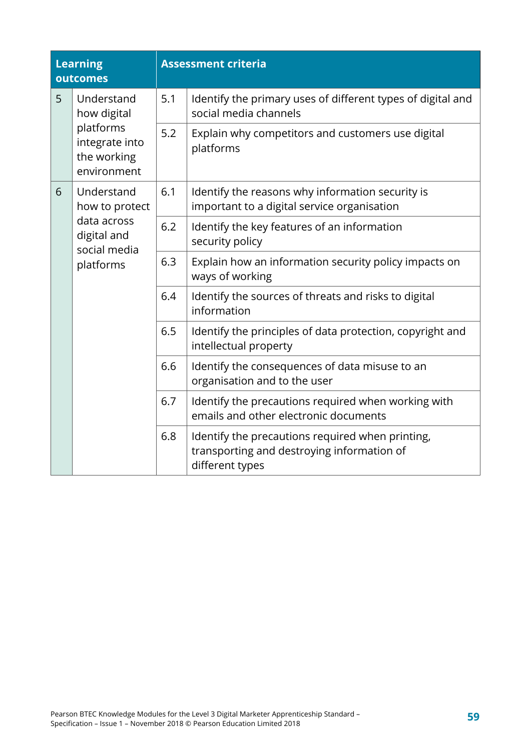| Learning outcomes | | Assessment criteria | |
|---|---|---|---|
| 5 | Understand how digital platforms integrate into the working environment | 5.1 | Identify the primary uses of different types of digital and social media channels |
| | | 5.2 | Explain why competitors and customers use digital platforms |
| 6 | Understand how to protect data across digital and social media platforms | 6.1 | Identify the reasons why information security is important to a digital service organisation |
| | | 6.2 | Identify the key features of an information security policy |
| | | 6.3 | Explain how an information security policy impacts on ways of working |
| | | 6.4 | Identify the sources of threats and risks to digital information |
| | | 6.5 | Identify the principles of data protection, copyright and intellectual property |
| | | 6.6 | Identify the consequences of data misuse to an organisation and to the user |
| | | 6.7 | Identify the precautions required when working with emails and other electronic documents |
| | | 6.8 | Identify the precautions required when printing, transporting and destroying information of different types |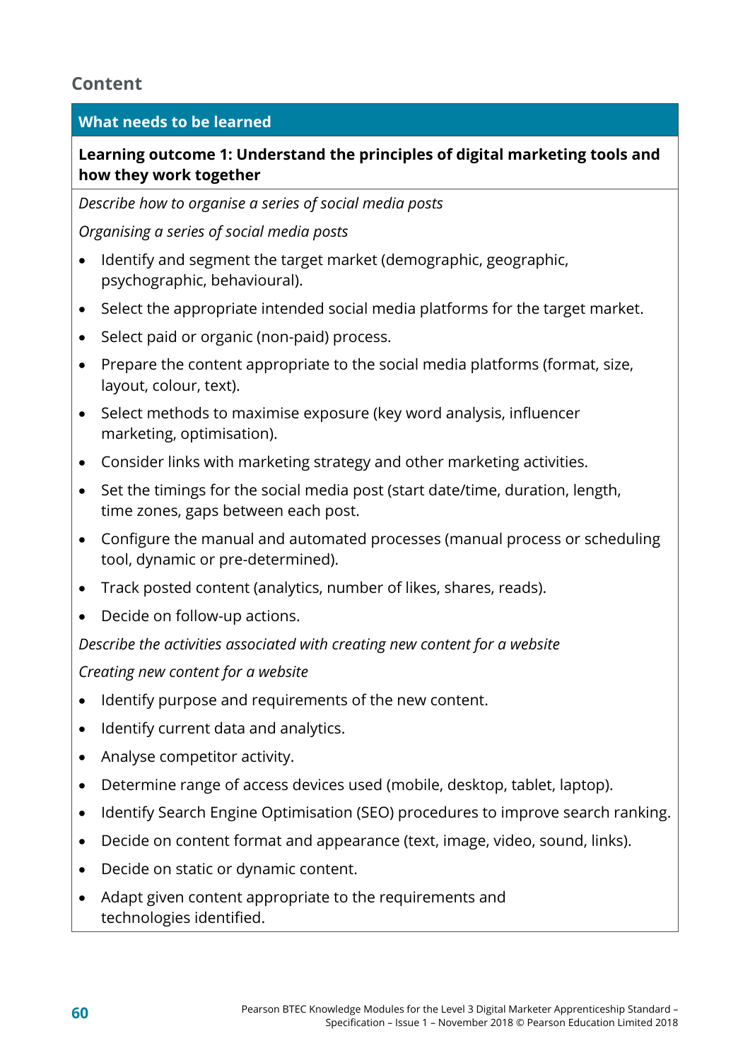## Content

| What needs to be learned |
|---|
| **Learning outcome 1: Understand the principles of digital marketing tools and how they work together** |

*Describe how to organise a series of social media posts*

*Organising a series of social media posts*

- Identify and segment the target market (demographic, geographic, psychographic, behavioural).
- Select the appropriate intended social media platforms for the target market.
- Select paid or organic (non-paid) process.
- Prepare the content appropriate to the social media platforms (format, size, layout, colour, text).
- Select methods to maximise exposure (key word analysis, influencer marketing, optimisation).
- Consider links with marketing strategy and other marketing activities.
- Set the timings for the social media post (start date/time, duration, length, time zones, gaps between each post.
- Configure the manual and automated processes (manual process or scheduling tool, dynamic or pre-determined).
- Track posted content (analytics, number of likes, shares, reads).
- Decide on follow-up actions.

*Describe the activities associated with creating new content for a website*

*Creating new content for a website*

- Identify purpose and requirements of the new content.
- Identify current data and analytics.
- Analyse competitor activity.
- Determine range of access devices used (mobile, desktop, tablet, laptop).
- Identify Search Engine Optimisation (SEO) procedures to improve search ranking.
- Decide on content format and appearance (text, image, video, sound, links).
- Decide on static or dynamic content.
- Adapt given content appropriate to the requirements and technologies identified.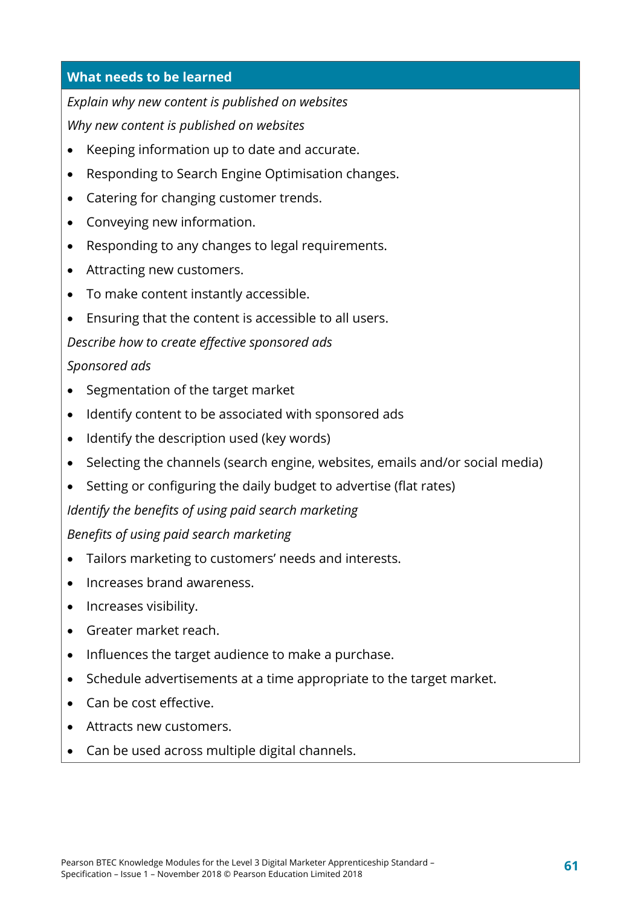| What needs to be learned |
|---|
| *Explain why new content is published on websites*<br>*Why new content is published on websites*<br>• Keeping information up to date and accurate.<br>• Responding to Search Engine Optimisation changes.<br>• Catering for changing customer trends.<br>• Conveying new information.<br>• Responding to any changes to legal requirements.<br>• Attracting new customers.<br>• To make content instantly accessible.<br>• Ensuring that the content is accessible to all users.<br>*Describe how to create effective sponsored ads*<br>*Sponsored ads*<br>• Segmentation of the target market<br>• Identify content to be associated with sponsored ads<br>• Identify the description used (key words)<br>• Selecting the channels (search engine, websites, emails and/or social media)<br>• Setting or configuring the daily budget to advertise (flat rates)<br>*Identify the benefits of using paid search marketing*<br>*Benefits of using paid search marketing*<br>• Tailors marketing to customers' needs and interests.<br>• Increases brand awareness.<br>• Increases visibility.<br>• Greater market reach.<br>• Influences the target audience to make a purchase.<br>• Schedule advertisements at a time appropriate to the target market.<br>• Can be cost effective.<br>• Attracts new customers.<br>• Can be used across multiple digital channels. |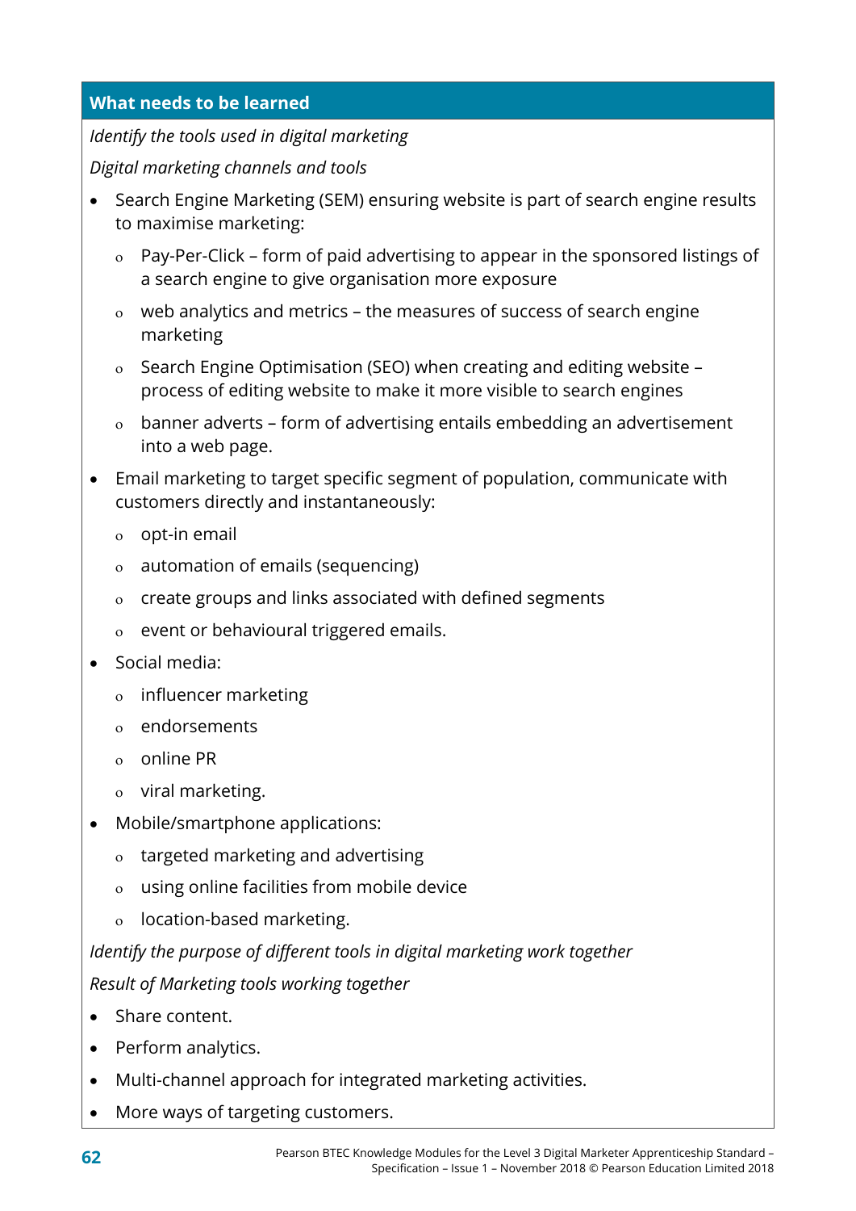**What needs to be learned**

*Identify the tools used in digital marketing*

*Digital marketing channels and tools*

- Search Engine Marketing (SEM) ensuring website is part of search engine results to maximise marketing:
  - Pay-Per-Click – form of paid advertising to appear in the sponsored listings of a search engine to give organisation more exposure
  - web analytics and metrics – the measures of success of search engine marketing
  - Search Engine Optimisation (SEO) when creating and editing website – process of editing website to make it more visible to search engines
  - banner adverts – form of advertising entails embedding an advertisement into a web page.
- Email marketing to target specific segment of population, communicate with customers directly and instantaneously:
  - opt-in email
  - automation of emails (sequencing)
  - create groups and links associated with defined segments
  - event or behavioural triggered emails.
- Social media:
  - influencer marketing
  - endorsements
  - online PR
  - viral marketing.
- Mobile/smartphone applications:
  - targeted marketing and advertising
  - using online facilities from mobile device
  - location-based marketing.

*Identify the purpose of different tools in digital marketing work together*

*Result of Marketing tools working together*

- Share content.
- Perform analytics.
- Multi-channel approach for integrated marketing activities.
- More ways of targeting customers.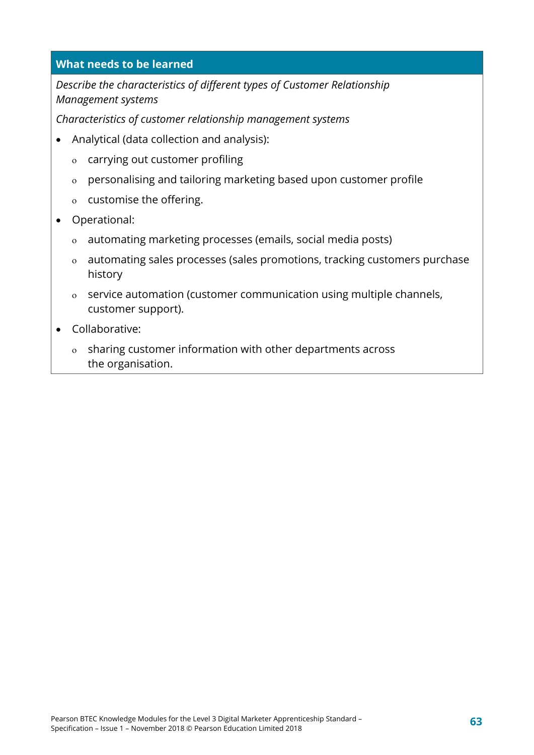**What needs to be learned**

*Describe the characteristics of different types of Customer Relationship Management systems*

*Characteristics of customer relationship management systems*

- Analytical (data collection and analysis):
  - carrying out customer profiling
  - personalising and tailoring marketing based upon customer profile
  - customise the offering.
- Operational:
  - automating marketing processes (emails, social media posts)
  - automating sales processes (sales promotions, tracking customers purchase history
  - service automation (customer communication using multiple channels, customer support).
- Collaborative:
  - sharing customer information with other departments across the organisation.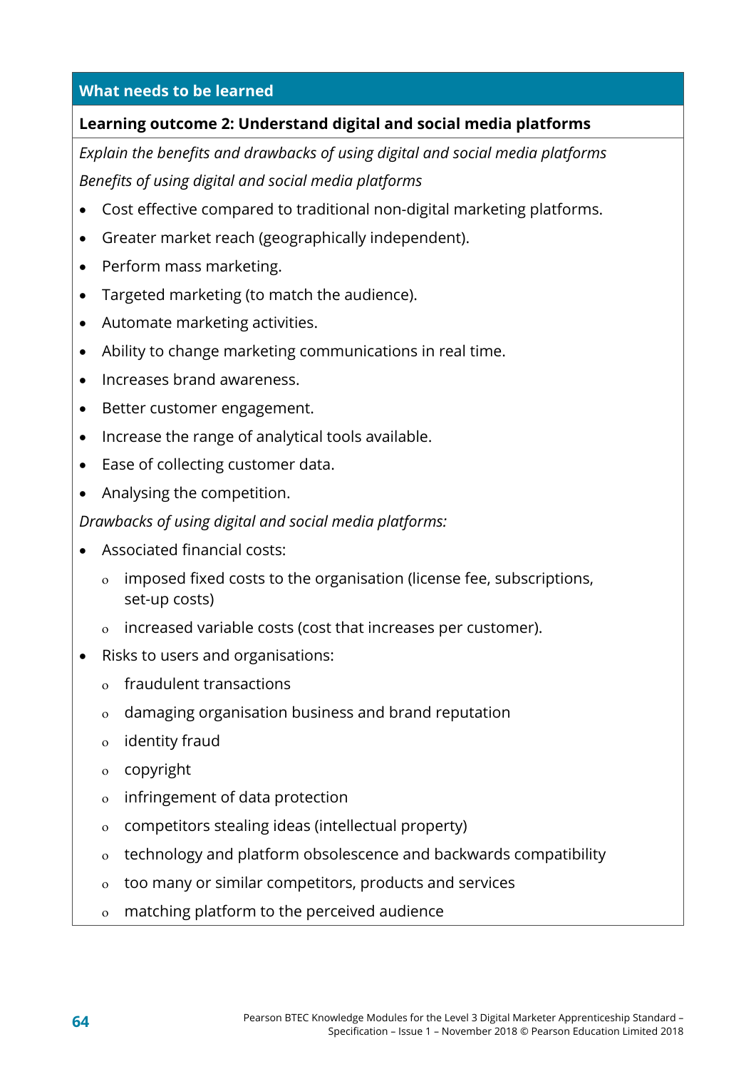| What needs to be learned |
| --- |
| **Learning outcome 2: Understand digital and social media platforms** |

*Explain the benefits and drawbacks of using digital and social media platforms*

*Benefits of using digital and social media platforms*

- Cost effective compared to traditional non-digital marketing platforms.
- Greater market reach (geographically independent).
- Perform mass marketing.
- Targeted marketing (to match the audience).
- Automate marketing activities.
- Ability to change marketing communications in real time.
- Increases brand awareness.
- Better customer engagement.
- Increase the range of analytical tools available.
- Ease of collecting customer data.
- Analysing the competition.

*Drawbacks of using digital and social media platforms:*

- Associated financial costs:
  - imposed fixed costs to the organisation (license fee, subscriptions, set-up costs)
  - increased variable costs (cost that increases per customer).
- Risks to users and organisations:
  - fraudulent transactions
  - damaging organisation business and brand reputation
  - identity fraud
  - copyright
  - infringement of data protection
  - competitors stealing ideas (intellectual property)
  - technology and platform obsolescence and backwards compatibility
  - too many or similar competitors, products and services
  - matching platform to the perceived audience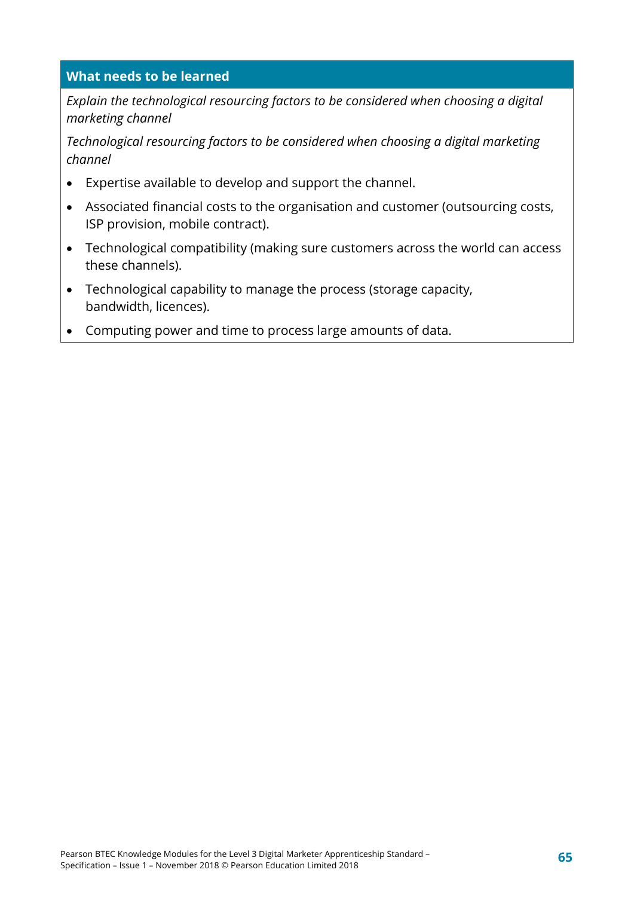| What needs to be learned |
| --- |
| *Explain the technological resourcing factors to be considered when choosing a digital marketing channel*<br><br>*Technological resourcing factors to be considered when choosing a digital marketing channel*<br><br>• Expertise available to develop and support the channel.<br>• Associated financial costs to the organisation and customer (outsourcing costs, ISP provision, mobile contract).<br>• Technological compatibility (making sure customers across the world can access these channels).<br>• Technological capability to manage the process (storage capacity, bandwidth, licences).<br>• Computing power and time to process large amounts of data. |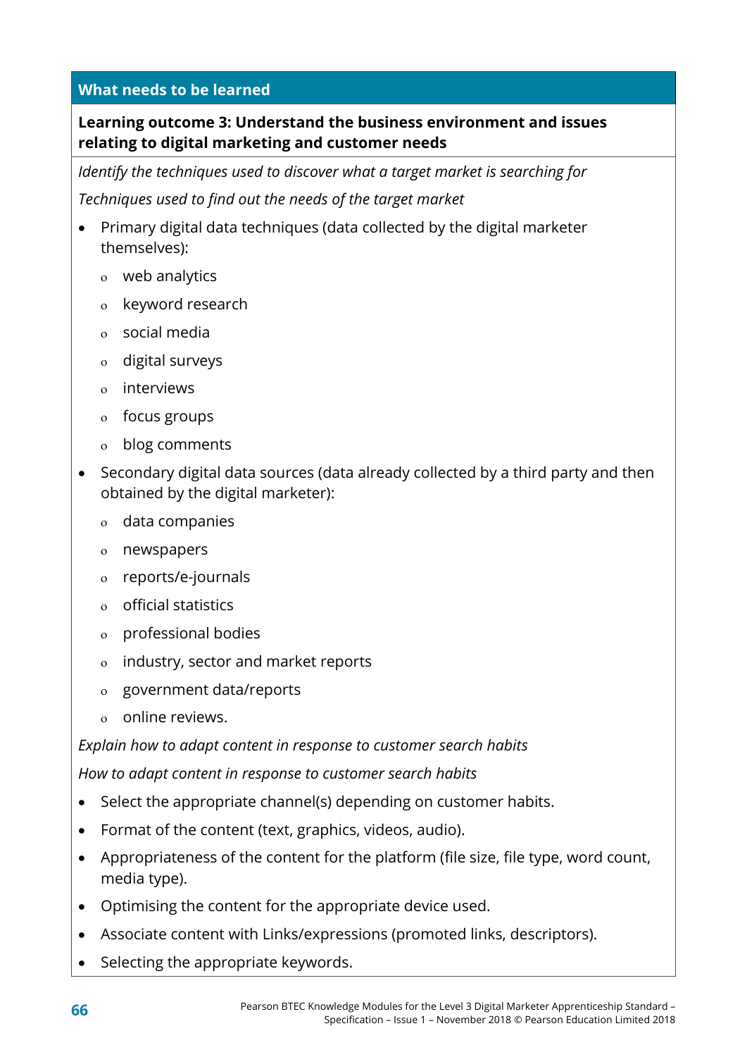**What needs to be learned**

**Learning outcome 3: Understand the business environment and issues relating to digital marketing and customer needs**

*Identify the techniques used to discover what a target market is searching for*

*Techniques used to find out the needs of the target market*

- Primary digital data techniques (data collected by the digital marketer themselves):
  - web analytics
  - keyword research
  - social media
  - digital surveys
  - interviews
  - focus groups
  - blog comments
- Secondary digital data sources (data already collected by a third party and then obtained by the digital marketer):
  - data companies
  - newspapers
  - reports/e-journals
  - official statistics
  - professional bodies
  - industry, sector and market reports
  - government data/reports
  - online reviews.

*Explain how to adapt content in response to customer search habits*

*How to adapt content in response to customer search habits*

- Select the appropriate channel(s) depending on customer habits.
- Format of the content (text, graphics, videos, audio).
- Appropriateness of the content for the platform (file size, file type, word count, media type).
- Optimising the content for the appropriate device used.
- Associate content with Links/expressions (promoted links, descriptors).
- Selecting the appropriate keywords.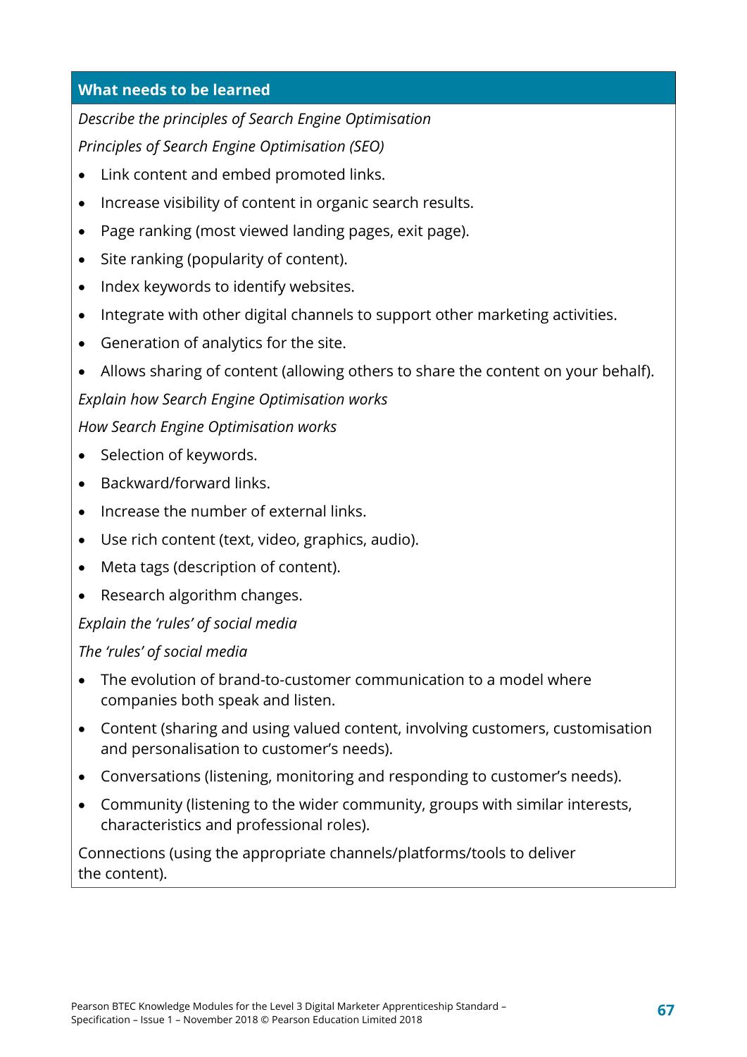**What needs to be learned**

*Describe the principles of Search Engine Optimisation*

*Principles of Search Engine Optimisation (SEO)*

- Link content and embed promoted links.
- Increase visibility of content in organic search results.
- Page ranking (most viewed landing pages, exit page).
- Site ranking (popularity of content).
- Index keywords to identify websites.
- Integrate with other digital channels to support other marketing activities.
- Generation of analytics for the site.
- Allows sharing of content (allowing others to share the content on your behalf).

*Explain how Search Engine Optimisation works*

*How Search Engine Optimisation works*

- Selection of keywords.
- Backward/forward links.
- Increase the number of external links.
- Use rich content (text, video, graphics, audio).
- Meta tags (description of content).
- Research algorithm changes.

*Explain the 'rules' of social media*

*The 'rules' of social media*

- The evolution of brand-to-customer communication to a model where companies both speak and listen.
- Content (sharing and using valued content, involving customers, customisation and personalisation to customer's needs).
- Conversations (listening, monitoring and responding to customer's needs).
- Community (listening to the wider community, groups with similar interests, characteristics and professional roles).

Connections (using the appropriate channels/platforms/tools to deliver the content).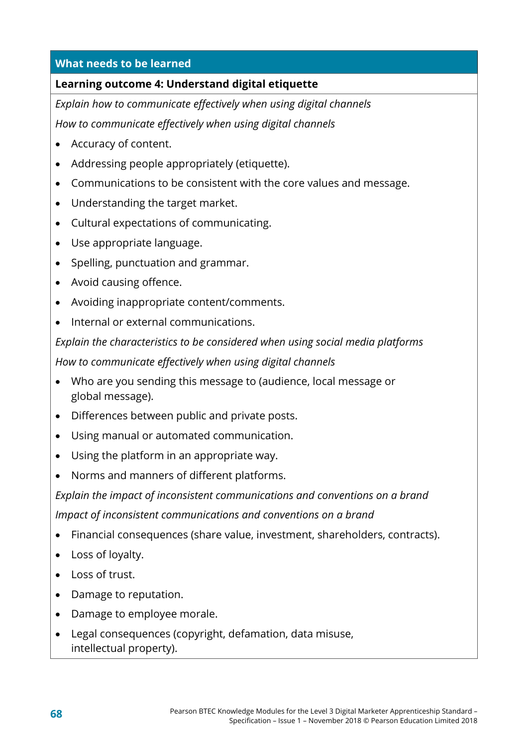| What needs to be learned |
| --- |

**Learning outcome 4: Understand digital etiquette**

*Explain how to communicate effectively when using digital channels*

*How to communicate effectively when using digital channels*

- Accuracy of content.
- Addressing people appropriately (etiquette).
- Communications to be consistent with the core values and message.
- Understanding the target market.
- Cultural expectations of communicating.
- Use appropriate language.
- Spelling, punctuation and grammar.
- Avoid causing offence.
- Avoiding inappropriate content/comments.
- Internal or external communications.

*Explain the characteristics to be considered when using social media platforms*

*How to communicate effectively when using digital channels*

- Who are you sending this message to (audience, local message or global message).
- Differences between public and private posts.
- Using manual or automated communication.
- Using the platform in an appropriate way.
- Norms and manners of different platforms.

*Explain the impact of inconsistent communications and conventions on a brand*

*Impact of inconsistent communications and conventions on a brand*

- Financial consequences (share value, investment, shareholders, contracts).
- Loss of loyalty.
- Loss of trust.
- Damage to reputation.
- Damage to employee morale.
- Legal consequences (copyright, defamation, data misuse, intellectual property).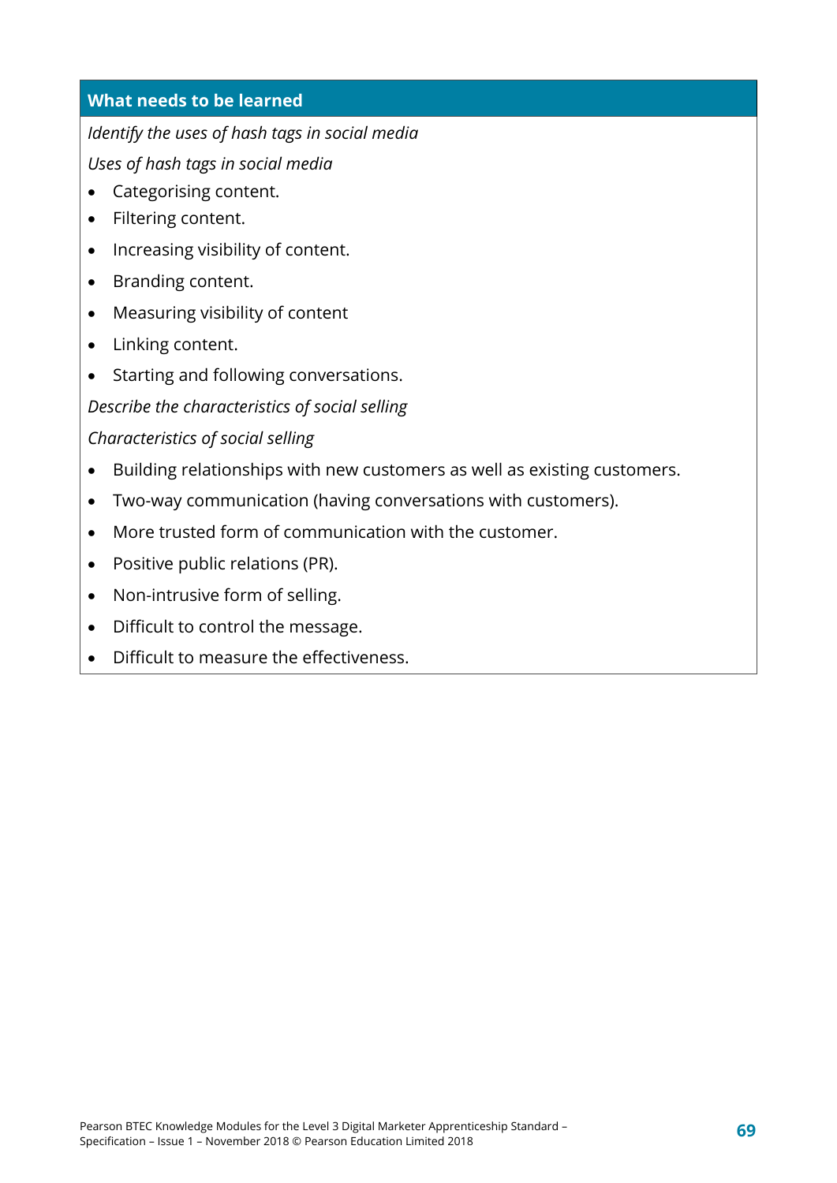**What needs to be learned**

*Identify the uses of hash tags in social media*

*Uses of hash tags in social media*

- Categorising content.
- Filtering content.
- Increasing visibility of content.
- Branding content.
- Measuring visibility of content
- Linking content.
- Starting and following conversations.

*Describe the characteristics of social selling*

*Characteristics of social selling*

- Building relationships with new customers as well as existing customers.
- Two-way communication (having conversations with customers).
- More trusted form of communication with the customer.
- Positive public relations (PR).
- Non-intrusive form of selling.
- Difficult to control the message.
- Difficult to measure the effectiveness.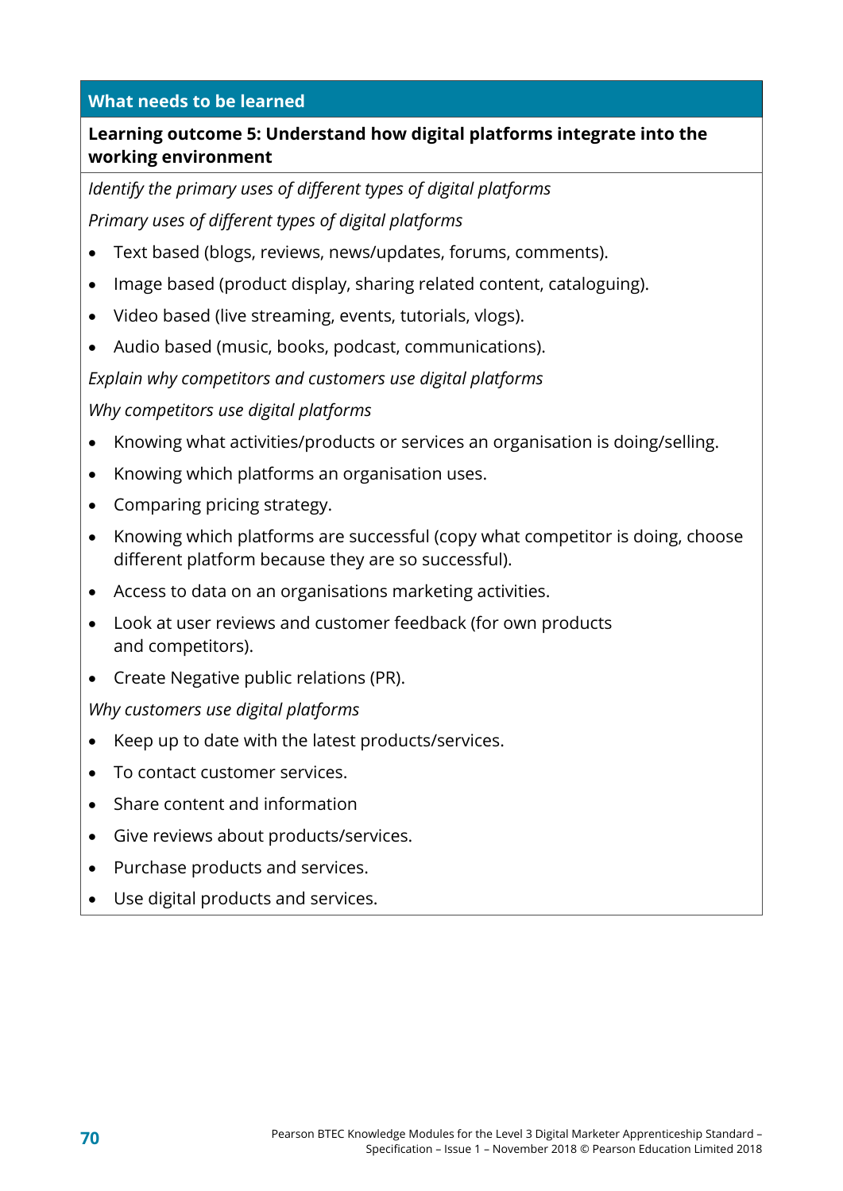**What needs to be learned**

**Learning outcome 5: Understand how digital platforms integrate into the working environment**

*Identify the primary uses of different types of digital platforms*

*Primary uses of different types of digital platforms*

- Text based (blogs, reviews, news/updates, forums, comments).
- Image based (product display, sharing related content, cataloguing).
- Video based (live streaming, events, tutorials, vlogs).
- Audio based (music, books, podcast, communications).

*Explain why competitors and customers use digital platforms*

*Why competitors use digital platforms*

- Knowing what activities/products or services an organisation is doing/selling.
- Knowing which platforms an organisation uses.
- Comparing pricing strategy.
- Knowing which platforms are successful (copy what competitor is doing, choose different platform because they are so successful).
- Access to data on an organisations marketing activities.
- Look at user reviews and customer feedback (for own products and competitors).
- Create Negative public relations (PR).

*Why customers use digital platforms*

- Keep up to date with the latest products/services.
- To contact customer services.
- Share content and information
- Give reviews about products/services.
- Purchase products and services.
- Use digital products and services.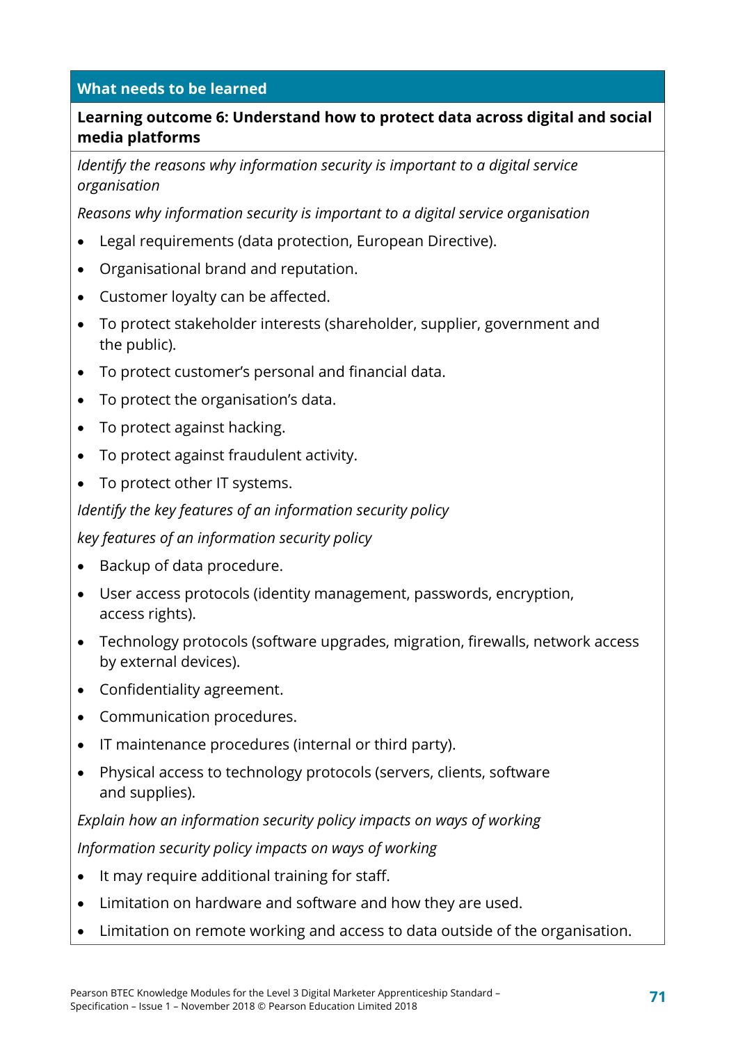## What needs to be learned

**Learning outcome 6: Understand how to protect data across digital and social media platforms**

*Identify the reasons why information security is important to a digital service organisation*

*Reasons why information security is important to a digital service organisation*

- Legal requirements (data protection, European Directive).
- Organisational brand and reputation.
- Customer loyalty can be affected.
- To protect stakeholder interests (shareholder, supplier, government and the public).
- To protect customer's personal and financial data.
- To protect the organisation's data.
- To protect against hacking.
- To protect against fraudulent activity.
- To protect other IT systems.

*Identify the key features of an information security policy*

*key features of an information security policy*

- Backup of data procedure.
- User access protocols (identity management, passwords, encryption, access rights).
- Technology protocols (software upgrades, migration, firewalls, network access by external devices).
- Confidentiality agreement.
- Communication procedures.
- IT maintenance procedures (internal or third party).
- Physical access to technology protocols (servers, clients, software and supplies).

*Explain how an information security policy impacts on ways of working*

*Information security policy impacts on ways of working*

- It may require additional training for staff.
- Limitation on hardware and software and how they are used.
- Limitation on remote working and access to data outside of the organisation.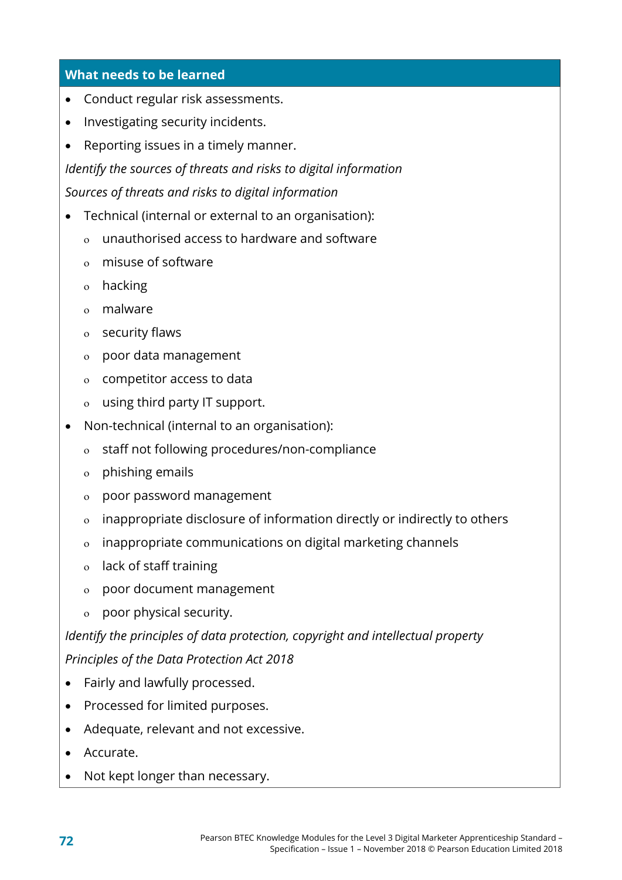## What needs to be learned

- Conduct regular risk assessments.
- Investigating security incidents.
- Reporting issues in a timely manner.

*Identify the sources of threats and risks to digital information*

*Sources of threats and risks to digital information*

- Technical (internal or external to an organisation):
  - unauthorised access to hardware and software
  - misuse of software
  - hacking
  - malware
  - security flaws
  - poor data management
  - competitor access to data
  - using third party IT support.
- Non-technical (internal to an organisation):
  - staff not following procedures/non-compliance
  - phishing emails
  - poor password management
  - inappropriate disclosure of information directly or indirectly to others
  - inappropriate communications on digital marketing channels
  - lack of staff training
  - poor document management
  - poor physical security.

*Identify the principles of data protection, copyright and intellectual property*

*Principles of the Data Protection Act 2018*

- Fairly and lawfully processed.
- Processed for limited purposes.
- Adequate, relevant and not excessive.
- Accurate.
- Not kept longer than necessary.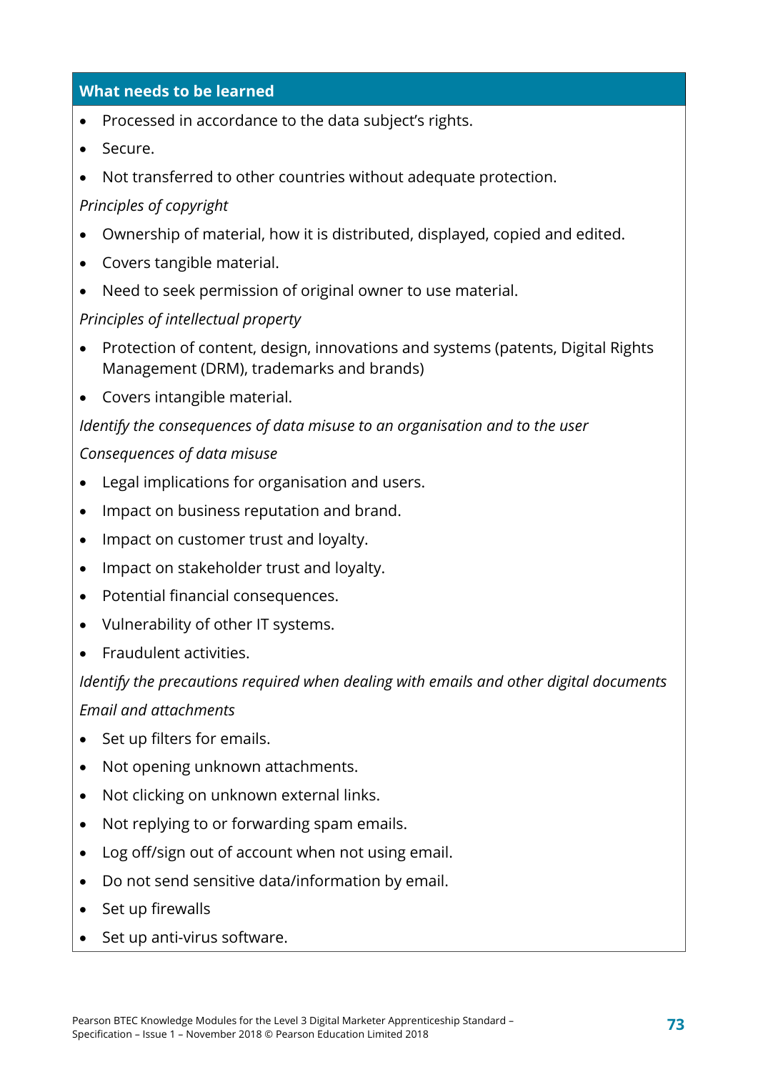**What needs to be learned**

- Processed in accordance to the data subject's rights.
- Secure.
- Not transferred to other countries without adequate protection.

*Principles of copyright*

- Ownership of material, how it is distributed, displayed, copied and edited.
- Covers tangible material.
- Need to seek permission of original owner to use material.

*Principles of intellectual property*

- Protection of content, design, innovations and systems (patents, Digital Rights Management (DRM), trademarks and brands)
- Covers intangible material.

*Identify the consequences of data misuse to an organisation and to the user*

*Consequences of data misuse*

- Legal implications for organisation and users.
- Impact on business reputation and brand.
- Impact on customer trust and loyalty.
- Impact on stakeholder trust and loyalty.
- Potential financial consequences.
- Vulnerability of other IT systems.
- Fraudulent activities.

*Identify the precautions required when dealing with emails and other digital documents*

*Email and attachments*

- Set up filters for emails.
- Not opening unknown attachments.
- Not clicking on unknown external links.
- Not replying to or forwarding spam emails.
- Log off/sign out of account when not using email.
- Do not send sensitive data/information by email.
- Set up firewalls
- Set up anti-virus software.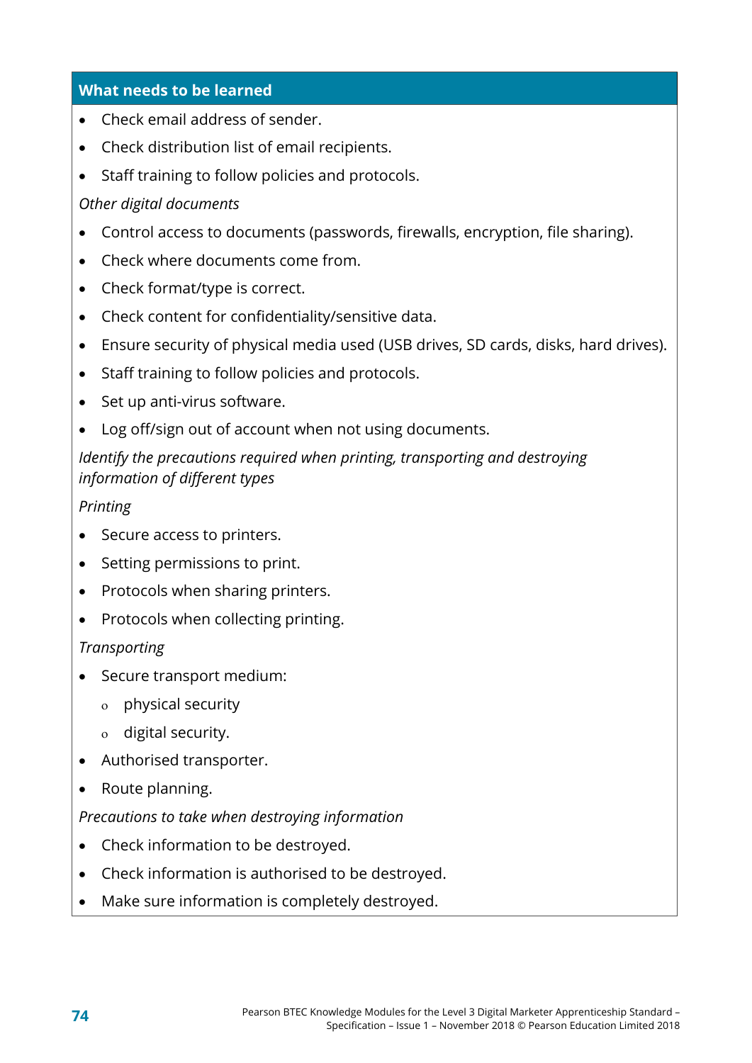| What needs to be learned |
|---|
| <ul><li>Check email address of sender.</li><li>Check distribution list of email recipients.</li><li>Staff training to follow policies and protocols.</li></ul>*Other digital documents*<ul><li>Control access to documents (passwords, firewalls, encryption, file sharing).</li><li>Check where documents come from.</li><li>Check format/type is correct.</li><li>Check content for confidentiality/sensitive data.</li><li>Ensure security of physical media used (USB drives, SD cards, disks, hard drives).</li><li>Staff training to follow policies and protocols.</li><li>Set up anti-virus software.</li><li>Log off/sign out of account when not using documents.</li></ul>*Identify the precautions required when printing, transporting and destroying information of different types*<br>*Printing*<ul><li>Secure access to printers.</li><li>Setting permissions to print.</li><li>Protocols when sharing printers.</li><li>Protocols when collecting printing.</li></ul>*Transporting*<ul><li>Secure transport medium:<ul><li>physical security</li><li>digital security.</li></ul></li><li>Authorised transporter.</li><li>Route planning.</li></ul>*Precautions to take when destroying information*<ul><li>Check information to be destroyed.</li><li>Check information is authorised to be destroyed.</li><li>Make sure information is completely destroyed.</li></ul> |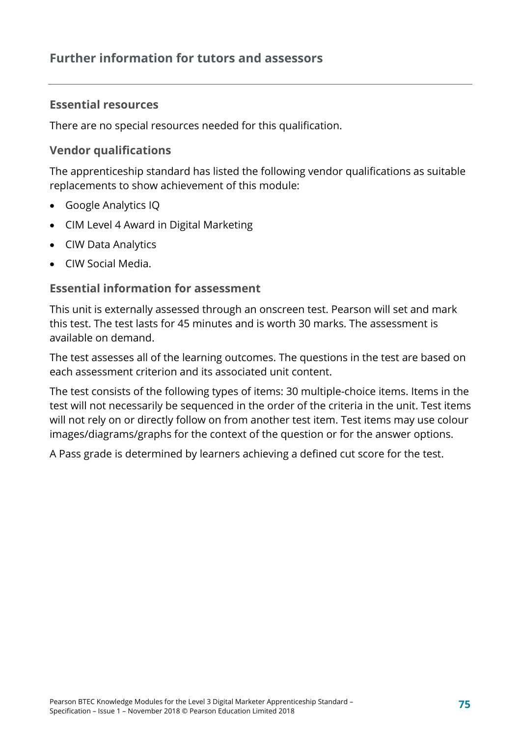## Further information for tutors and assessors

### Essential resources

There are no special resources needed for this qualification.

### Vendor qualifications

The apprenticeship standard has listed the following vendor qualifications as suitable replacements to show achievement of this module:

- Google Analytics IQ
- CIM Level 4 Award in Digital Marketing
- CIW Data Analytics
- CIW Social Media.

### Essential information for assessment

This unit is externally assessed through an onscreen test. Pearson will set and mark this test. The test lasts for 45 minutes and is worth 30 marks. The assessment is available on demand.

The test assesses all of the learning outcomes. The questions in the test are based on each assessment criterion and its associated unit content.

The test consists of the following types of items: 30 multiple-choice items. Items in the test will not necessarily be sequenced in the order of the criteria in the unit. Test items will not rely on or directly follow on from another test item. Test items may use colour images/diagrams/graphs for the context of the question or for the answer options.

A Pass grade is determined by learners achieving a defined cut score for the test.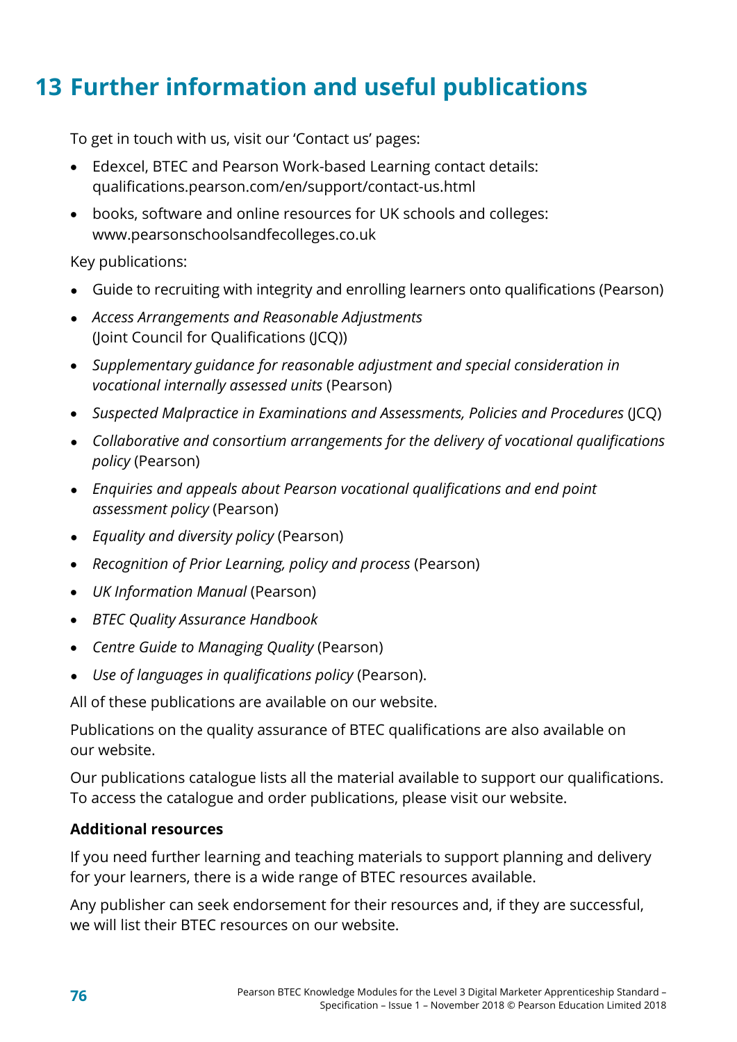# 13 Further information and useful publications

To get in touch with us, visit our 'Contact us' pages:

- Edexcel, BTEC and Pearson Work-based Learning contact details: qualifications.pearson.com/en/support/contact-us.html
- books, software and online resources for UK schools and colleges: www.pearsonschoolsandfecolleges.co.uk

Key publications:

- Guide to recruiting with integrity and enrolling learners onto qualifications (Pearson)
- *Access Arrangements and Reasonable Adjustments* (Joint Council for Qualifications (JCQ))
- *Supplementary guidance for reasonable adjustment and special consideration in vocational internally assessed units* (Pearson)
- *Suspected Malpractice in Examinations and Assessments, Policies and Procedures* (JCQ)
- *Collaborative and consortium arrangements for the delivery of vocational qualifications policy* (Pearson)
- *Enquiries and appeals about Pearson vocational qualifications and end point assessment policy* (Pearson)
- *Equality and diversity policy* (Pearson)
- *Recognition of Prior Learning, policy and process* (Pearson)
- *UK Information Manual* (Pearson)
- *BTEC Quality Assurance Handbook*
- *Centre Guide to Managing Quality* (Pearson)
- *Use of languages in qualifications policy* (Pearson).

All of these publications are available on our website.

Publications on the quality assurance of BTEC qualifications are also available on our website.

Our publications catalogue lists all the material available to support our qualifications. To access the catalogue and order publications, please visit our website.

**Additional resources**

If you need further learning and teaching materials to support planning and delivery for your learners, there is a wide range of BTEC resources available.

Any publisher can seek endorsement for their resources and, if they are successful, we will list their BTEC resources on our website.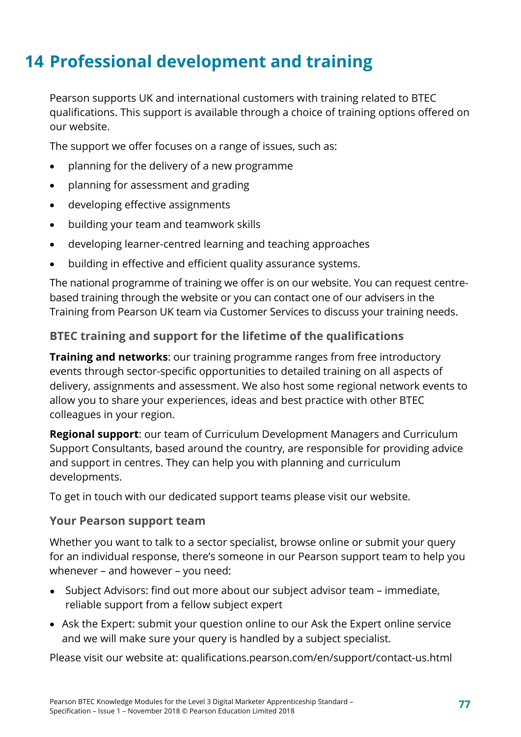# 14 Professional development and training

Pearson supports UK and international customers with training related to BTEC qualifications. This support is available through a choice of training options offered on our website.

The support we offer focuses on a range of issues, such as:

- planning for the delivery of a new programme
- planning for assessment and grading
- developing effective assignments
- building your team and teamwork skills
- developing learner-centred learning and teaching approaches
- building in effective and efficient quality assurance systems.

The national programme of training we offer is on our website. You can request centre-based training through the website or you can contact one of our advisers in the Training from Pearson UK team via Customer Services to discuss your training needs.

### BTEC training and support for the lifetime of the qualifications

**Training and networks**: our training programme ranges from free introductory events through sector-specific opportunities to detailed training on all aspects of delivery, assignments and assessment. We also host some regional network events to allow you to share your experiences, ideas and best practice with other BTEC colleagues in your region.

**Regional support**: our team of Curriculum Development Managers and Curriculum Support Consultants, based around the country, are responsible for providing advice and support in centres. They can help you with planning and curriculum developments.

To get in touch with our dedicated support teams please visit our website.

### Your Pearson support team

Whether you want to talk to a sector specialist, browse online or submit your query for an individual response, there's someone in our Pearson support team to help you whenever – and however – you need:

- Subject Advisors: find out more about our subject advisor team – immediate, reliable support from a fellow subject expert
- Ask the Expert: submit your question online to our Ask the Expert online service and we will make sure your query is handled by a subject specialist.

Please visit our website at: qualifications.pearson.com/en/support/contact-us.html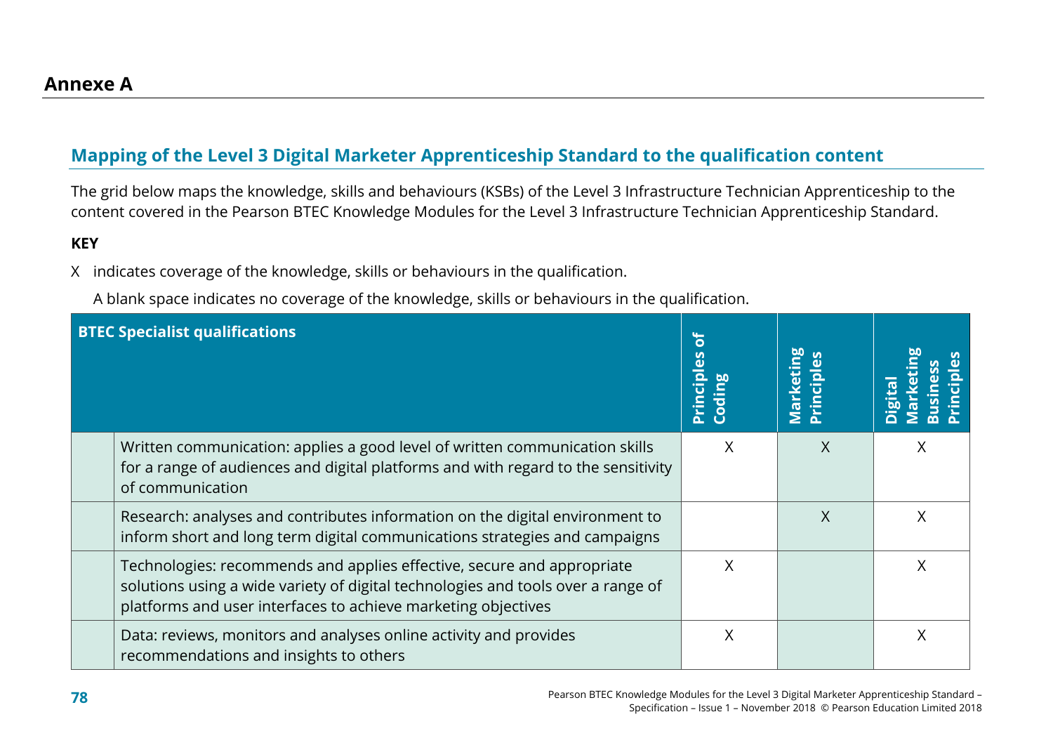## Annexe A

### Mapping of the Level 3 Digital Marketer Apprenticeship Standard to the qualification content

The grid below maps the knowledge, skills and behaviours (KSBs) of the Level 3 Infrastructure Technician Apprenticeship to the content covered in the Pearson BTEC Knowledge Modules for the Level 3 Infrastructure Technician Apprenticeship Standard.

**KEY**

X indicates coverage of the knowledge, skills or behaviours in the qualification.

A blank space indicates no coverage of the knowledge, skills or behaviours in the qualification.

| BTEC Specialist qualifications | | Principles of Coding | Marketing Principles | Digital Marketing Business Principles |
|---|---|---|---|---|
| | Written communication: applies a good level of written communication skills for a range of audiences and digital platforms and with regard to the sensitivity of communication | X | X | X |
| | Research: analyses and contributes information on the digital environment to inform short and long term digital communications strategies and campaigns | | X | X |
| | Technologies: recommends and applies effective, secure and appropriate solutions using a wide variety of digital technologies and tools over a range of platforms and user interfaces to achieve marketing objectives | X | | X |
| | Data: reviews, monitors and analyses online activity and provides recommendations and insights to others | X | | X |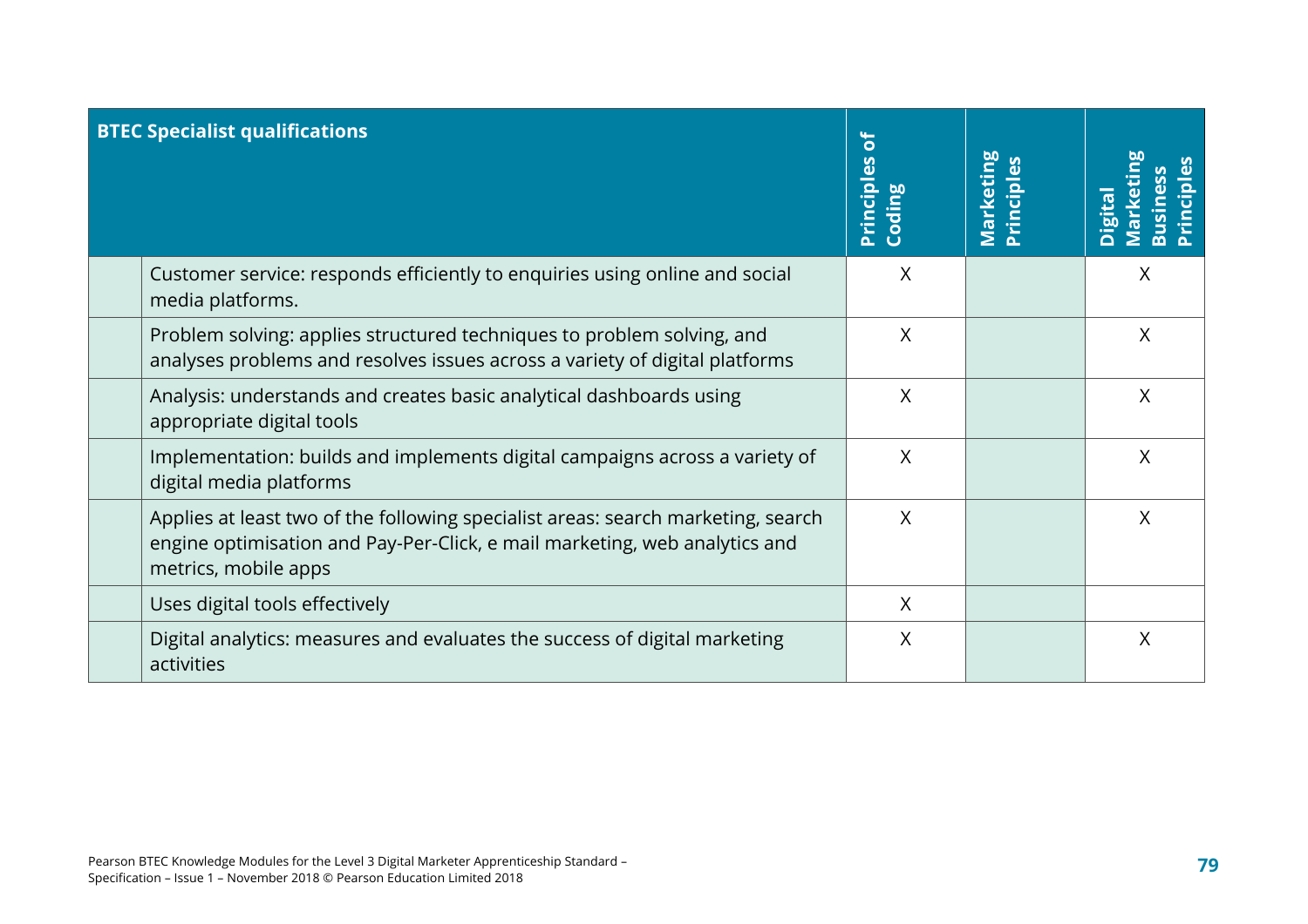| BTEC Specialist qualifications | | Principles of Coding | Marketing Principles | Digital Marketing Business Principles |
|---|---|---|---|---|
| | Customer service: responds efficiently to enquiries using online and social media platforms. | X | | X |
| | Problem solving: applies structured techniques to problem solving, and analyses problems and resolves issues across a variety of digital platforms | X | | X |
| | Analysis: understands and creates basic analytical dashboards using appropriate digital tools | X | | X |
| | Implementation: builds and implements digital campaigns across a variety of digital media platforms | X | | X |
| | Applies at least two of the following specialist areas: search marketing, search engine optimisation and Pay-Per-Click, e mail marketing, web analytics and metrics, mobile apps | X | | X |
| | Uses digital tools effectively | X | | |
| | Digital analytics: measures and evaluates the success of digital marketing activities | X | | X |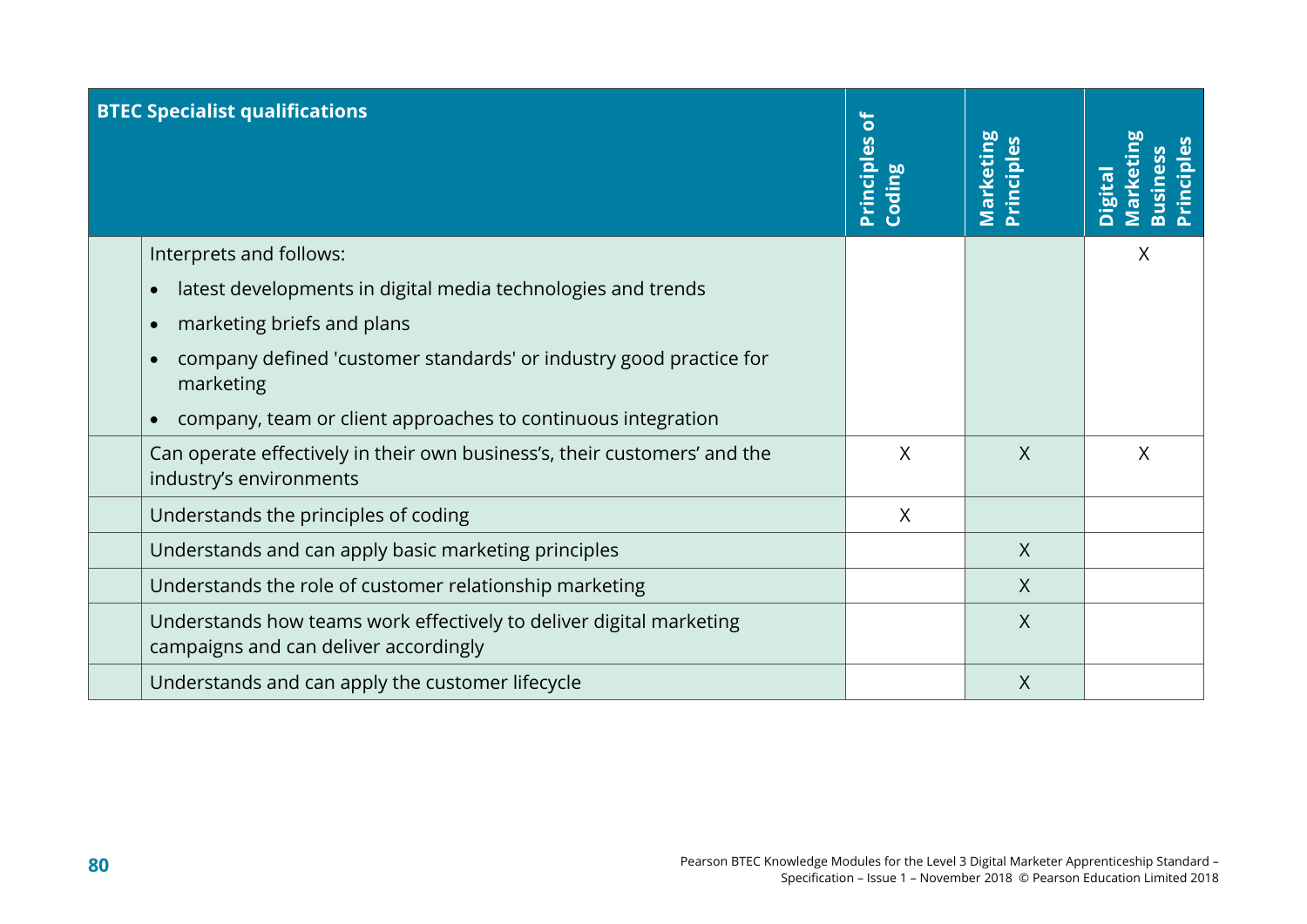| | BTEC Specialist qualifications | Principles of Coding | Marketing Principles | Digital Marketing Business Principles |
|---|---|---|---|---|
| | Interprets and follows:<br>• latest developments in digital media technologies and trends<br>• marketing briefs and plans<br>• company defined 'customer standards' or industry good practice for marketing<br>• company, team or client approaches to continuous integration | | | X |
| | Can operate effectively in their own business's, their customers' and the industry's environments | X | X | X |
| | Understands the principles of coding | X | | |
| | Understands and can apply basic marketing principles | | X | |
| | Understands the role of customer relationship marketing | | X | |
| | Understands how teams work effectively to deliver digital marketing campaigns and can deliver accordingly | | X | |
| | Understands and can apply the customer lifecycle | | X | |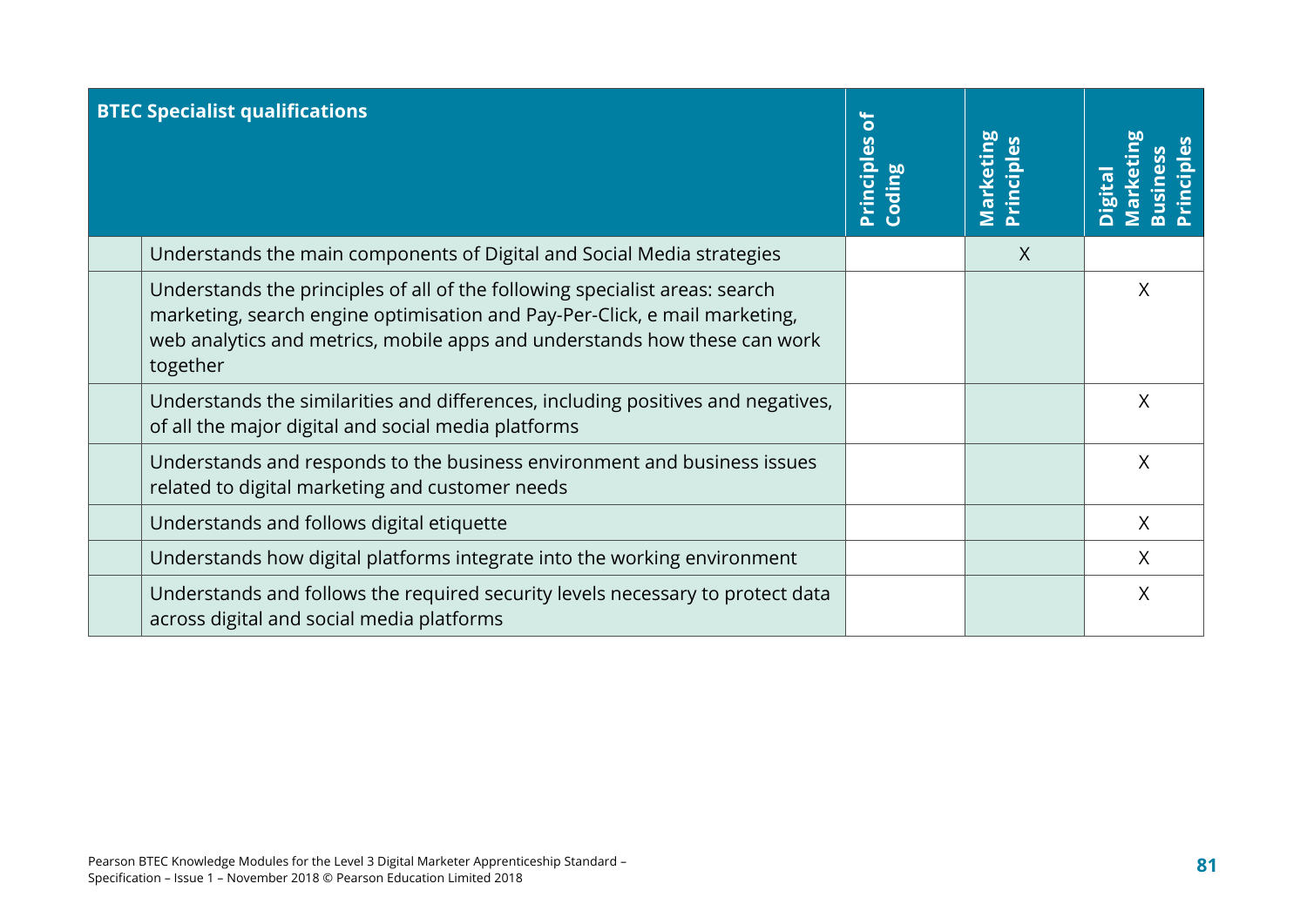| BTEC Specialist qualifications | | Principles of Coding | Marketing Principles | Digital Marketing Business Principles |
|---|---|---|---|---|
| | Understands the main components of Digital and Social Media strategies | | X | |
| | Understands the principles of all of the following specialist areas: search marketing, search engine optimisation and Pay-Per-Click, e mail marketing, web analytics and metrics, mobile apps and understands how these can work together | | | X |
| | Understands the similarities and differences, including positives and negatives, of all the major digital and social media platforms | | | X |
| | Understands and responds to the business environment and business issues related to digital marketing and customer needs | | | X |
| | Understands and follows digital etiquette | | | X |
| | Understands how digital platforms integrate into the working environment | | | X |
| | Understands and follows the required security levels necessary to protect data across digital and social media platforms | | | X |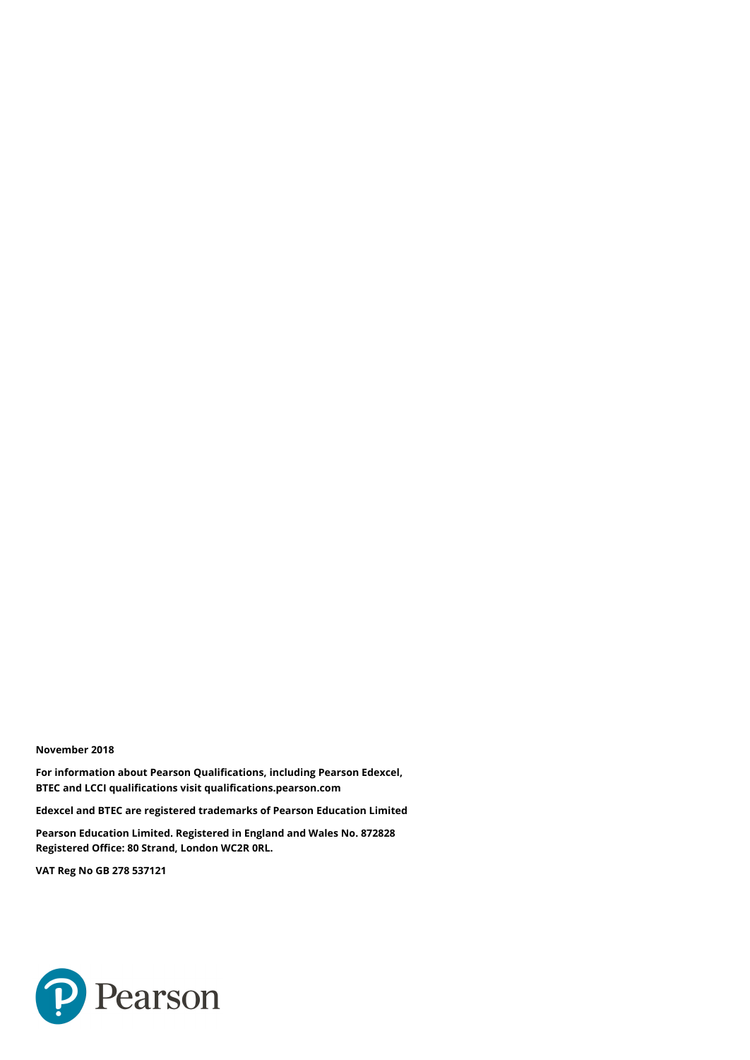**November 2018**

**For information about Pearson Qualifications, including Pearson Edexcel, BTEC and LCCI qualifications visit qualifications.pearson.com**

**Edexcel and BTEC are registered trademarks of Pearson Education Limited**

**Pearson Education Limited. Registered in England and Wales No. 872828**
**Registered Office: 80 Strand, London WC2R 0RL.**

**VAT Reg No GB 278 537121**

Pearson